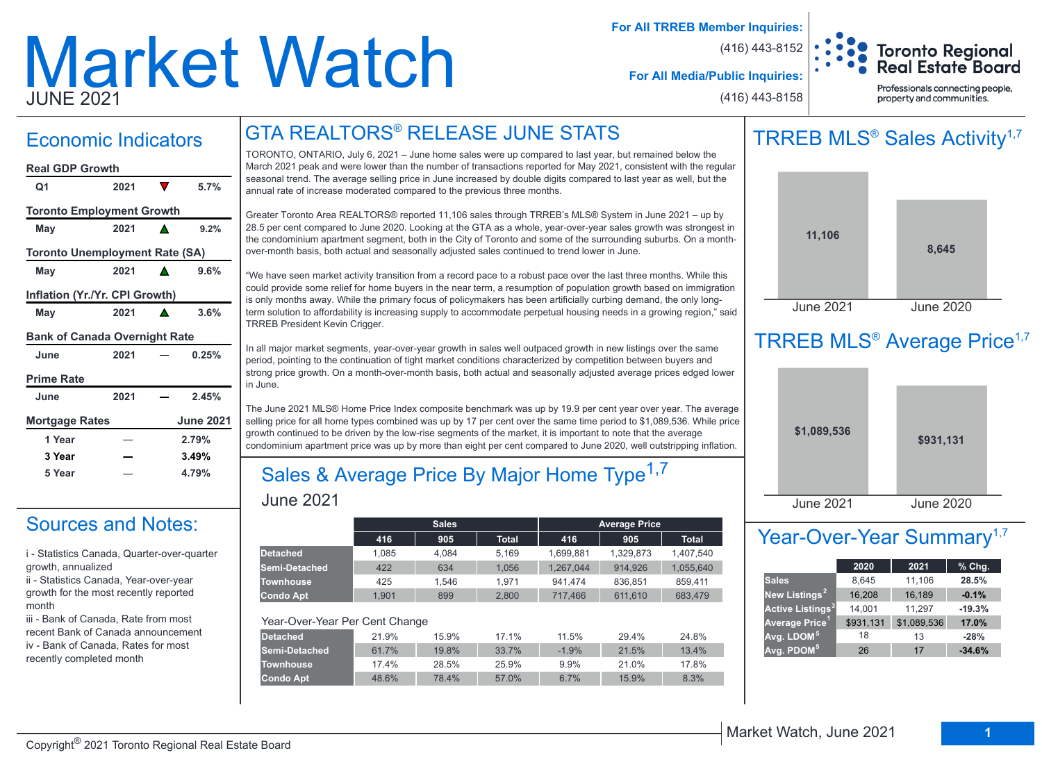# Market Watch

JUNE 2021

**For All TRREB Member Inquiries:** (416) 443-8152

**For All Media/Public Inquiries:** (416) 443-8158

Toronto Regional Real Estate Board

Professionals connecting people, property and communities.

## Economic Indicators

**Real GDP Growth**

| Q1 | 2021 | ▼ | 5.7% |
|---|---|---|---|

**Toronto Employment Growth**

| May | 2021 | ▲ | 9.2% |
|---|---|---|---|

**Toronto Unemployment Rate (SA)**

| May | 2021 | ▲ | 9.6% |
|---|---|---|---|

**Inflation (Yr./Yr. CPI Growth)**

| May | 2021 | ▲ | 3.6% |
|---|---|---|---|

**Bank of Canada Overnight Rate**

| June | 2021 | — | 0.25% |
|---|---|---|---|

**Prime Rate**

| June | 2021 | — | 2.45% |
|---|---|---|---|

**Mortgage Rates** — June 2021

| Term | | Rate |
|---|---|---|
| 1 Year | — | 2.79% |
| 3 Year | — | 3.49% |
| 5 Year | — | 4.79% |

## Sources and Notes:

i - Statistics Canada, Quarter-over-quarter growth, annualized

ii - Statistics Canada, Year-over-year growth for the most recently reported month

iii - Bank of Canada, Rate from most recent Bank of Canada announcement

iv - Bank of Canada, Rates for most recently completed month

## GTA REALTORS® RELEASE JUNE STATS

TORONTO, ONTARIO, July 6, 2021 – June home sales were up compared to last year, but remained below the March 2021 peak and were lower than the number of transactions reported for May 2021, consistent with the regular seasonal trend. The average selling price in June increased by double digits compared to last year as well, but the annual rate of increase moderated compared to the previous three months.

Greater Toronto Area REALTORS® reported 11,106 sales through TRREB's MLS® System in June 2021 – up by 28.5 per cent compared to June 2020. Looking at the GTA as a whole, year-over-year sales growth was strongest in the condominium apartment segment, both in the City of Toronto and some of the surrounding suburbs. On a month-over-month basis, both actual and seasonally adjusted sales continued to trend lower in June.

"We have seen market activity transition from a record pace to a robust pace over the last three months. While this could provide some relief for home buyers in the near term, a resumption of population growth based on immigration is only months away. While the primary focus of policymakers has been artificially curbing demand, the only long-term solution to affordability is increasing supply to accommodate perpetual housing needs in a growing region," said TRREB President Kevin Crigger.

In all major market segments, year-over-year growth in sales well outpaced growth in new listings over the same period, pointing to the continuation of tight market conditions characterized by competition between buyers and strong price growth. On a month-over-month basis, both actual and seasonally adjusted average prices edged lower in June.

The June 2021 MLS® Home Price Index composite benchmark was up by 19.9 per cent year over year. The average selling price for all home types combined was up by 17 per cent over the same time period to $1,089,536. While price growth continued to be driven by the low-rise segments of the market, it is important to note that the average condominium apartment price was up by more than eight per cent compared to June 2020, well outstripping inflation.

## Sales & Average Price By Major Home Type[1,7]

June 2021

| | Sales | | | Average Price | | |
|---|---|---|---|---|---|---|
| | 416 | 905 | Total | 416 | 905 | Total |
| Detached | 1,085 | 4,084 | 5,169 | 1,699,881 | 1,329,873 | 1,407,540 |
| Semi-Detached | 422 | 634 | 1,056 | 1,267,044 | 914,926 | 1,055,640 |
| Townhouse | 425 | 1,546 | 1,971 | 941,474 | 836,851 | 859,411 |
| Condo Apt | 1,901 | 899 | 2,800 | 717,466 | 611,610 | 683,479 |

Year-Over-Year Per Cent Change

| | Sales 416 | Sales 905 | Sales Total | Avg. Price 416 | Avg. Price 905 | Avg. Price Total |
|---|---|---|---|---|---|---|
| Detached | 21.9% | 15.9% | 17.1% | 11.5% | 29.4% | 24.8% |
| Semi-Detached | 61.7% | 19.8% | 33.7% | -1.9% | 21.5% | 13.4% |
| Townhouse | 17.4% | 28.5% | 25.9% | 9.9% | 21.0% | 17.8% |
| Condo Apt | 48.6% | 78.4% | 57.0% | 6.7% | 15.9% | 8.3% |

## TRREB MLS® Sales Activity[1,7]

| June 2021 | June 2020 |
|---|---|
| 11,106 | 8,645 |

## TRREB MLS® Average Price[1,7]

| June 2021 | June 2020 |
|---|---|
| $1,089,536 | $931,131 |

## Year-Over-Year Summary[1,7]

| | 2020 | 2021 | % Chg. |
|---|---|---|---|
| Sales | 8,645 | 11,106 | 28.5% |
| New Listings[2] | 16,208 | 16,189 | -0.1% |
| Active Listings[3] | 14,001 | 11,297 | -19.3% |
| Average Price[1] | $931,131 | $1,089,536 | 17.0% |
| Avg. LDOM[5] | 18 | 13 | -28% |
| Avg. PDOM[5] | 26 | 17 | -34.6% |

Copyright® 2021 Toronto Regional Real Estate Board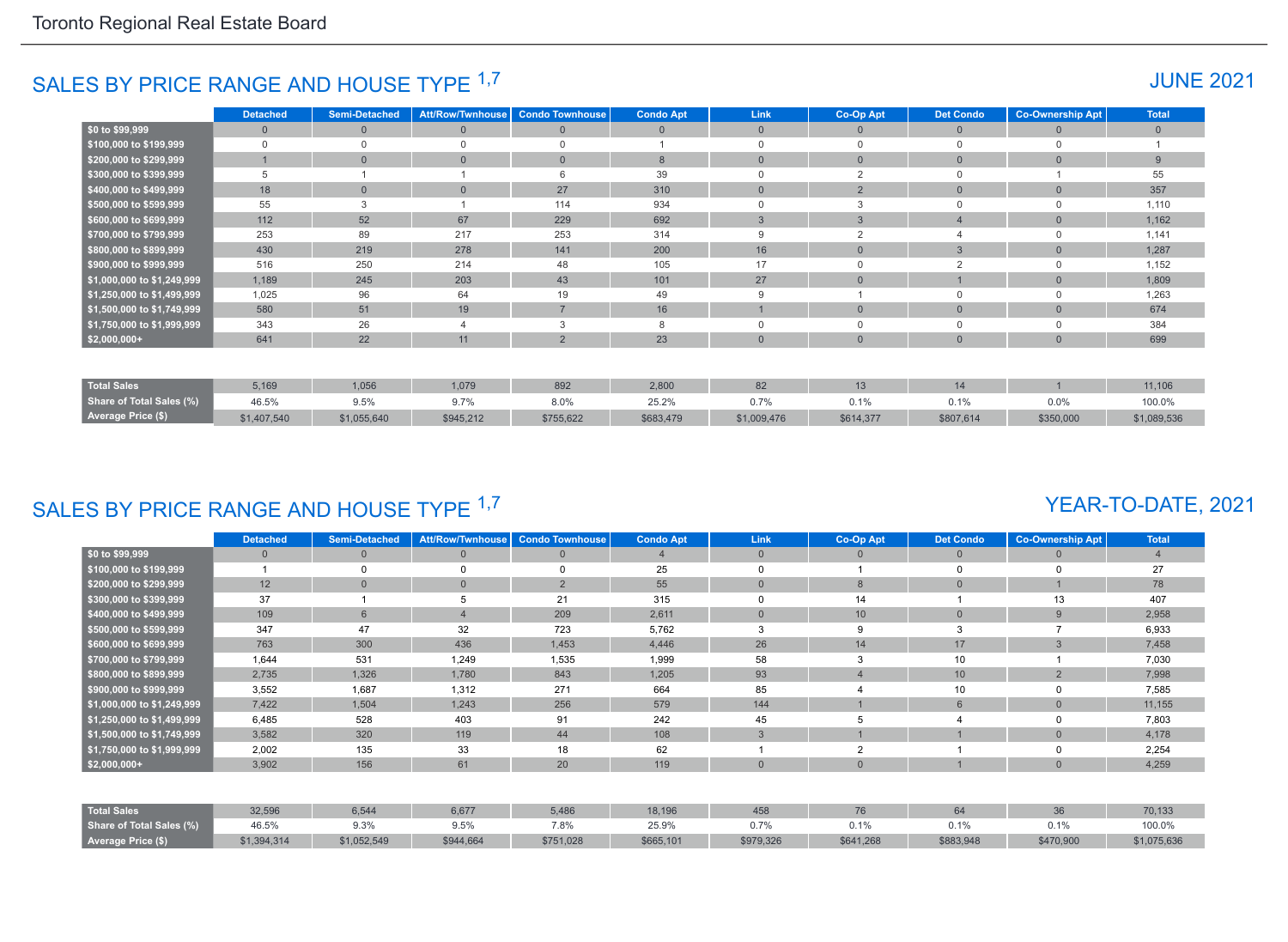## SALES BY PRICE RANGE AND HOUSE TYPE [1,7]

### JUNE 2021

| | Detached | Semi-Detached | Att/Row/Twnhouse | Condo Townhouse | Condo Apt | Link | Co-Op Apt | Det Condo | Co-Ownership Apt | Total |
|---|---|---|---|---|---|---|---|---|---|---|
| $0 to $99,999 | 0 | 0 | 0 | 0 | 0 | 0 | 0 | 0 | 0 | 0 |
| $100,000 to $199,999 | 0 | 0 | 0 | 0 | 1 | 0 | 0 | 0 | 0 | 1 |
| $200,000 to $299,999 | 1 | 0 | 0 | 0 | 8 | 0 | 0 | 0 | 0 | 9 |
| $300,000 to $399,999 | 5 | 1 | 1 | 6 | 39 | 0 | 2 | 0 | 1 | 55 |
| $400,000 to $499,999 | 18 | 0 | 0 | 27 | 310 | 0 | 2 | 0 | 0 | 357 |
| $500,000 to $599,999 | 55 | 3 | 1 | 114 | 934 | 0 | 3 | 0 | 0 | 1,110 |
| $600,000 to $699,999 | 112 | 52 | 67 | 229 | 692 | 3 | 3 | 4 | 0 | 1,162 |
| $700,000 to $799,999 | 253 | 89 | 217 | 253 | 314 | 9 | 2 | 4 | 0 | 1,141 |
| $800,000 to $899,999 | 430 | 219 | 278 | 141 | 200 | 16 | 0 | 3 | 0 | 1,287 |
| $900,000 to $999,999 | 516 | 250 | 214 | 48 | 105 | 17 | 0 | 2 | 0 | 1,152 |
| $1,000,000 to $1,249,999 | 1,189 | 245 | 203 | 43 | 101 | 27 | 0 | 1 | 0 | 1,809 |
| $1,250,000 to $1,499,999 | 1,025 | 96 | 64 | 19 | 49 | 9 | 1 | 0 | 0 | 1,263 |
| $1,500,000 to $1,749,999 | 580 | 51 | 19 | 7 | 16 | 1 | 0 | 0 | 0 | 674 |
| $1,750,000 to $1,999,999 | 343 | 26 | 4 | 3 | 8 | 0 | 0 | 0 | 0 | 384 |
| $2,000,000+ | 641 | 22 | 11 | 2 | 23 | 0 | 0 | 0 | 0 | 699 |
| Total Sales | 5,169 | 1,056 | 1,079 | 892 | 2,800 | 82 | 13 | 14 | 1 | 11,106 |
| Share of Total Sales (%) | 46.5% | 9.5% | 9.7% | 8.0% | 25.2% | 0.7% | 0.1% | 0.1% | 0.0% | 100.0% |
| Average Price ($) | $1,407,540 | $1,055,640 | $945,212 | $755,622 | $683,479 | $1,009,476 | $614,377 | $807,614 | $350,000 | $1,089,536 |

## SALES BY PRICE RANGE AND HOUSE TYPE [1,7]

### YEAR-TO-DATE, 2021

| | Detached | Semi-Detached | Att/Row/Twnhouse | Condo Townhouse | Condo Apt | Link | Co-Op Apt | Det Condo | Co-Ownership Apt | Total |
|---|---|---|---|---|---|---|---|---|---|---|
| $0 to $99,999 | 0 | 0 | 0 | 0 | 4 | 0 | 0 | 0 | 0 | 4 |
| $100,000 to $199,999 | 1 | 0 | 0 | 0 | 25 | 0 | 1 | 0 | 0 | 27 |
| $200,000 to $299,999 | 12 | 0 | 0 | 2 | 55 | 0 | 8 | 0 | 1 | 78 |
| $300,000 to $399,999 | 37 | 1 | 5 | 21 | 315 | 0 | 14 | 1 | 13 | 407 |
| $400,000 to $499,999 | 109 | 6 | 4 | 209 | 2,611 | 0 | 10 | 0 | 9 | 2,958 |
| $500,000 to $599,999 | 347 | 47 | 32 | 723 | 5,762 | 3 | 9 | 3 | 7 | 6,933 |
| $600,000 to $699,999 | 763 | 300 | 436 | 1,453 | 4,446 | 26 | 14 | 17 | 3 | 7,458 |
| $700,000 to $799,999 | 1,644 | 531 | 1,249 | 1,535 | 1,999 | 58 | 3 | 10 | 1 | 7,030 |
| $800,000 to $899,999 | 2,735 | 1,326 | 1,780 | 843 | 1,205 | 93 | 4 | 10 | 2 | 7,998 |
| $900,000 to $999,999 | 3,552 | 1,687 | 1,312 | 271 | 664 | 85 | 4 | 10 | 0 | 7,585 |
| $1,000,000 to $1,249,999 | 7,422 | 1,504 | 1,243 | 256 | 579 | 144 | 1 | 6 | 0 | 11,155 |
| $1,250,000 to $1,499,999 | 6,485 | 528 | 403 | 91 | 242 | 45 | 5 | 4 | 0 | 7,803 |
| $1,500,000 to $1,749,999 | 3,582 | 320 | 119 | 44 | 108 | 3 | 1 | 1 | 0 | 4,178 |
| $1,750,000 to $1,999,999 | 2,002 | 135 | 33 | 18 | 62 | 1 | 2 | 1 | 0 | 2,254 |
| $2,000,000+ | 3,902 | 156 | 61 | 20 | 119 | 0 | 0 | 1 | 0 | 4,259 |
| Total Sales | 32,596 | 6,544 | 6,677 | 5,486 | 18,196 | 458 | 76 | 64 | 36 | 70,133 |
| Share of Total Sales (%) | 46.5% | 9.3% | 9.5% | 7.8% | 25.9% | 0.7% | 0.1% | 0.1% | 0.1% | 100.0% |
| Average Price ($) | $1,394,314 | $1,052,549 | $944,664 | $751,028 | $665,101 | $979,326 | $641,268 | $883,948 | $470,900 | $1,075,636 |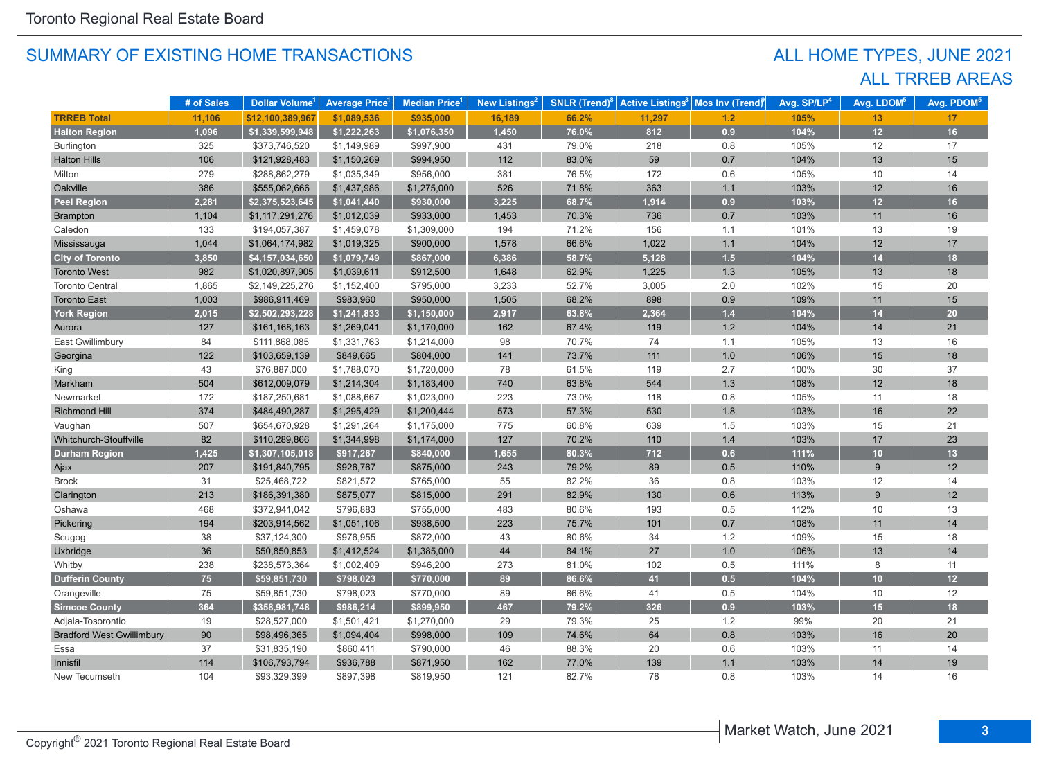## SUMMARY OF EXISTING HOME TRANSACTIONS

## ALL HOME TYPES, JUNE 2021
## ALL TRREB AREAS

| | # of Sales | Dollar Volume[1] | Average Price[1] | Median Price[1] | New Listings[2] | SNLR (Trend)[8] | Active Listings[3] | Mos Inv (Trend)[9] | Avg. SP/LP[4] | Avg. LDOM[5] | Avg. PDOM[5] |
|---|---|---|---|---|---|---|---|---|---|---|---|
| **TRREB Total** | **11,106** | **$12,100,389,967** | **$1,089,536** | **$935,000** | **16,189** | **66.2%** | **11,297** | **1.2** | **105%** | **13** | **17** |
| **Halton Region** | **1,096** | **$1,339,599,948** | **$1,222,263** | **$1,076,350** | **1,450** | **76.0%** | **812** | **0.9** | **104%** | **12** | **16** |
| Burlington | 325 | $373,746,520 | $1,149,989 | $997,900 | 431 | 79.0% | 218 | 0.8 | 105% | 12 | 17 |
| Halton Hills | 106 | $121,928,483 | $1,150,269 | $994,950 | 112 | 83.0% | 59 | 0.7 | 104% | 13 | 15 |
| Milton | 279 | $288,862,279 | $1,035,349 | $956,000 | 381 | 76.5% | 172 | 0.6 | 105% | 10 | 14 |
| Oakville | 386 | $555,062,666 | $1,437,986 | $1,275,000 | 526 | 71.8% | 363 | 1.1 | 103% | 12 | 16 |
| **Peel Region** | **2,281** | **$2,375,523,645** | **$1,041,440** | **$930,000** | **3,225** | **68.7%** | **1,914** | **0.9** | **103%** | **12** | **16** |
| Brampton | 1,104 | $1,117,291,276 | $1,012,039 | $933,000 | 1,453 | 70.3% | 736 | 0.7 | 103% | 11 | 16 |
| Caledon | 133 | $194,057,387 | $1,459,078 | $1,309,000 | 194 | 71.2% | 156 | 1.1 | 101% | 13 | 19 |
| Mississauga | 1,044 | $1,064,174,982 | $1,019,325 | $900,000 | 1,578 | 66.6% | 1,022 | 1.1 | 104% | 12 | 17 |
| **City of Toronto** | **3,850** | **$4,157,034,650** | **$1,079,749** | **$867,000** | **6,386** | **58.7%** | **5,128** | **1.5** | **104%** | **14** | **18** |
| Toronto West | 982 | $1,020,897,905 | $1,039,611 | $912,500 | 1,648 | 62.9% | 1,225 | 1.3 | 105% | 13 | 18 |
| Toronto Central | 1,865 | $2,149,225,276 | $1,152,400 | $795,000 | 3,233 | 52.7% | 3,005 | 2.0 | 102% | 15 | 20 |
| Toronto East | 1,003 | $986,911,469 | $983,960 | $950,000 | 1,505 | 68.2% | 898 | 0.9 | 109% | 11 | 15 |
| **York Region** | **2,015** | **$2,502,293,228** | **$1,241,833** | **$1,150,000** | **2,917** | **63.8%** | **2,364** | **1.4** | **104%** | **14** | **20** |
| Aurora | 127 | $161,168,163 | $1,269,041 | $1,170,000 | 162 | 67.4% | 119 | 1.2 | 104% | 14 | 21 |
| East Gwillimbury | 84 | $111,868,085 | $1,331,763 | $1,214,000 | 98 | 70.7% | 74 | 1.1 | 105% | 13 | 16 |
| Georgina | 122 | $103,659,139 | $849,665 | $804,000 | 141 | 73.7% | 111 | 1.0 | 106% | 15 | 18 |
| King | 43 | $76,887,000 | $1,788,070 | $1,720,000 | 78 | 61.5% | 119 | 2.7 | 100% | 30 | 37 |
| Markham | 504 | $612,009,079 | $1,214,304 | $1,183,400 | 740 | 63.8% | 544 | 1.3 | 108% | 12 | 18 |
| Newmarket | 172 | $187,250,681 | $1,088,667 | $1,023,000 | 223 | 73.0% | 118 | 0.8 | 105% | 11 | 18 |
| Richmond Hill | 374 | $484,490,287 | $1,295,429 | $1,200,444 | 573 | 57.3% | 530 | 1.8 | 103% | 16 | 22 |
| Vaughan | 507 | $654,670,928 | $1,291,264 | $1,175,000 | 775 | 60.8% | 639 | 1.5 | 103% | 15 | 21 |
| Whitchurch-Stouffville | 82 | $110,289,866 | $1,344,998 | $1,174,000 | 127 | 70.2% | 110 | 1.4 | 103% | 17 | 23 |
| **Durham Region** | **1,425** | **$1,307,105,018** | **$917,267** | **$840,000** | **1,655** | **80.3%** | **712** | **0.6** | **111%** | **10** | **13** |
| Ajax | 207 | $191,840,795 | $926,767 | $875,000 | 243 | 79.2% | 89 | 0.5 | 110% | 9 | 12 |
| Brock | 31 | $25,468,722 | $821,572 | $765,000 | 55 | 82.2% | 36 | 0.8 | 103% | 12 | 14 |
| Clarington | 213 | $186,391,380 | $875,077 | $815,000 | 291 | 82.9% | 130 | 0.6 | 113% | 9 | 12 |
| Oshawa | 468 | $372,941,042 | $796,883 | $755,000 | 483 | 80.6% | 193 | 0.5 | 112% | 10 | 13 |
| Pickering | 194 | $203,914,562 | $1,051,106 | $938,500 | 223 | 75.7% | 101 | 0.7 | 108% | 11 | 14 |
| Scugog | 38 | $37,124,300 | $976,955 | $872,000 | 43 | 80.6% | 34 | 1.2 | 109% | 15 | 18 |
| Uxbridge | 36 | $50,850,853 | $1,412,524 | $1,385,000 | 44 | 84.1% | 27 | 1.0 | 106% | 13 | 14 |
| Whitby | 238 | $238,573,364 | $1,002,409 | $946,200 | 273 | 81.0% | 102 | 0.5 | 111% | 8 | 11 |
| **Dufferin County** | **75** | **$59,851,730** | **$798,023** | **$770,000** | **89** | **86.6%** | **41** | **0.5** | **104%** | **10** | **12** |
| Orangeville | 75 | $59,851,730 | $798,023 | $770,000 | 89 | 86.6% | 41 | 0.5 | 104% | 10 | 12 |
| **Simcoe County** | **364** | **$358,981,748** | **$986,214** | **$899,950** | **467** | **79.2%** | **326** | **0.9** | **103%** | **15** | **18** |
| Adjala-Tosorontio | 19 | $28,527,000 | $1,501,421 | $1,270,000 | 29 | 79.3% | 25 | 1.2 | 99% | 20 | 21 |
| Bradford West Gwillimbury | 90 | $98,496,365 | $1,094,404 | $998,000 | 109 | 74.6% | 64 | 0.8 | 103% | 16 | 20 |
| Essa | 37 | $31,835,190 | $860,411 | $790,000 | 46 | 88.3% | 20 | 0.6 | 103% | 11 | 14 |
| Innisfil | 114 | $106,793,794 | $936,788 | $871,950 | 162 | 77.0% | 139 | 1.1 | 103% | 14 | 19 |
| New Tecumseth | 104 | $93,329,399 | $897,398 | $819,950 | 121 | 82.7% | 78 | 0.8 | 103% | 14 | 16 |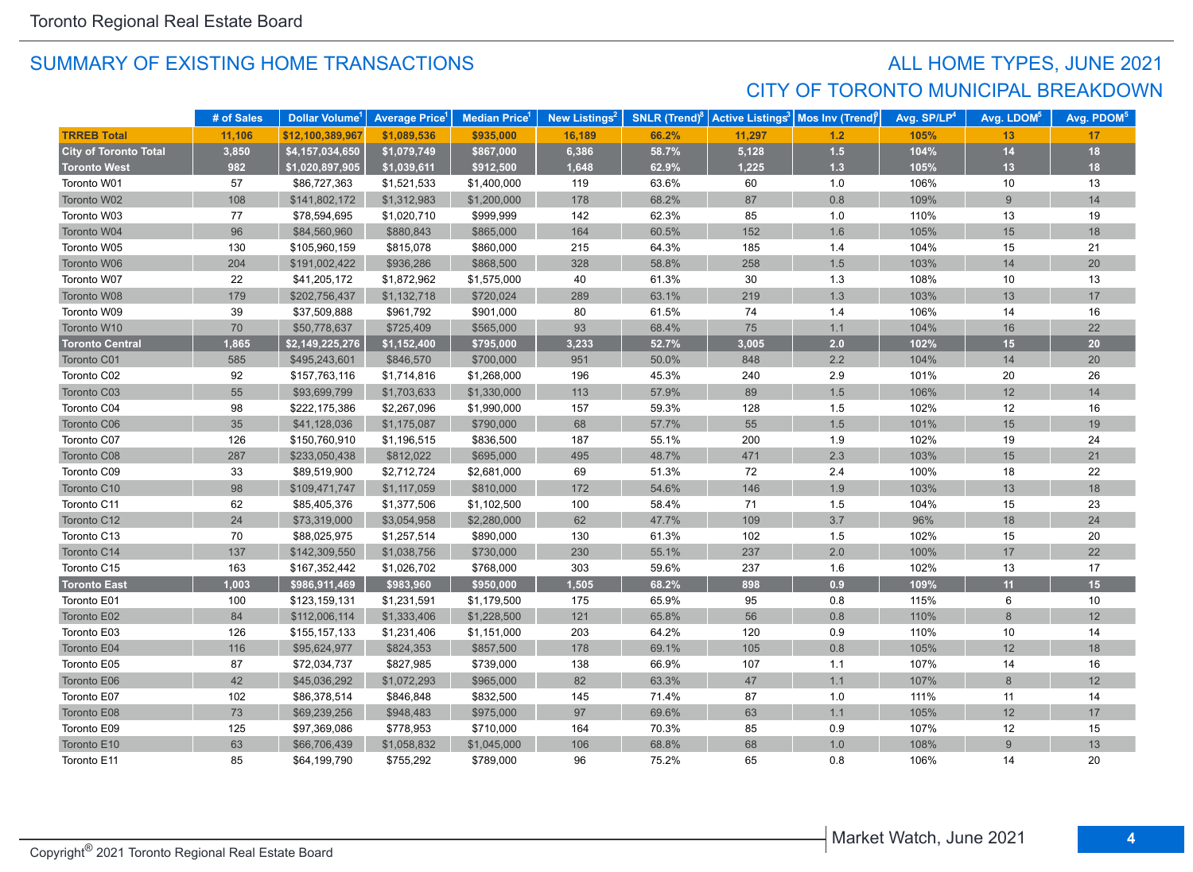## SUMMARY OF EXISTING HOME TRANSACTIONS

## ALL HOME TYPES, JUNE 2021
## CITY OF TORONTO MUNICIPAL BREAKDOWN

| | # of Sales | Dollar Volume[1] | Average Price[1] | Median Price[1] | New Listings[2] | SNLR (Trend)[8] | Active Listings[3] | Mos Inv (Trend)[9] | Avg. SP/LP[4] | Avg. LDOM[5] | Avg. PDOM[5] |
|---|---|---|---|---|---|---|---|---|---|---|---|
| **TRREB Total** | **11,106** | **$12,100,389,967** | **$1,089,536** | **$935,000** | **16,189** | **66.2%** | **11,297** | **1.2** | **105%** | **13** | **17** |
| **City of Toronto Total** | **3,850** | **$4,157,034,650** | **$1,079,749** | **$867,000** | **6,386** | **58.7%** | **5,128** | **1.5** | **104%** | **14** | **18** |
| **Toronto West** | **982** | **$1,020,897,905** | **$1,039,611** | **$912,500** | **1,648** | **62.9%** | **1,225** | **1.3** | **105%** | **13** | **18** |
| Toronto W01 | 57 | $86,727,363 | $1,521,533 | $1,400,000 | 119 | 63.6% | 60 | 1.0 | 106% | 10 | 13 |
| Toronto W02 | 108 | $141,802,172 | $1,312,983 | $1,200,000 | 178 | 68.2% | 87 | 0.8 | 109% | 9 | 14 |
| Toronto W03 | 77 | $78,594,695 | $1,020,710 | $999,999 | 142 | 62.3% | 85 | 1.0 | 110% | 13 | 19 |
| Toronto W04 | 96 | $84,560,960 | $880,843 | $865,000 | 164 | 60.5% | 152 | 1.6 | 105% | 15 | 18 |
| Toronto W05 | 130 | $105,960,159 | $815,078 | $860,000 | 215 | 64.3% | 185 | 1.4 | 104% | 15 | 21 |
| Toronto W06 | 204 | $191,002,422 | $936,286 | $868,500 | 328 | 58.8% | 258 | 1.5 | 103% | 14 | 20 |
| Toronto W07 | 22 | $41,205,172 | $1,872,962 | $1,575,000 | 40 | 61.3% | 30 | 1.3 | 108% | 10 | 13 |
| Toronto W08 | 179 | $202,756,437 | $1,132,718 | $720,024 | 289 | 63.1% | 219 | 1.3 | 103% | 13 | 17 |
| Toronto W09 | 39 | $37,509,888 | $961,792 | $901,000 | 80 | 61.5% | 74 | 1.4 | 106% | 14 | 16 |
| Toronto W10 | 70 | $50,778,637 | $725,409 | $565,000 | 93 | 68.4% | 75 | 1.1 | 104% | 16 | 22 |
| **Toronto Central** | **1,865** | **$2,149,225,276** | **$1,152,400** | **$795,000** | **3,233** | **52.7%** | **3,005** | **2.0** | **102%** | **15** | **20** |
| Toronto C01 | 585 | $495,243,601 | $846,570 | $700,000 | 951 | 50.0% | 848 | 2.2 | 104% | 14 | 20 |
| Toronto C02 | 92 | $157,763,116 | $1,714,816 | $1,268,000 | 196 | 45.3% | 240 | 2.9 | 101% | 20 | 26 |
| Toronto C03 | 55 | $93,699,799 | $1,703,633 | $1,330,000 | 113 | 57.9% | 89 | 1.5 | 106% | 12 | 14 |
| Toronto C04 | 98 | $222,175,386 | $2,267,096 | $1,990,000 | 157 | 59.3% | 128 | 1.5 | 102% | 12 | 16 |
| Toronto C06 | 35 | $41,128,036 | $1,175,087 | $790,000 | 68 | 57.7% | 55 | 1.5 | 101% | 15 | 19 |
| Toronto C07 | 126 | $150,760,910 | $1,196,515 | $836,500 | 187 | 55.1% | 200 | 1.9 | 102% | 19 | 24 |
| Toronto C08 | 287 | $233,050,438 | $812,022 | $695,000 | 495 | 48.7% | 471 | 2.3 | 103% | 15 | 21 |
| Toronto C09 | 33 | $89,519,900 | $2,712,724 | $2,681,000 | 69 | 51.3% | 72 | 2.4 | 100% | 18 | 22 |
| Toronto C10 | 98 | $109,471,747 | $1,117,059 | $810,000 | 172 | 54.6% | 146 | 1.9 | 103% | 13 | 18 |
| Toronto C11 | 62 | $85,405,376 | $1,377,506 | $1,102,500 | 100 | 58.4% | 71 | 1.5 | 104% | 15 | 23 |
| Toronto C12 | 24 | $73,319,000 | $3,054,958 | $2,280,000 | 62 | 47.7% | 109 | 3.7 | 96% | 18 | 24 |
| Toronto C13 | 70 | $88,025,975 | $1,257,514 | $890,000 | 130 | 61.3% | 102 | 1.5 | 102% | 15 | 20 |
| Toronto C14 | 137 | $142,309,550 | $1,038,756 | $730,000 | 230 | 55.1% | 237 | 2.0 | 100% | 17 | 22 |
| Toronto C15 | 163 | $167,352,442 | $1,026,702 | $768,000 | 303 | 59.6% | 237 | 1.6 | 102% | 13 | 17 |
| **Toronto East** | **1,003** | **$986,911,469** | **$983,960** | **$950,000** | **1,505** | **68.2%** | **898** | **0.9** | **109%** | **11** | **15** |
| Toronto E01 | 100 | $123,159,131 | $1,231,591 | $1,179,500 | 175 | 65.9% | 95 | 0.8 | 115% | 6 | 10 |
| Toronto E02 | 84 | $112,006,114 | $1,333,406 | $1,228,500 | 121 | 65.8% | 56 | 0.8 | 110% | 8 | 12 |
| Toronto E03 | 126 | $155,157,133 | $1,231,406 | $1,151,000 | 203 | 64.2% | 120 | 0.9 | 110% | 10 | 14 |
| Toronto E04 | 116 | $95,624,977 | $824,353 | $857,500 | 178 | 69.1% | 105 | 0.8 | 105% | 12 | 18 |
| Toronto E05 | 87 | $72,034,737 | $827,985 | $739,000 | 138 | 66.9% | 107 | 1.1 | 107% | 14 | 16 |
| Toronto E06 | 42 | $45,036,292 | $1,072,293 | $965,000 | 82 | 63.3% | 47 | 1.1 | 107% | 8 | 12 |
| Toronto E07 | 102 | $86,378,514 | $846,848 | $832,500 | 145 | 71.4% | 87 | 1.0 | 111% | 11 | 14 |
| Toronto E08 | 73 | $69,239,256 | $948,483 | $975,000 | 97 | 69.6% | 63 | 1.1 | 105% | 12 | 17 |
| Toronto E09 | 125 | $97,369,086 | $778,953 | $710,000 | 164 | 70.3% | 85 | 0.9 | 107% | 12 | 15 |
| Toronto E10 | 63 | $66,706,439 | $1,058,832 | $1,045,000 | 106 | 68.8% | 68 | 1.0 | 108% | 9 | 13 |
| Toronto E11 | 85 | $64,199,790 | $755,292 | $789,000 | 96 | 75.2% | 65 | 0.8 | 106% | 14 | 20 |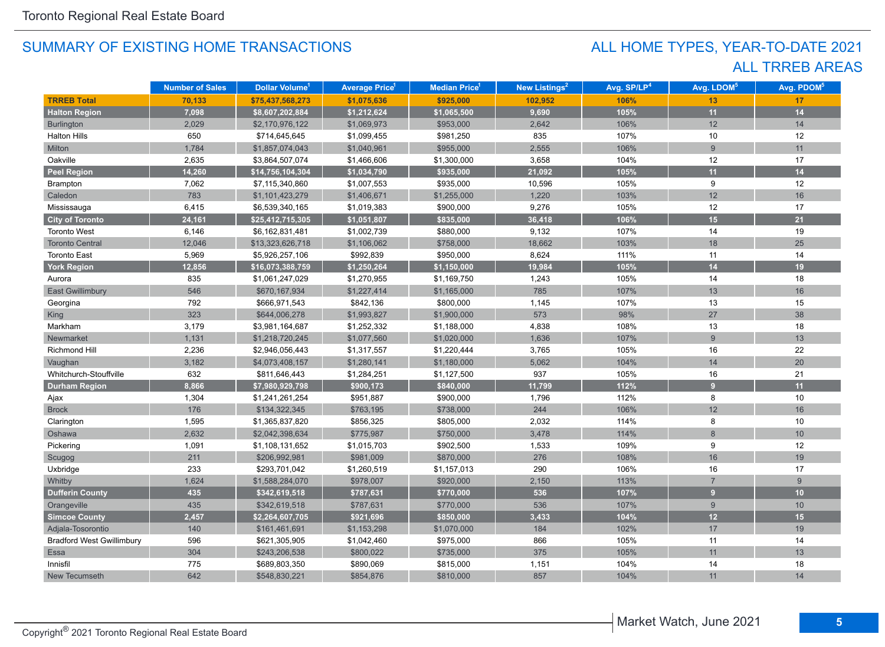# SUMMARY OF EXISTING HOME TRANSACTIONS

## ALL HOME TYPES, YEAR-TO-DATE 2021
## ALL TRREB AREAS

| | Number of Sales | Dollar Volume[1] | Average Price[1] | Median Price[1] | New Listings[2] | Avg. SP/LP[4] | Avg. LDOM[5] | Avg. PDOM[5] |
|---|---|---|---|---|---|---|---|---|
| **TRREB Total** | **70,133** | **$75,437,568,273** | **$1,075,636** | **$925,000** | **102,952** | **106%** | **13** | **17** |
| **Halton Region** | **7,098** | **$8,607,202,884** | **$1,212,624** | **$1,065,500** | **9,690** | **105%** | **11** | **14** |
| Burlington | 2,029 | $2,170,976,122 | $1,069,973 | $953,000 | 2,642 | 106% | 12 | 14 |
| Halton Hills | 650 | $714,645,645 | $1,099,455 | $981,250 | 835 | 107% | 10 | 12 |
| Milton | 1,784 | $1,857,074,043 | $1,040,961 | $955,000 | 2,555 | 106% | 9 | 11 |
| Oakville | 2,635 | $3,864,507,074 | $1,466,606 | $1,300,000 | 3,658 | 104% | 12 | 17 |
| **Peel Region** | **14,260** | **$14,756,104,304** | **$1,034,790** | **$935,000** | **21,092** | **105%** | **11** | **14** |
| Brampton | 7,062 | $7,115,340,860 | $1,007,553 | $935,000 | 10,596 | 105% | 9 | 12 |
| Caledon | 783 | $1,101,423,279 | $1,406,671 | $1,255,000 | 1,220 | 103% | 12 | 16 |
| Mississauga | 6,415 | $6,539,340,165 | $1,019,383 | $900,000 | 9,276 | 105% | 12 | 17 |
| **City of Toronto** | **24,161** | **$25,412,715,305** | **$1,051,807** | **$835,000** | **36,418** | **106%** | **15** | **21** |
| Toronto West | 6,146 | $6,162,831,481 | $1,002,739 | $880,000 | 9,132 | 107% | 14 | 19 |
| Toronto Central | 12,046 | $13,323,626,718 | $1,106,062 | $758,000 | 18,662 | 103% | 18 | 25 |
| Toronto East | 5,969 | $5,926,257,106 | $992,839 | $950,000 | 8,624 | 111% | 11 | 14 |
| **York Region** | **12,856** | **$16,073,388,759** | **$1,250,264** | **$1,150,000** | **19,984** | **105%** | **14** | **19** |
| Aurora | 835 | $1,061,247,029 | $1,270,955 | $1,169,750 | 1,243 | 105% | 14 | 18 |
| East Gwillimbury | 546 | $670,167,934 | $1,227,414 | $1,165,000 | 785 | 107% | 13 | 16 |
| Georgina | 792 | $666,971,543 | $842,136 | $800,000 | 1,145 | 107% | 13 | 15 |
| King | 323 | $644,006,278 | $1,993,827 | $1,900,000 | 573 | 98% | 27 | 38 |
| Markham | 3,179 | $3,981,164,687 | $1,252,332 | $1,188,000 | 4,838 | 108% | 13 | 18 |
| Newmarket | 1,131 | $1,218,720,245 | $1,077,560 | $1,020,000 | 1,636 | 107% | 9 | 13 |
| Richmond Hill | 2,236 | $2,946,056,443 | $1,317,557 | $1,220,444 | 3,765 | 105% | 16 | 22 |
| Vaughan | 3,182 | $4,073,408,157 | $1,280,141 | $1,180,000 | 5,062 | 104% | 14 | 20 |
| Whitchurch-Stouffville | 632 | $811,646,443 | $1,284,251 | $1,127,500 | 937 | 105% | 16 | 21 |
| **Durham Region** | **8,866** | **$7,980,929,798** | **$900,173** | **$840,000** | **11,799** | **112%** | **9** | **11** |
| Ajax | 1,304 | $1,241,261,254 | $951,887 | $900,000 | 1,796 | 112% | 8 | 10 |
| Brock | 176 | $134,322,345 | $763,195 | $738,000 | 244 | 106% | 12 | 16 |
| Clarington | 1,595 | $1,365,837,820 | $856,325 | $805,000 | 2,032 | 114% | 8 | 10 |
| Oshawa | 2,632 | $2,042,398,634 | $775,987 | $750,000 | 3,478 | 114% | 8 | 10 |
| Pickering | 1,091 | $1,108,131,652 | $1,015,703 | $902,500 | 1,533 | 109% | 9 | 12 |
| Scugog | 211 | $206,992,981 | $981,009 | $870,000 | 276 | 108% | 16 | 19 |
| Uxbridge | 233 | $293,701,042 | $1,260,519 | $1,157,013 | 290 | 106% | 16 | 17 |
| Whitby | 1,624 | $1,588,284,070 | $978,007 | $920,000 | 2,150 | 113% | 7 | 9 |
| **Dufferin County** | **435** | **$342,619,518** | **$787,631** | **$770,000** | **536** | **107%** | **9** | **10** |
| Orangeville | 435 | $342,619,518 | $787,631 | $770,000 | 536 | 107% | 9 | 10 |
| **Simcoe County** | **2,457** | **$2,264,607,705** | **$921,696** | **$850,000** | **3,433** | **104%** | **12** | **15** |
| Adjala-Tosorontio | 140 | $161,461,691 | $1,153,298 | $1,070,000 | 184 | 102% | 17 | 19 |
| Bradford West Gwillimbury | 596 | $621,305,905 | $1,042,460 | $975,000 | 866 | 105% | 11 | 14 |
| Essa | 304 | $243,206,538 | $800,022 | $735,000 | 375 | 105% | 11 | 13 |
| Innisfil | 775 | $689,803,350 | $890,069 | $815,000 | 1,151 | 104% | 14 | 18 |
| New Tecumseth | 642 | $548,830,221 | $854,876 | $810,000 | 857 | 104% | 11 | 14 |

Copyright® 2021 Toronto Regional Real Estate Board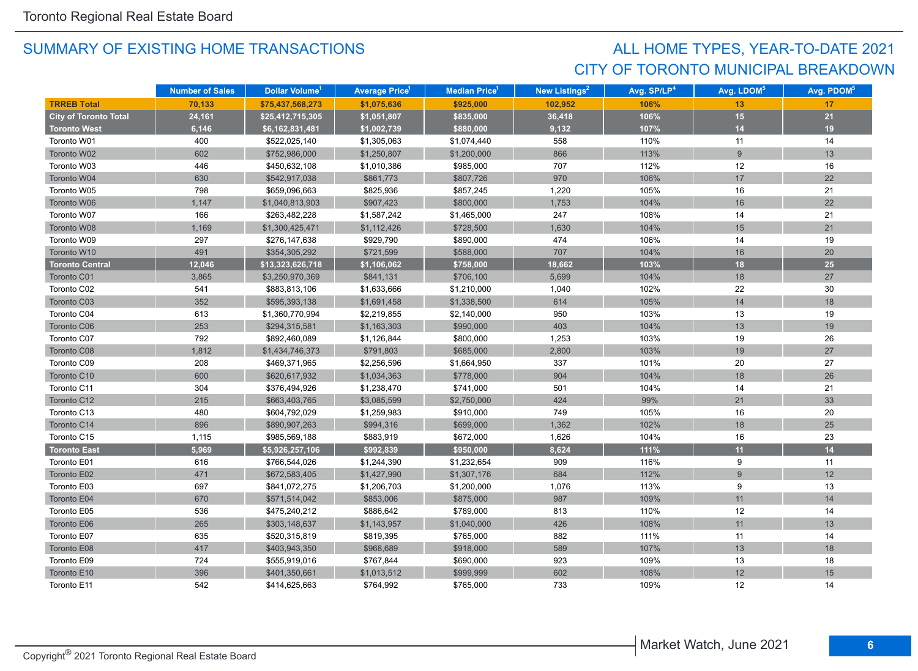## SUMMARY OF EXISTING HOME TRANSACTIONS

## ALL HOME TYPES, YEAR-TO-DATE 2021
## CITY OF TORONTO MUNICIPAL BREAKDOWN

| | Number of Sales | Dollar Volume[1] | Average Price[1] | Median Price[1] | New Listings[2] | Avg. SP/LP[4] | Avg. LDOM[5] | Avg. PDOM[5] |
|---|---|---|---|---|---|---|---|---|
| **TRREB Total** | **70,133** | **$75,437,568,273** | **$1,075,636** | **$925,000** | **102,952** | **106%** | **13** | **17** |
| **City of Toronto Total** | **24,161** | **$25,412,715,305** | **$1,051,807** | **$835,000** | **36,418** | **106%** | **15** | **21** |
| **Toronto West** | **6,146** | **$6,162,831,481** | **$1,002,739** | **$880,000** | **9,132** | **107%** | **14** | **19** |
| Toronto W01 | 400 | $522,025,140 | $1,305,063 | $1,074,440 | 558 | 110% | 11 | 14 |
| Toronto W02 | 602 | $752,986,000 | $1,250,807 | $1,200,000 | 866 | 113% | 9 | 13 |
| Toronto W03 | 446 | $450,632,108 | $1,010,386 | $985,000 | 707 | 112% | 12 | 16 |
| Toronto W04 | 630 | $542,917,038 | $861,773 | $807,726 | 970 | 106% | 17 | 22 |
| Toronto W05 | 798 | $659,096,663 | $825,936 | $857,245 | 1,220 | 105% | 16 | 21 |
| Toronto W06 | 1,147 | $1,040,813,903 | $907,423 | $800,000 | 1,753 | 104% | 16 | 22 |
| Toronto W07 | 166 | $263,482,228 | $1,587,242 | $1,465,000 | 247 | 108% | 14 | 21 |
| Toronto W08 | 1,169 | $1,300,425,471 | $1,112,426 | $728,500 | 1,630 | 104% | 15 | 21 |
| Toronto W09 | 297 | $276,147,638 | $929,790 | $890,000 | 474 | 106% | 14 | 19 |
| Toronto W10 | 491 | $354,305,292 | $721,599 | $588,000 | 707 | 104% | 16 | 20 |
| **Toronto Central** | **12,046** | **$13,323,626,718** | **$1,106,062** | **$758,000** | **18,662** | **103%** | **18** | **25** |
| Toronto C01 | 3,865 | $3,250,970,369 | $841,131 | $706,100 | 5,699 | 104% | 18 | 27 |
| Toronto C02 | 541 | $883,813,106 | $1,633,666 | $1,210,000 | 1,040 | 102% | 22 | 30 |
| Toronto C03 | 352 | $595,393,138 | $1,691,458 | $1,338,500 | 614 | 105% | 14 | 18 |
| Toronto C04 | 613 | $1,360,770,994 | $2,219,855 | $2,140,000 | 950 | 103% | 13 | 19 |
| Toronto C06 | 253 | $294,315,581 | $1,163,303 | $990,000 | 403 | 104% | 13 | 19 |
| Toronto C07 | 792 | $892,460,089 | $1,126,844 | $800,000 | 1,253 | 103% | 19 | 26 |
| Toronto C08 | 1,812 | $1,434,746,373 | $791,803 | $685,000 | 2,800 | 103% | 19 | 27 |
| Toronto C09 | 208 | $469,371,965 | $2,256,596 | $1,664,950 | 337 | 101% | 20 | 27 |
| Toronto C10 | 600 | $620,617,932 | $1,034,363 | $778,000 | 904 | 104% | 18 | 26 |
| Toronto C11 | 304 | $376,494,926 | $1,238,470 | $741,000 | 501 | 104% | 14 | 21 |
| Toronto C12 | 215 | $663,403,765 | $3,085,599 | $2,750,000 | 424 | 99% | 21 | 33 |
| Toronto C13 | 480 | $604,792,029 | $1,259,983 | $910,000 | 749 | 105% | 16 | 20 |
| Toronto C14 | 896 | $890,907,263 | $994,316 | $699,000 | 1,362 | 102% | 18 | 25 |
| Toronto C15 | 1,115 | $985,569,188 | $883,919 | $672,000 | 1,626 | 104% | 16 | 23 |
| **Toronto East** | **5,969** | **$5,926,257,106** | **$992,839** | **$950,000** | **8,624** | **111%** | **11** | **14** |
| Toronto E01 | 616 | $766,544,026 | $1,244,390 | $1,232,654 | 909 | 116% | 9 | 11 |
| Toronto E02 | 471 | $672,583,405 | $1,427,990 | $1,307,176 | 684 | 112% | 9 | 12 |
| Toronto E03 | 697 | $841,072,275 | $1,206,703 | $1,200,000 | 1,076 | 113% | 9 | 13 |
| Toronto E04 | 670 | $571,514,042 | $853,006 | $875,000 | 987 | 109% | 11 | 14 |
| Toronto E05 | 536 | $475,240,212 | $886,642 | $789,000 | 813 | 110% | 12 | 14 |
| Toronto E06 | 265 | $303,148,637 | $1,143,957 | $1,040,000 | 426 | 108% | 11 | 13 |
| Toronto E07 | 635 | $520,315,819 | $819,395 | $765,000 | 882 | 111% | 11 | 14 |
| Toronto E08 | 417 | $403,943,350 | $968,689 | $918,000 | 589 | 107% | 13 | 18 |
| Toronto E09 | 724 | $555,919,016 | $767,844 | $690,000 | 923 | 109% | 13 | 18 |
| Toronto E10 | 396 | $401,350,661 | $1,013,512 | $999,999 | 602 | 108% | 12 | 15 |
| Toronto E11 | 542 | $414,625,663 | $764,992 | $765,000 | 733 | 109% | 12 | 14 |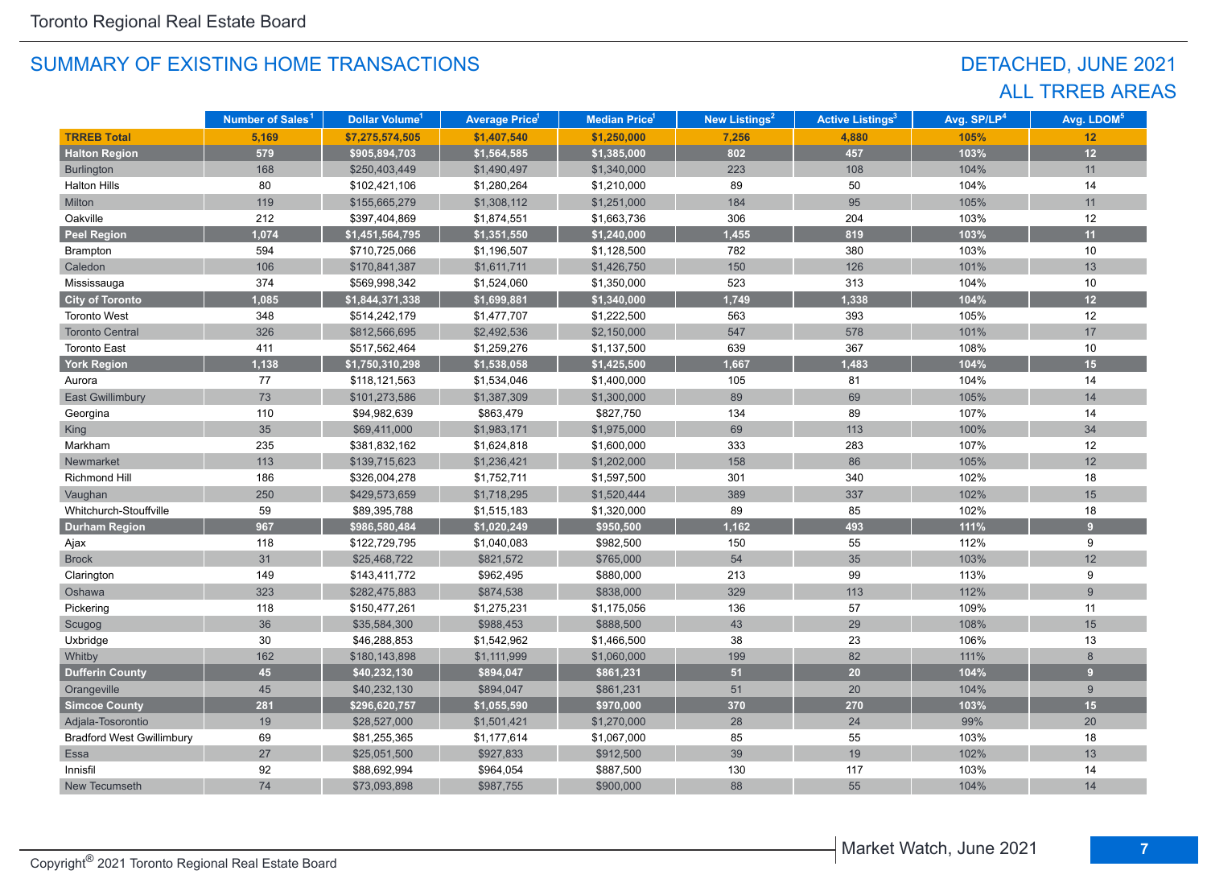## SUMMARY OF EXISTING HOME TRANSACTIONS

## DETACHED, JUNE 2021
## ALL TRREB AREAS

| | Number of Sales[1] | Dollar Volume[1] | Average Price[1] | Median Price[1] | New Listings[2] | Active Listings[3] | Avg. SP/LP[4] | Avg. LDOM[5] |
|---|---|---|---|---|---|---|---|---|
| **TRREB Total** | **5,169** | **$7,275,574,505** | **$1,407,540** | **$1,250,000** | **7,256** | **4,880** | **105%** | **12** |
| **Halton Region** | **579** | **$905,894,703** | **$1,564,585** | **$1,385,000** | **802** | **457** | **103%** | **12** |
| Burlington | 168 | $250,403,449 | $1,490,497 | $1,340,000 | 223 | 108 | 104% | 11 |
| Halton Hills | 80 | $102,421,106 | $1,280,264 | $1,210,000 | 89 | 50 | 104% | 14 |
| Milton | 119 | $155,665,279 | $1,308,112 | $1,251,000 | 184 | 95 | 105% | 11 |
| Oakville | 212 | $397,404,869 | $1,874,551 | $1,663,736 | 306 | 204 | 103% | 12 |
| **Peel Region** | **1,074** | **$1,451,564,795** | **$1,351,550** | **$1,240,000** | **1,455** | **819** | **103%** | **11** |
| Brampton | 594 | $710,725,066 | $1,196,507 | $1,128,500 | 782 | 380 | 103% | 10 |
| Caledon | 106 | $170,841,387 | $1,611,711 | $1,426,750 | 150 | 126 | 101% | 13 |
| Mississauga | 374 | $569,998,342 | $1,524,060 | $1,350,000 | 523 | 313 | 104% | 10 |
| **City of Toronto** | **1,085** | **$1,844,371,338** | **$1,699,881** | **$1,340,000** | **1,749** | **1,338** | **104%** | **12** |
| Toronto West | 348 | $514,242,179 | $1,477,707 | $1,222,500 | 563 | 393 | 105% | 12 |
| Toronto Central | 326 | $812,566,695 | $2,492,536 | $2,150,000 | 547 | 578 | 101% | 17 |
| Toronto East | 411 | $517,562,464 | $1,259,276 | $1,137,500 | 639 | 367 | 108% | 10 |
| **York Region** | **1,138** | **$1,750,310,298** | **$1,538,058** | **$1,425,500** | **1,667** | **1,483** | **104%** | **15** |
| Aurora | 77 | $118,121,563 | $1,534,046 | $1,400,000 | 105 | 81 | 104% | 14 |
| East Gwillimbury | 73 | $101,273,586 | $1,387,309 | $1,300,000 | 89 | 69 | 105% | 14 |
| Georgina | 110 | $94,982,639 | $863,479 | $827,750 | 134 | 89 | 107% | 14 |
| King | 35 | $69,411,000 | $1,983,171 | $1,975,000 | 69 | 113 | 100% | 34 |
| Markham | 235 | $381,832,162 | $1,624,818 | $1,600,000 | 333 | 283 | 107% | 12 |
| Newmarket | 113 | $139,715,623 | $1,236,421 | $1,202,000 | 158 | 86 | 105% | 12 |
| Richmond Hill | 186 | $326,004,278 | $1,752,711 | $1,597,500 | 301 | 340 | 102% | 18 |
| Vaughan | 250 | $429,573,659 | $1,718,295 | $1,520,444 | 389 | 337 | 102% | 15 |
| Whitchurch-Stouffville | 59 | $89,395,788 | $1,515,183 | $1,320,000 | 89 | 85 | 102% | 18 |
| **Durham Region** | **967** | **$986,580,484** | **$1,020,249** | **$950,500** | **1,162** | **493** | **111%** | **9** |
| Ajax | 118 | $122,729,795 | $1,040,083 | $982,500 | 150 | 55 | 112% | 9 |
| Brock | 31 | $25,468,722 | $821,572 | $765,000 | 54 | 35 | 103% | 12 |
| Clarington | 149 | $143,411,772 | $962,495 | $880,000 | 213 | 99 | 113% | 9 |
| Oshawa | 323 | $282,475,883 | $874,538 | $838,000 | 329 | 113 | 112% | 9 |
| Pickering | 118 | $150,477,261 | $1,275,231 | $1,175,056 | 136 | 57 | 109% | 11 |
| Scugog | 36 | $35,584,300 | $988,453 | $888,500 | 43 | 29 | 108% | 15 |
| Uxbridge | 30 | $46,288,853 | $1,542,962 | $1,466,500 | 38 | 23 | 106% | 13 |
| Whitby | 162 | $180,143,898 | $1,111,999 | $1,060,000 | 199 | 82 | 111% | 8 |
| **Dufferin County** | **45** | **$40,232,130** | **$894,047** | **$861,231** | **51** | **20** | **104%** | **9** |
| Orangeville | 45 | $40,232,130 | $894,047 | $861,231 | 51 | 20 | 104% | 9 |
| **Simcoe County** | **281** | **$296,620,757** | **$1,055,590** | **$970,000** | **370** | **270** | **103%** | **15** |
| Adjala-Tosorontio | 19 | $28,527,000 | $1,501,421 | $1,270,000 | 28 | 24 | 99% | 20 |
| Bradford West Gwillimbury | 69 | $81,255,365 | $1,177,614 | $1,067,000 | 85 | 55 | 103% | 18 |
| Essa | 27 | $25,051,500 | $927,833 | $912,500 | 39 | 19 | 102% | 13 |
| Innisfil | 92 | $88,692,994 | $964,054 | $887,500 | 130 | 117 | 103% | 14 |
| New Tecumseth | 74 | $73,093,898 | $987,755 | $900,000 | 88 | 55 | 104% | 14 |

Copyright® 2021 Toronto Regional Real Estate Board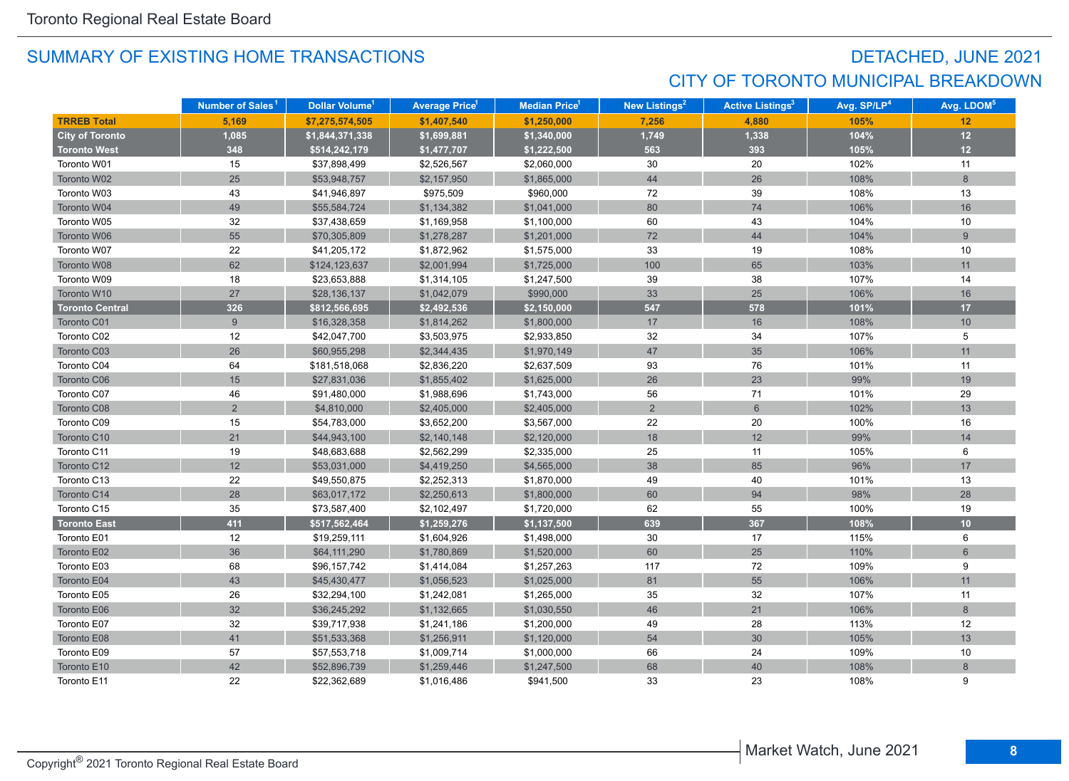## SUMMARY OF EXISTING HOME TRANSACTIONS

## DETACHED, JUNE 2021
## CITY OF TORONTO MUNICIPAL BREAKDOWN

| | Number of Sales[1] | Dollar Volume[1] | Average Price[1] | Median Price[1] | New Listings[2] | Active Listings[3] | Avg. SP/LP[4] | Avg. LDOM[5] |
|---|---|---|---|---|---|---|---|---|
| **TRREB Total** | **5,169** | **$7,275,574,505** | **$1,407,540** | **$1,250,000** | **7,256** | **4,880** | **105%** | **12** |
| **City of Toronto** | **1,085** | **$1,844,371,338** | **$1,699,881** | **$1,340,000** | **1,749** | **1,338** | **104%** | **12** |
| **Toronto West** | **348** | **$514,242,179** | **$1,477,707** | **$1,222,500** | **563** | **393** | **105%** | **12** |
| Toronto W01 | 15 | $37,898,499 | $2,526,567 | $2,060,000 | 30 | 20 | 102% | 11 |
| Toronto W02 | 25 | $53,948,757 | $2,157,950 | $1,865,000 | 44 | 26 | 108% | 8 |
| Toronto W03 | 43 | $41,946,897 | $975,509 | $960,000 | 72 | 39 | 108% | 13 |
| Toronto W04 | 49 | $55,584,724 | $1,134,382 | $1,041,000 | 80 | 74 | 106% | 16 |
| Toronto W05 | 32 | $37,438,659 | $1,169,958 | $1,100,000 | 60 | 43 | 104% | 10 |
| Toronto W06 | 55 | $70,305,809 | $1,278,287 | $1,201,000 | 72 | 44 | 104% | 9 |
| Toronto W07 | 22 | $41,205,172 | $1,872,962 | $1,575,000 | 33 | 19 | 108% | 10 |
| Toronto W08 | 62 | $124,123,637 | $2,001,994 | $1,725,000 | 100 | 65 | 103% | 11 |
| Toronto W09 | 18 | $23,653,888 | $1,314,105 | $1,247,500 | 39 | 38 | 107% | 14 |
| Toronto W10 | 27 | $28,136,137 | $1,042,079 | $990,000 | 33 | 25 | 106% | 16 |
| **Toronto Central** | **326** | **$812,566,695** | **$2,492,536** | **$2,150,000** | **547** | **578** | **101%** | **17** |
| Toronto C01 | 9 | $16,328,358 | $1,814,262 | $1,800,000 | 17 | 16 | 108% | 10 |
| Toronto C02 | 12 | $42,047,700 | $3,503,975 | $2,933,850 | 32 | 34 | 107% | 5 |
| Toronto C03 | 26 | $60,955,298 | $2,344,435 | $1,970,149 | 47 | 35 | 106% | 11 |
| Toronto C04 | 64 | $181,518,068 | $2,836,220 | $2,637,509 | 93 | 76 | 101% | 11 |
| Toronto C06 | 15 | $27,831,036 | $1,855,402 | $1,625,000 | 26 | 23 | 99% | 19 |
| Toronto C07 | 46 | $91,480,000 | $1,988,696 | $1,743,000 | 56 | 71 | 101% | 29 |
| Toronto C08 | 2 | $4,810,000 | $2,405,000 | $2,405,000 | 2 | 6 | 102% | 13 |
| Toronto C09 | 15 | $54,783,000 | $3,652,200 | $3,567,000 | 22 | 20 | 100% | 16 |
| Toronto C10 | 21 | $44,943,100 | $2,140,148 | $2,120,000 | 18 | 12 | 99% | 14 |
| Toronto C11 | 19 | $48,683,688 | $2,562,299 | $2,335,000 | 25 | 11 | 105% | 6 |
| Toronto C12 | 12 | $53,031,000 | $4,419,250 | $4,565,000 | 38 | 85 | 96% | 17 |
| Toronto C13 | 22 | $49,550,875 | $2,252,313 | $1,870,000 | 49 | 40 | 101% | 13 |
| Toronto C14 | 28 | $63,017,172 | $2,250,613 | $1,800,000 | 60 | 94 | 98% | 28 |
| Toronto C15 | 35 | $73,587,400 | $2,102,497 | $1,720,000 | 62 | 55 | 100% | 19 |
| **Toronto East** | **411** | **$517,562,464** | **$1,259,276** | **$1,137,500** | **639** | **367** | **108%** | **10** |
| Toronto E01 | 12 | $19,259,111 | $1,604,926 | $1,498,000 | 30 | 17 | 115% | 6 |
| Toronto E02 | 36 | $64,111,290 | $1,780,869 | $1,520,000 | 60 | 25 | 110% | 6 |
| Toronto E03 | 68 | $96,157,742 | $1,414,084 | $1,257,263 | 117 | 72 | 109% | 9 |
| Toronto E04 | 43 | $45,430,477 | $1,056,523 | $1,025,000 | 81 | 55 | 106% | 11 |
| Toronto E05 | 26 | $32,294,100 | $1,242,081 | $1,265,000 | 35 | 32 | 107% | 11 |
| Toronto E06 | 32 | $36,245,292 | $1,132,665 | $1,030,550 | 46 | 21 | 106% | 8 |
| Toronto E07 | 32 | $39,717,938 | $1,241,186 | $1,200,000 | 49 | 28 | 113% | 12 |
| Toronto E08 | 41 | $51,533,368 | $1,256,911 | $1,120,000 | 54 | 30 | 105% | 13 |
| Toronto E09 | 57 | $57,553,718 | $1,009,714 | $1,000,000 | 66 | 24 | 109% | 10 |
| Toronto E10 | 42 | $52,896,739 | $1,259,446 | $1,247,500 | 68 | 40 | 108% | 8 |
| Toronto E11 | 22 | $22,362,689 | $1,016,486 | $941,500 | 33 | 23 | 108% | 9 |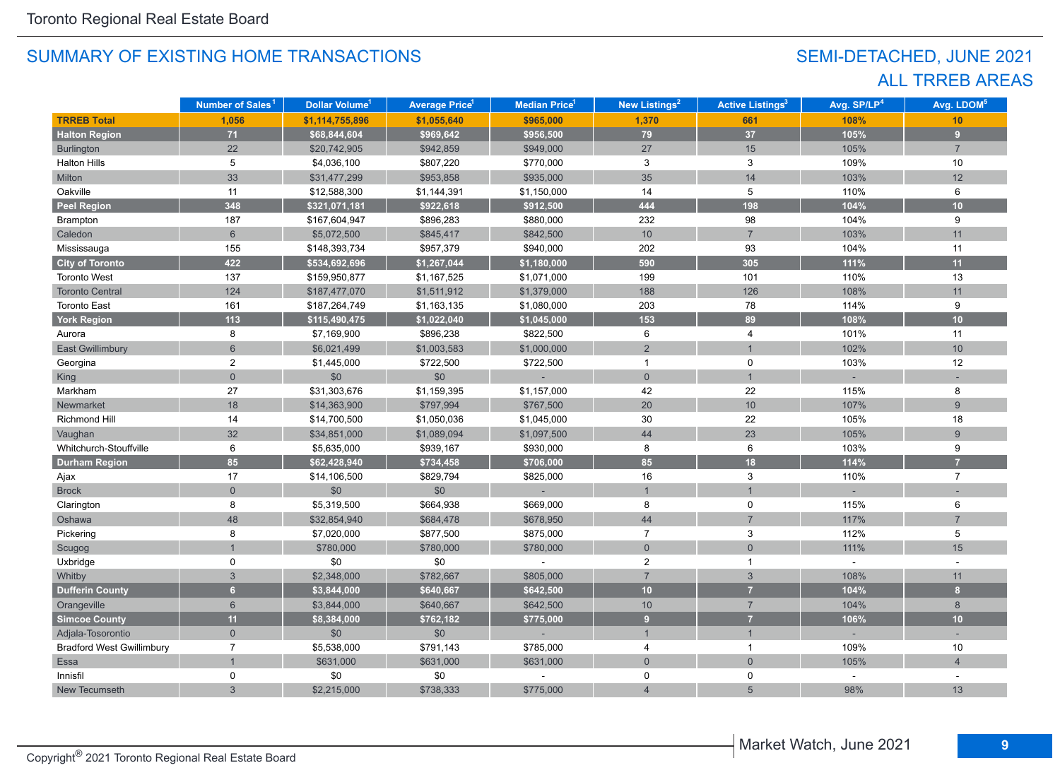# SUMMARY OF EXISTING HOME TRANSACTIONS

## SEMI-DETACHED, JUNE 2021
## ALL TRREB AREAS

| | Number of Sales[1] | Dollar Volume[1] | Average Price[1] | Median Price[1] | New Listings[2] | Active Listings[3] | Avg. SP/LP[4] | Avg. LDOM[5] |
|---|---|---|---|---|---|---|---|---|
| **TRREB Total** | **1,056** | **$1,114,755,896** | **$1,055,640** | **$965,000** | **1,370** | **661** | **108%** | **10** |
| **Halton Region** | **71** | **$68,844,604** | **$969,642** | **$956,500** | **79** | **37** | **105%** | **9** |
| Burlington | 22 | $20,742,905 | $942,859 | $949,000 | 27 | 15 | 105% | 7 |
| Halton Hills | 5 | $4,036,100 | $807,220 | $770,000 | 3 | 3 | 109% | 10 |
| Milton | 33 | $31,477,299 | $953,858 | $935,000 | 35 | 14 | 103% | 12 |
| Oakville | 11 | $12,588,300 | $1,144,391 | $1,150,000 | 14 | 5 | 110% | 6 |
| **Peel Region** | **348** | **$321,071,181** | **$922,618** | **$912,500** | **444** | **198** | **104%** | **10** |
| Brampton | 187 | $167,604,947 | $896,283 | $880,000 | 232 | 98 | 104% | 9 |
| Caledon | 6 | $5,072,500 | $845,417 | $842,500 | 10 | 7 | 103% | 11 |
| Mississauga | 155 | $148,393,734 | $957,379 | $940,000 | 202 | 93 | 104% | 11 |
| **City of Toronto** | **422** | **$534,692,696** | **$1,267,044** | **$1,180,000** | **590** | **305** | **111%** | **11** |
| Toronto West | 137 | $159,950,877 | $1,167,525 | $1,071,000 | 199 | 101 | 110% | 13 |
| Toronto Central | 124 | $187,477,070 | $1,511,912 | $1,379,000 | 188 | 126 | 108% | 11 |
| Toronto East | 161 | $187,264,749 | $1,163,135 | $1,080,000 | 203 | 78 | 114% | 9 |
| **York Region** | **113** | **$115,490,475** | **$1,022,040** | **$1,045,000** | **153** | **89** | **108%** | **10** |
| Aurora | 8 | $7,169,900 | $896,238 | $822,500 | 6 | 4 | 101% | 11 |
| East Gwillimbury | 6 | $6,021,499 | $1,003,583 | $1,000,000 | 2 | 1 | 102% | 10 |
| Georgina | 2 | $1,445,000 | $722,500 | $722,500 | 1 | 0 | 103% | 12 |
| King | 0 | $0 | $0 | - | 0 | 1 | - | - |
| Markham | 27 | $31,303,676 | $1,159,395 | $1,157,000 | 42 | 22 | 115% | 8 |
| Newmarket | 18 | $14,363,900 | $797,994 | $767,500 | 20 | 10 | 107% | 9 |
| Richmond Hill | 14 | $14,700,500 | $1,050,036 | $1,045,000 | 30 | 22 | 105% | 18 |
| Vaughan | 32 | $34,851,000 | $1,089,094 | $1,097,500 | 44 | 23 | 105% | 9 |
| Whitchurch-Stouffville | 6 | $5,635,000 | $939,167 | $930,000 | 8 | 6 | 103% | 9 |
| **Durham Region** | **85** | **$62,428,940** | **$734,458** | **$706,000** | **85** | **18** | **114%** | **7** |
| Ajax | 17 | $14,106,500 | $829,794 | $825,000 | 16 | 3 | 110% | 7 |
| Brock | 0 | $0 | $0 | - | 1 | 1 | - | - |
| Clarington | 8 | $5,319,500 | $664,938 | $669,000 | 8 | 0 | 115% | 6 |
| Oshawa | 48 | $32,854,940 | $684,478 | $678,950 | 44 | 7 | 117% | 7 |
| Pickering | 8 | $7,020,000 | $877,500 | $875,000 | 7 | 3 | 112% | 5 |
| Scugog | 1 | $780,000 | $780,000 | $780,000 | 0 | 0 | 111% | 15 |
| Uxbridge | 0 | $0 | $0 | - | 2 | 1 | - | - |
| Whitby | 3 | $2,348,000 | $782,667 | $805,000 | 7 | 3 | 108% | 11 |
| **Dufferin County** | **6** | **$3,844,000** | **$640,667** | **$642,500** | **10** | **7** | **104%** | **8** |
| Orangeville | 6 | $3,844,000 | $640,667 | $642,500 | 10 | 7 | 104% | 8 |
| **Simcoe County** | **11** | **$8,384,000** | **$762,182** | **$775,000** | **9** | **7** | **106%** | **10** |
| Adjala-Tosorontio | 0 | $0 | $0 | - | 1 | 1 | - | - |
| Bradford West Gwillimbury | 7 | $5,538,000 | $791,143 | $785,000 | 4 | 1 | 109% | 10 |
| Essa | 1 | $631,000 | $631,000 | $631,000 | 0 | 0 | 105% | 4 |
| Innisfil | 0 | $0 | $0 | - | 0 | 0 | - | - |
| New Tecumseth | 3 | $2,215,000 | $738,333 | $775,000 | 4 | 5 | 98% | 13 |

Copyright® 2021 Toronto Regional Real Estate Board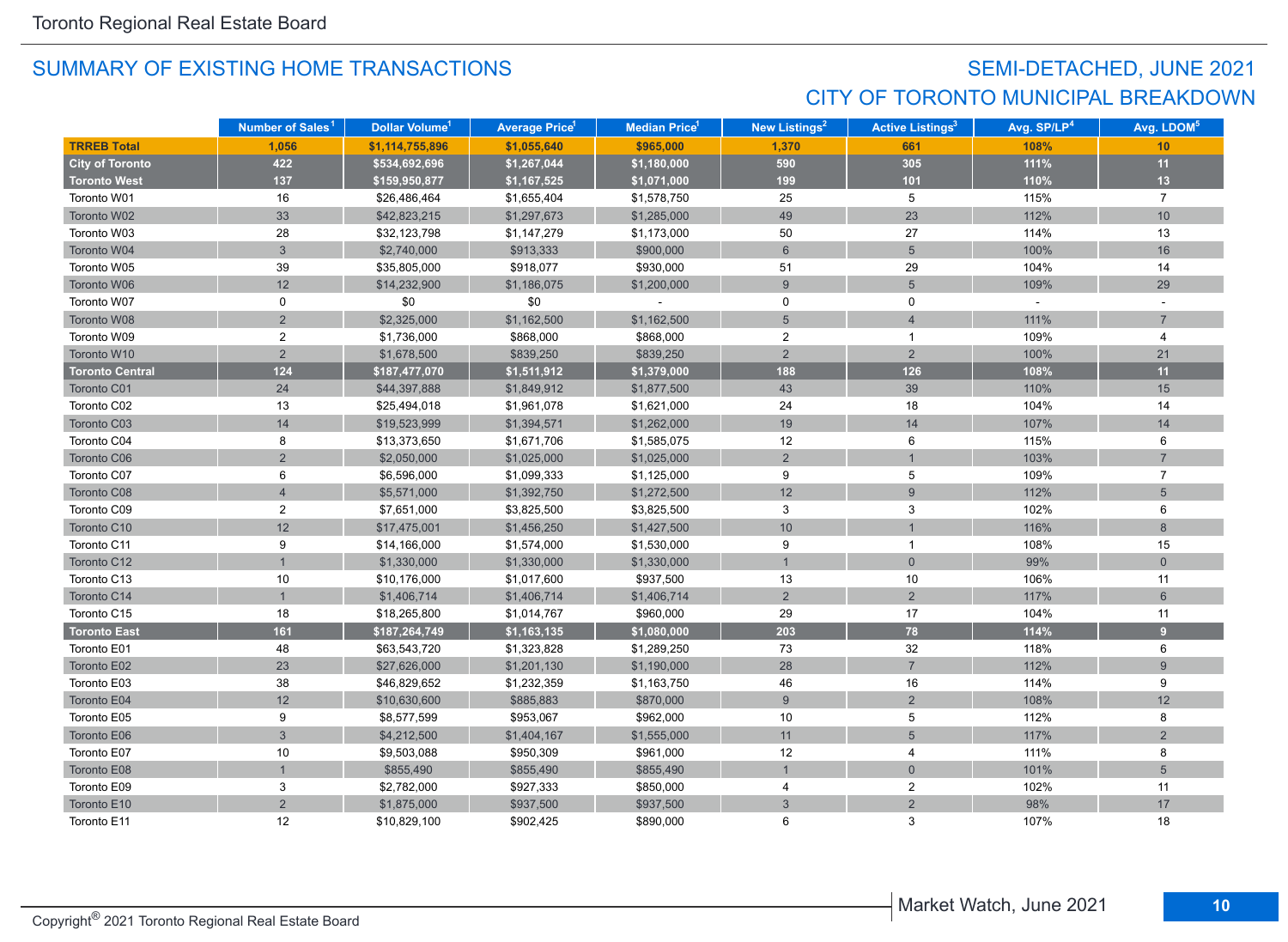Toronto Regional Real Estate Board

## SUMMARY OF EXISTING HOME TRANSACTIONS

## SEMI-DETACHED, JUNE 2021
## CITY OF TORONTO MUNICIPAL BREAKDOWN

| | Number of Sales[1] | Dollar Volume[1] | Average Price[1] | Median Price[1] | New Listings[2] | Active Listings[3] | Avg. SP/LP[4] | Avg. LDOM[5] |
|---|---|---|---|---|---|---|---|---|
| **TRREB Total** | **1,056** | **$1,114,755,896** | **$1,055,640** | **$965,000** | **1,370** | **661** | **108%** | **10** |
| **City of Toronto** | **422** | **$534,692,696** | **$1,267,044** | **$1,180,000** | **590** | **305** | **111%** | **11** |
| **Toronto West** | **137** | **$159,950,877** | **$1,167,525** | **$1,071,000** | **199** | **101** | **110%** | **13** |
| Toronto W01 | 16 | $26,486,464 | $1,655,404 | $1,578,750 | 25 | 5 | 115% | 7 |
| Toronto W02 | 33 | $42,823,215 | $1,297,673 | $1,285,000 | 49 | 23 | 112% | 10 |
| Toronto W03 | 28 | $32,123,798 | $1,147,279 | $1,173,000 | 50 | 27 | 114% | 13 |
| Toronto W04 | 3 | $2,740,000 | $913,333 | $900,000 | 6 | 5 | 100% | 16 |
| Toronto W05 | 39 | $35,805,000 | $918,077 | $930,000 | 51 | 29 | 104% | 14 |
| Toronto W06 | 12 | $14,232,900 | $1,186,075 | $1,200,000 | 9 | 5 | 109% | 29 |
| Toronto W07 | 0 | $0 | $0 | - | 0 | 0 | - | - |
| Toronto W08 | 2 | $2,325,000 | $1,162,500 | $1,162,500 | 5 | 4 | 111% | 7 |
| Toronto W09 | 2 | $1,736,000 | $868,000 | $868,000 | 2 | 1 | 109% | 4 |
| Toronto W10 | 2 | $1,678,500 | $839,250 | $839,250 | 2 | 2 | 100% | 21 |
| **Toronto Central** | **124** | **$187,477,070** | **$1,511,912** | **$1,379,000** | **188** | **126** | **108%** | **11** |
| Toronto C01 | 24 | $44,397,888 | $1,849,912 | $1,877,500 | 43 | 39 | 110% | 15 |
| Toronto C02 | 13 | $25,494,018 | $1,961,078 | $1,621,000 | 24 | 18 | 104% | 14 |
| Toronto C03 | 14 | $19,523,999 | $1,394,571 | $1,262,000 | 19 | 14 | 107% | 14 |
| Toronto C04 | 8 | $13,373,650 | $1,671,706 | $1,585,075 | 12 | 6 | 115% | 6 |
| Toronto C06 | 2 | $2,050,000 | $1,025,000 | $1,025,000 | 2 | 1 | 103% | 7 |
| Toronto C07 | 6 | $6,596,000 | $1,099,333 | $1,125,000 | 9 | 5 | 109% | 7 |
| Toronto C08 | 4 | $5,571,000 | $1,392,750 | $1,272,500 | 12 | 9 | 112% | 5 |
| Toronto C09 | 2 | $7,651,000 | $3,825,500 | $3,825,500 | 3 | 3 | 102% | 6 |
| Toronto C10 | 12 | $17,475,001 | $1,456,250 | $1,427,500 | 10 | 1 | 116% | 8 |
| Toronto C11 | 9 | $14,166,000 | $1,574,000 | $1,530,000 | 9 | 1 | 108% | 15 |
| Toronto C12 | 1 | $1,330,000 | $1,330,000 | $1,330,000 | 1 | 0 | 99% | 0 |
| Toronto C13 | 10 | $10,176,000 | $1,017,600 | $937,500 | 13 | 10 | 106% | 11 |
| Toronto C14 | 1 | $1,406,714 | $1,406,714 | $1,406,714 | 2 | 2 | 117% | 6 |
| Toronto C15 | 18 | $18,265,800 | $1,014,767 | $960,000 | 29 | 17 | 104% | 11 |
| **Toronto East** | **161** | **$187,264,749** | **$1,163,135** | **$1,080,000** | **203** | **78** | **114%** | **9** |
| Toronto E01 | 48 | $63,543,720 | $1,323,828 | $1,289,250 | 73 | 32 | 118% | 6 |
| Toronto E02 | 23 | $27,626,000 | $1,201,130 | $1,190,000 | 28 | 7 | 112% | 9 |
| Toronto E03 | 38 | $46,829,652 | $1,232,359 | $1,163,750 | 46 | 16 | 114% | 9 |
| Toronto E04 | 12 | $10,630,600 | $885,883 | $870,000 | 9 | 2 | 108% | 12 |
| Toronto E05 | 9 | $8,577,599 | $953,067 | $962,000 | 10 | 5 | 112% | 8 |
| Toronto E06 | 3 | $4,212,500 | $1,404,167 | $1,555,000 | 11 | 5 | 117% | 2 |
| Toronto E07 | 10 | $9,503,088 | $950,309 | $961,000 | 12 | 4 | 111% | 8 |
| Toronto E08 | 1 | $855,490 | $855,490 | $855,490 | 1 | 0 | 101% | 5 |
| Toronto E09 | 3 | $2,782,000 | $927,333 | $850,000 | 4 | 2 | 102% | 11 |
| Toronto E10 | 2 | $1,875,000 | $937,500 | $937,500 | 3 | 2 | 98% | 17 |
| Toronto E11 | 12 | $10,829,100 | $902,425 | $890,000 | 6 | 3 | 107% | 18 |

Copyright® 2021 Toronto Regional Real Estate Board

Market Watch, June 2021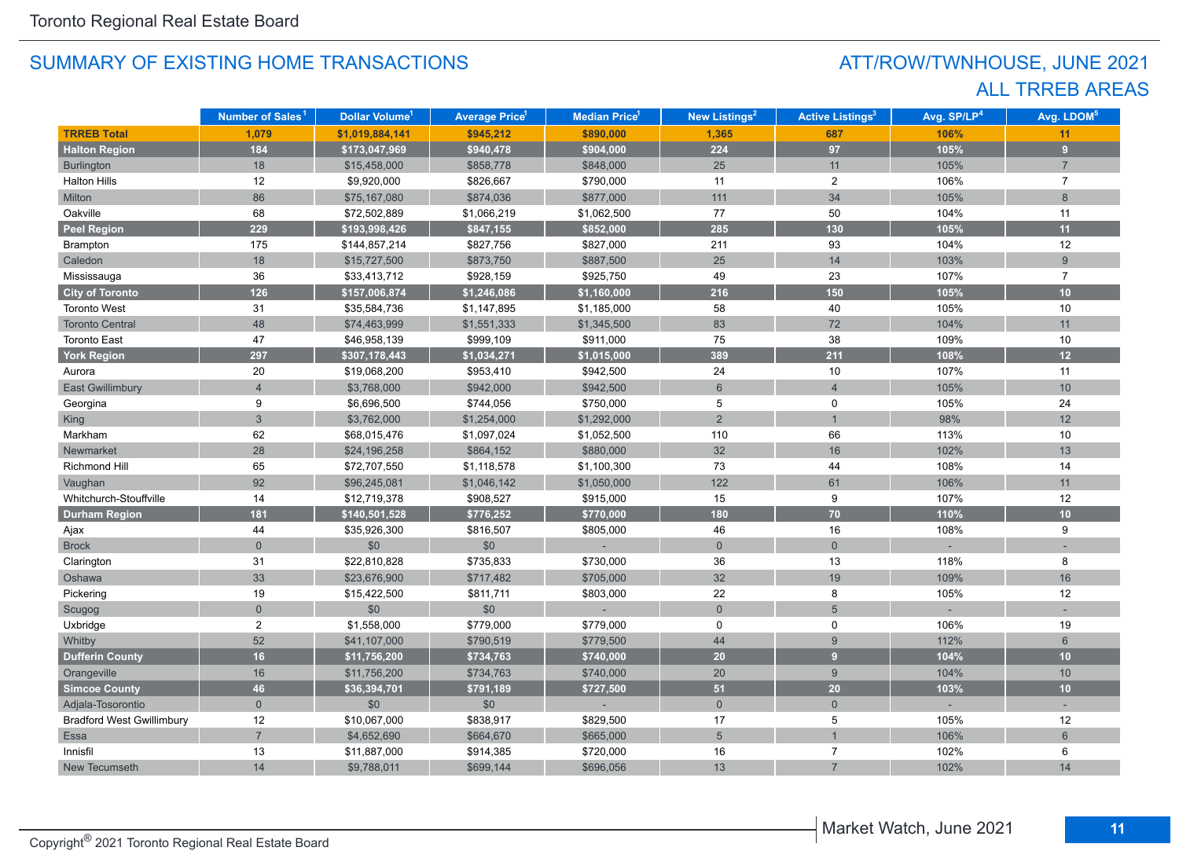## SUMMARY OF EXISTING HOME TRANSACTIONS

## ATT/ROW/TWNHOUSE, JUNE 2021
## ALL TRREB AREAS

| | Number of Sales[1] | Dollar Volume[1] | Average Price[1] | Median Price[1] | New Listings[2] | Active Listings[3] | Avg. SP/LP[4] | Avg. LDOM[5] |
|---|---|---|---|---|---|---|---|---|
| **TRREB Total** | **1,079** | **$1,019,884,141** | **$945,212** | **$890,000** | **1,365** | **687** | **106%** | **11** |
| **Halton Region** | **184** | **$173,047,969** | **$940,478** | **$904,000** | **224** | **97** | **105%** | **9** |
| Burlington | 18 | $15,458,000 | $858,778 | $848,000 | 25 | 11 | 105% | 7 |
| Halton Hills | 12 | $9,920,000 | $826,667 | $790,000 | 11 | 2 | 106% | 7 |
| Milton | 86 | $75,167,080 | $874,036 | $877,000 | 111 | 34 | 105% | 8 |
| Oakville | 68 | $72,502,889 | $1,066,219 | $1,062,500 | 77 | 50 | 104% | 11 |
| **Peel Region** | **229** | **$193,998,426** | **$847,155** | **$852,000** | **285** | **130** | **105%** | **11** |
| Brampton | 175 | $144,857,214 | $827,756 | $827,000 | 211 | 93 | 104% | 12 |
| Caledon | 18 | $15,727,500 | $873,750 | $887,500 | 25 | 14 | 103% | 9 |
| Mississauga | 36 | $33,413,712 | $928,159 | $925,750 | 49 | 23 | 107% | 7 |
| **City of Toronto** | **126** | **$157,006,874** | **$1,246,086** | **$1,160,000** | **216** | **150** | **105%** | **10** |
| Toronto West | 31 | $35,584,736 | $1,147,895 | $1,185,000 | 58 | 40 | 105% | 10 |
| Toronto Central | 48 | $74,463,999 | $1,551,333 | $1,345,500 | 83 | 72 | 104% | 11 |
| Toronto East | 47 | $46,958,139 | $999,109 | $911,000 | 75 | 38 | 109% | 10 |
| **York Region** | **297** | **$307,178,443** | **$1,034,271** | **$1,015,000** | **389** | **211** | **108%** | **12** |
| Aurora | 20 | $19,068,200 | $953,410 | $942,500 | 24 | 10 | 107% | 11 |
| East Gwillimbury | 4 | $3,768,000 | $942,000 | $942,500 | 6 | 4 | 105% | 10 |
| Georgina | 9 | $6,696,500 | $744,056 | $750,000 | 5 | 0 | 105% | 24 |
| King | 3 | $3,762,000 | $1,254,000 | $1,292,000 | 2 | 1 | 98% | 12 |
| Markham | 62 | $68,015,476 | $1,097,024 | $1,052,500 | 110 | 66 | 113% | 10 |
| Newmarket | 28 | $24,196,258 | $864,152 | $880,000 | 32 | 16 | 102% | 13 |
| Richmond Hill | 65 | $72,707,550 | $1,118,578 | $1,100,300 | 73 | 44 | 108% | 14 |
| Vaughan | 92 | $96,245,081 | $1,046,142 | $1,050,000 | 122 | 61 | 106% | 11 |
| Whitchurch-Stouffville | 14 | $12,719,378 | $908,527 | $915,000 | 15 | 9 | 107% | 12 |
| **Durham Region** | **181** | **$140,501,528** | **$776,252** | **$770,000** | **180** | **70** | **110%** | **10** |
| Ajax | 44 | $35,926,300 | $816,507 | $805,000 | 46 | 16 | 108% | 9 |
| Brock | 0 | $0 | $0 | - | 0 | 0 | - | - |
| Clarington | 31 | $22,810,828 | $735,833 | $730,000 | 36 | 13 | 118% | 8 |
| Oshawa | 33 | $23,676,900 | $717,482 | $705,000 | 32 | 19 | 109% | 16 |
| Pickering | 19 | $15,422,500 | $811,711 | $803,000 | 22 | 8 | 105% | 12 |
| Scugog | 0 | $0 | $0 | - | 0 | 5 | - | - |
| Uxbridge | 2 | $1,558,000 | $779,000 | $779,000 | 0 | 0 | 106% | 19 |
| Whitby | 52 | $41,107,000 | $790,519 | $779,500 | 44 | 9 | 112% | 6 |
| **Dufferin County** | **16** | **$11,756,200** | **$734,763** | **$740,000** | **20** | **9** | **104%** | **10** |
| Orangeville | 16 | $11,756,200 | $734,763 | $740,000 | 20 | 9 | 104% | 10 |
| **Simcoe County** | **46** | **$36,394,701** | **$791,189** | **$727,500** | **51** | **20** | **103%** | **10** |
| Adjala-Tosorontio | 0 | $0 | $0 | - | 0 | 0 | - | - |
| Bradford West Gwillimbury | 12 | $10,067,000 | $838,917 | $829,500 | 17 | 5 | 105% | 12 |
| Essa | 7 | $4,652,690 | $664,670 | $665,000 | 5 | 1 | 106% | 6 |
| Innisfil | 13 | $11,887,000 | $914,385 | $720,000 | 16 | 7 | 102% | 6 |
| New Tecumseth | 14 | $9,788,011 | $699,144 | $696,056 | 13 | 7 | 102% | 14 |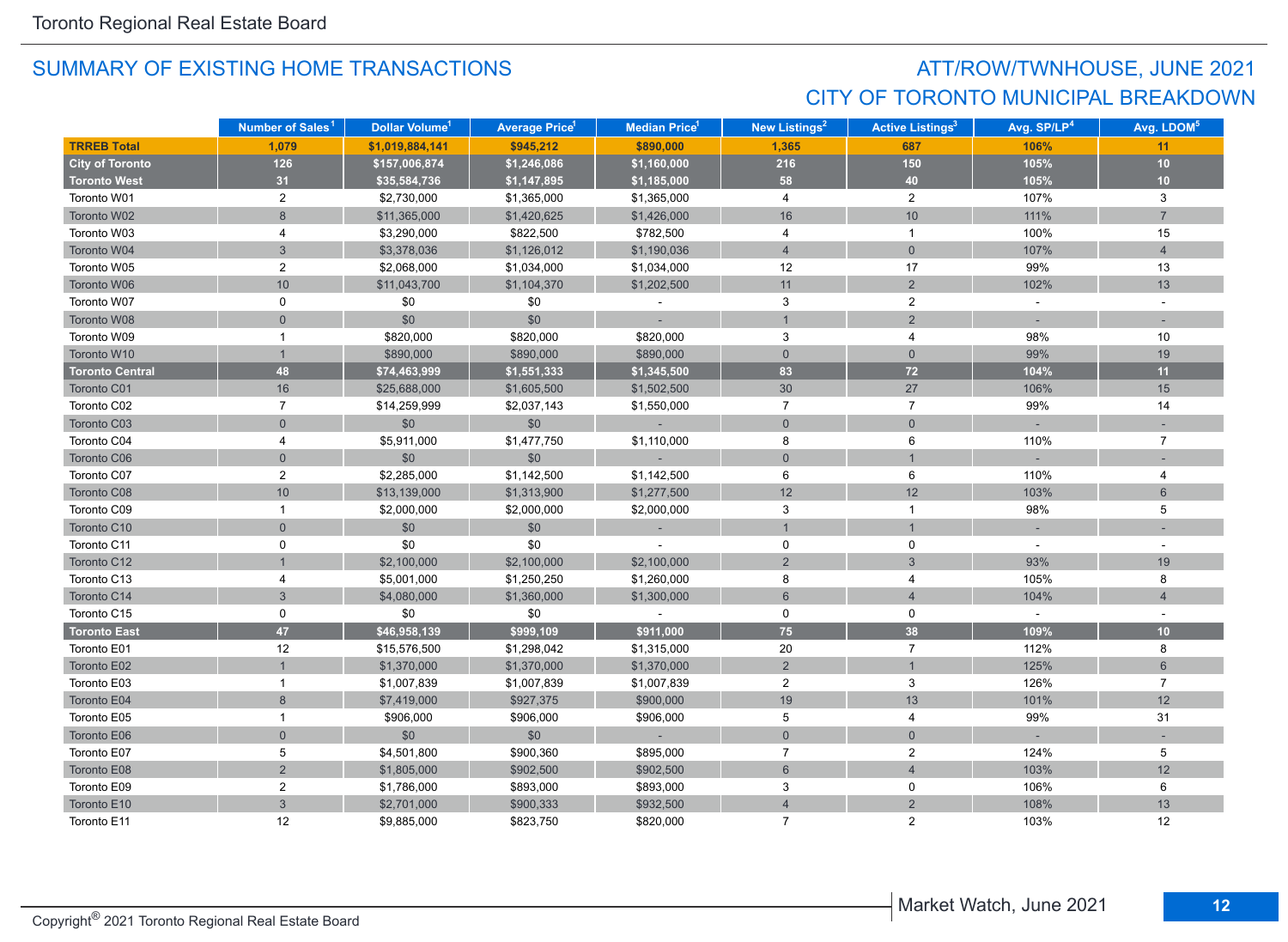## SUMMARY OF EXISTING HOME TRANSACTIONS

## ATT/ROW/TWNHOUSE, JUNE 2021
## CITY OF TORONTO MUNICIPAL BREAKDOWN

| | Number of Sales[1] | Dollar Volume[1] | Average Price[1] | Median Price[1] | New Listings[2] | Active Listings[3] | Avg. SP/LP[4] | Avg. LDOM[5] |
|---|---|---|---|---|---|---|---|---|
| **TRREB Total** | **1,079** | **$1,019,884,141** | **$945,212** | **$890,000** | **1,365** | **687** | **106%** | **11** |
| **City of Toronto** | **126** | **$157,006,874** | **$1,246,086** | **$1,160,000** | **216** | **150** | **105%** | **10** |
| **Toronto West** | **31** | **$35,584,736** | **$1,147,895** | **$1,185,000** | **58** | **40** | **105%** | **10** |
| Toronto W01 | 2 | $2,730,000 | $1,365,000 | $1,365,000 | 4 | 2 | 107% | 3 |
| Toronto W02 | 8 | $11,365,000 | $1,420,625 | $1,426,000 | 16 | 10 | 111% | 7 |
| Toronto W03 | 4 | $3,290,000 | $822,500 | $782,500 | 4 | 1 | 100% | 15 |
| Toronto W04 | 3 | $3,378,036 | $1,126,012 | $1,190,036 | 4 | 0 | 107% | 4 |
| Toronto W05 | 2 | $2,068,000 | $1,034,000 | $1,034,000 | 12 | 17 | 99% | 13 |
| Toronto W06 | 10 | $11,043,700 | $1,104,370 | $1,202,500 | 11 | 2 | 102% | 13 |
| Toronto W07 | 0 | $0 | $0 | - | 3 | 2 | - | - |
| Toronto W08 | 0 | $0 | $0 | - | 1 | 2 | - | - |
| Toronto W09 | 1 | $820,000 | $820,000 | $820,000 | 3 | 4 | 98% | 10 |
| Toronto W10 | 1 | $890,000 | $890,000 | $890,000 | 0 | 0 | 99% | 19 |
| **Toronto Central** | **48** | **$74,463,999** | **$1,551,333** | **$1,345,500** | **83** | **72** | **104%** | **11** |
| Toronto C01 | 16 | $25,688,000 | $1,605,500 | $1,502,500 | 30 | 27 | 106% | 15 |
| Toronto C02 | 7 | $14,259,999 | $2,037,143 | $1,550,000 | 7 | 7 | 99% | 14 |
| Toronto C03 | 0 | $0 | $0 | - | 0 | 0 | - | - |
| Toronto C04 | 4 | $5,911,000 | $1,477,750 | $1,110,000 | 8 | 6 | 110% | 7 |
| Toronto C06 | 0 | $0 | $0 | - | 0 | 1 | - | - |
| Toronto C07 | 2 | $2,285,000 | $1,142,500 | $1,142,500 | 6 | 6 | 110% | 4 |
| Toronto C08 | 10 | $13,139,000 | $1,313,900 | $1,277,500 | 12 | 12 | 103% | 6 |
| Toronto C09 | 1 | $2,000,000 | $2,000,000 | $2,000,000 | 3 | 1 | 98% | 5 |
| Toronto C10 | 0 | $0 | $0 | - | 1 | 1 | - | - |
| Toronto C11 | 0 | $0 | $0 | - | 0 | 0 | - | - |
| Toronto C12 | 1 | $2,100,000 | $2,100,000 | $2,100,000 | 2 | 3 | 93% | 19 |
| Toronto C13 | 4 | $5,001,000 | $1,250,250 | $1,260,000 | 8 | 4 | 105% | 8 |
| Toronto C14 | 3 | $4,080,000 | $1,360,000 | $1,300,000 | 6 | 4 | 104% | 4 |
| Toronto C15 | 0 | $0 | $0 | - | 0 | 0 | - | - |
| **Toronto East** | **47** | **$46,958,139** | **$999,109** | **$911,000** | **75** | **38** | **109%** | **10** |
| Toronto E01 | 12 | $15,576,500 | $1,298,042 | $1,315,000 | 20 | 7 | 112% | 8 |
| Toronto E02 | 1 | $1,370,000 | $1,370,000 | $1,370,000 | 2 | 1 | 125% | 6 |
| Toronto E03 | 1 | $1,007,839 | $1,007,839 | $1,007,839 | 2 | 3 | 126% | 7 |
| Toronto E04 | 8 | $7,419,000 | $927,375 | $900,000 | 19 | 13 | 101% | 12 |
| Toronto E05 | 1 | $906,000 | $906,000 | $906,000 | 5 | 4 | 99% | 31 |
| Toronto E06 | 0 | $0 | $0 | - | 0 | 0 | - | - |
| Toronto E07 | 5 | $4,501,800 | $900,360 | $895,000 | 7 | 2 | 124% | 5 |
| Toronto E08 | 2 | $1,805,000 | $902,500 | $902,500 | 6 | 4 | 103% | 12 |
| Toronto E09 | 2 | $1,786,000 | $893,000 | $893,000 | 3 | 0 | 106% | 6 |
| Toronto E10 | 3 | $2,701,000 | $900,333 | $932,500 | 4 | 2 | 108% | 13 |
| Toronto E11 | 12 | $9,885,000 | $823,750 | $820,000 | 7 | 2 | 103% | 12 |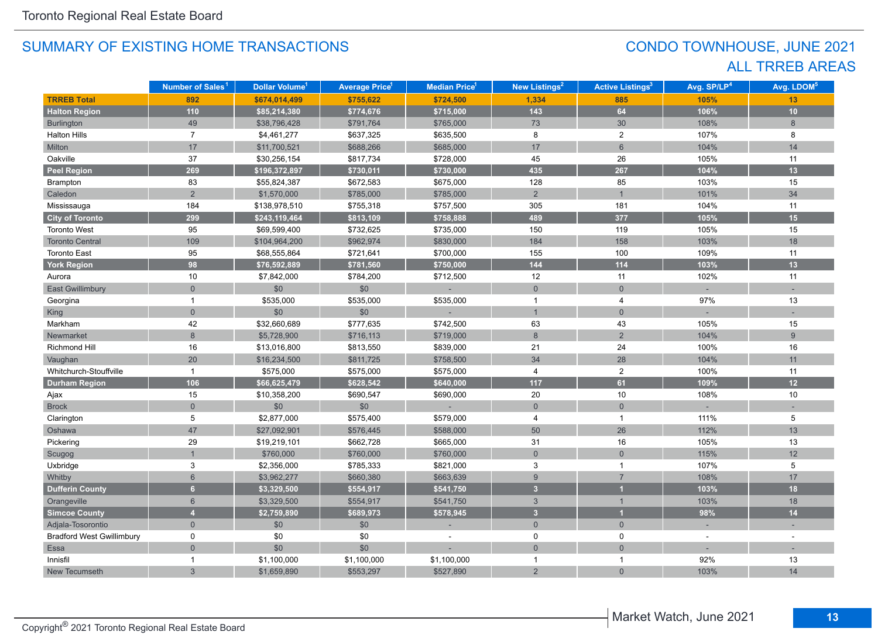## SUMMARY OF EXISTING HOME TRANSACTIONS

## CONDO TOWNHOUSE, JUNE 2021
## ALL TRREB AREAS

| | Number of Sales[1] | Dollar Volume[1] | Average Price[1] | Median Price[1] | New Listings[2] | Active Listings[3] | Avg. SP/LP[4] | Avg. LDOM[5] |
|---|---|---|---|---|---|---|---|---|
| **TRREB Total** | **892** | **$674,014,499** | **$755,622** | **$724,500** | **1,334** | **885** | **105%** | **13** |
| **Halton Region** | **110** | **$85,214,380** | **$774,676** | **$715,000** | **143** | **64** | **106%** | **10** |
| Burlington | 49 | $38,796,428 | $791,764 | $765,000 | 73 | 30 | 108% | 8 |
| Halton Hills | 7 | $4,461,277 | $637,325 | $635,500 | 8 | 2 | 107% | 8 |
| Milton | 17 | $11,700,521 | $688,266 | $685,000 | 17 | 6 | 104% | 14 |
| Oakville | 37 | $30,256,154 | $817,734 | $728,000 | 45 | 26 | 105% | 11 |
| **Peel Region** | **269** | **$196,372,897** | **$730,011** | **$730,000** | **435** | **267** | **104%** | **13** |
| Brampton | 83 | $55,824,387 | $672,583 | $675,000 | 128 | 85 | 103% | 15 |
| Caledon | 2 | $1,570,000 | $785,000 | $785,000 | 2 | 1 | 101% | 34 |
| Mississauga | 184 | $138,978,510 | $755,318 | $757,500 | 305 | 181 | 104% | 11 |
| **City of Toronto** | **299** | **$243,119,464** | **$813,109** | **$758,888** | **489** | **377** | **105%** | **15** |
| Toronto West | 95 | $69,599,400 | $732,625 | $735,000 | 150 | 119 | 105% | 15 |
| Toronto Central | 109 | $104,964,200 | $962,974 | $830,000 | 184 | 158 | 103% | 18 |
| Toronto East | 95 | $68,555,864 | $721,641 | $700,000 | 155 | 100 | 109% | 11 |
| **York Region** | **98** | **$76,592,889** | **$781,560** | **$750,000** | **144** | **114** | **103%** | **13** |
| Aurora | 10 | $7,842,000 | $784,200 | $712,500 | 12 | 11 | 102% | 11 |
| East Gwillimbury | 0 | $0 | $0 | - | 0 | 0 | - | - |
| Georgina | 1 | $535,000 | $535,000 | $535,000 | 1 | 4 | 97% | 13 |
| King | 0 | $0 | $0 | - | 1 | 0 | - | - |
| Markham | 42 | $32,660,689 | $777,635 | $742,500 | 63 | 43 | 105% | 15 |
| Newmarket | 8 | $5,728,900 | $716,113 | $719,000 | 8 | 2 | 104% | 9 |
| Richmond Hill | 16 | $13,016,800 | $813,550 | $839,000 | 21 | 24 | 100% | 16 |
| Vaughan | 20 | $16,234,500 | $811,725 | $758,500 | 34 | 28 | 104% | 11 |
| Whitchurch-Stouffville | 1 | $575,000 | $575,000 | $575,000 | 4 | 2 | 100% | 11 |
| **Durham Region** | **106** | **$66,625,479** | **$628,542** | **$640,000** | **117** | **61** | **109%** | **12** |
| Ajax | 15 | $10,358,200 | $690,547 | $690,000 | 20 | 10 | 108% | 10 |
| Brock | 0 | $0 | $0 | - | 0 | 0 | - | - |
| Clarington | 5 | $2,877,000 | $575,400 | $579,000 | 4 | 1 | 111% | 5 |
| Oshawa | 47 | $27,092,901 | $576,445 | $588,000 | 50 | 26 | 112% | 13 |
| Pickering | 29 | $19,219,101 | $662,728 | $665,000 | 31 | 16 | 105% | 13 |
| Scugog | 1 | $760,000 | $760,000 | $760,000 | 0 | 0 | 115% | 12 |
| Uxbridge | 3 | $2,356,000 | $785,333 | $821,000 | 3 | 1 | 107% | 5 |
| Whitby | 6 | $3,962,277 | $660,380 | $663,639 | 9 | 7 | 108% | 17 |
| **Dufferin County** | **6** | **$3,329,500** | **$554,917** | **$541,750** | **3** | **1** | **103%** | **18** |
| Orangeville | 6 | $3,329,500 | $554,917 | $541,750 | 3 | 1 | 103% | 18 |
| **Simcoe County** | **4** | **$2,759,890** | **$689,973** | **$578,945** | **3** | **1** | **98%** | **14** |
| Adjala-Tosorontio | 0 | $0 | $0 | - | 0 | 0 | - | - |
| Bradford West Gwillimbury | 0 | $0 | $0 | - | 0 | 0 | - | - |
| Essa | 0 | $0 | $0 | - | 0 | 0 | - | - |
| Innisfil | 1 | $1,100,000 | $1,100,000 | $1,100,000 | 1 | 1 | 92% | 13 |
| New Tecumseth | 3 | $1,659,890 | $553,297 | $527,890 | 2 | 0 | 103% | 14 |

Copyright® 2021 Toronto Regional Real Estate Board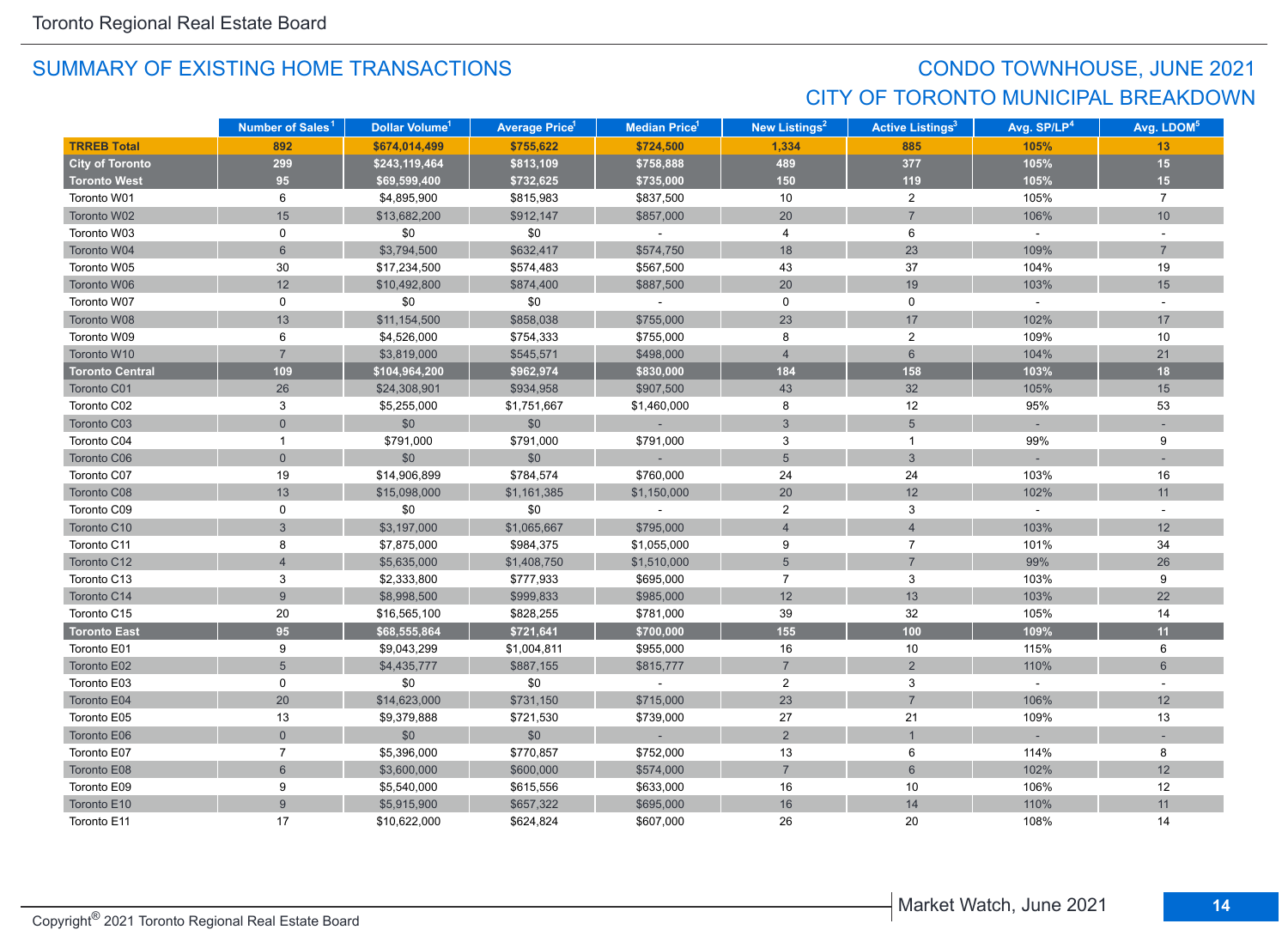## SUMMARY OF EXISTING HOME TRANSACTIONS

## CONDO TOWNHOUSE, JUNE 2021
## CITY OF TORONTO MUNICIPAL BREAKDOWN

| | Number of Sales[1] | Dollar Volume[1] | Average Price[1] | Median Price[1] | New Listings[2] | Active Listings[3] | Avg. SP/LP[4] | Avg. LDOM[5] |
|---|---|---|---|---|---|---|---|---|
| **TRREB Total** | **892** | **$674,014,499** | **$755,622** | **$724,500** | **1,334** | **885** | **105%** | **13** |
| **City of Toronto** | **299** | **$243,119,464** | **$813,109** | **$758,888** | **489** | **377** | **105%** | **15** |
| **Toronto West** | **95** | **$69,599,400** | **$732,625** | **$735,000** | **150** | **119** | **105%** | **15** |
| Toronto W01 | 6 | $4,895,900 | $815,983 | $837,500 | 10 | 2 | 105% | 7 |
| Toronto W02 | 15 | $13,682,200 | $912,147 | $857,000 | 20 | 7 | 106% | 10 |
| Toronto W03 | 0 | $0 | $0 | - | 4 | 6 | - | - |
| Toronto W04 | 6 | $3,794,500 | $632,417 | $574,750 | 18 | 23 | 109% | 7 |
| Toronto W05 | 30 | $17,234,500 | $574,483 | $567,500 | 43 | 37 | 104% | 19 |
| Toronto W06 | 12 | $10,492,800 | $874,400 | $887,500 | 20 | 19 | 103% | 15 |
| Toronto W07 | 0 | $0 | $0 | - | 0 | 0 | - | - |
| Toronto W08 | 13 | $11,154,500 | $858,038 | $755,000 | 23 | 17 | 102% | 17 |
| Toronto W09 | 6 | $4,526,000 | $754,333 | $755,000 | 8 | 2 | 109% | 10 |
| Toronto W10 | 7 | $3,819,000 | $545,571 | $498,000 | 4 | 6 | 104% | 21 |
| **Toronto Central** | **109** | **$104,964,200** | **$962,974** | **$830,000** | **184** | **158** | **103%** | **18** |
| Toronto C01 | 26 | $24,308,901 | $934,958 | $907,500 | 43 | 32 | 105% | 15 |
| Toronto C02 | 3 | $5,255,000 | $1,751,667 | $1,460,000 | 8 | 12 | 95% | 53 |
| Toronto C03 | 0 | $0 | $0 | - | 3 | 5 | - | - |
| Toronto C04 | 1 | $791,000 | $791,000 | $791,000 | 3 | 1 | 99% | 9 |
| Toronto C06 | 0 | $0 | $0 | - | 5 | 3 | - | - |
| Toronto C07 | 19 | $14,906,899 | $784,574 | $760,000 | 24 | 24 | 103% | 16 |
| Toronto C08 | 13 | $15,098,000 | $1,161,385 | $1,150,000 | 20 | 12 | 102% | 11 |
| Toronto C09 | 0 | $0 | $0 | - | 2 | 3 | - | - |
| Toronto C10 | 3 | $3,197,000 | $1,065,667 | $795,000 | 4 | 4 | 103% | 12 |
| Toronto C11 | 8 | $7,875,000 | $984,375 | $1,055,000 | 9 | 7 | 101% | 34 |
| Toronto C12 | 4 | $5,635,000 | $1,408,750 | $1,510,000 | 5 | 7 | 99% | 26 |
| Toronto C13 | 3 | $2,333,800 | $777,933 | $695,000 | 7 | 3 | 103% | 9 |
| Toronto C14 | 9 | $8,998,500 | $999,833 | $985,000 | 12 | 13 | 103% | 22 |
| Toronto C15 | 20 | $16,565,100 | $828,255 | $781,000 | 39 | 32 | 105% | 14 |
| **Toronto East** | **95** | **$68,555,864** | **$721,641** | **$700,000** | **155** | **100** | **109%** | **11** |
| Toronto E01 | 9 | $9,043,299 | $1,004,811 | $955,000 | 16 | 10 | 115% | 6 |
| Toronto E02 | 5 | $4,435,777 | $887,155 | $815,777 | 7 | 2 | 110% | 6 |
| Toronto E03 | 0 | $0 | $0 | - | 2 | 3 | - | - |
| Toronto E04 | 20 | $14,623,000 | $731,150 | $715,000 | 23 | 7 | 106% | 12 |
| Toronto E05 | 13 | $9,379,888 | $721,530 | $739,000 | 27 | 21 | 109% | 13 |
| Toronto E06 | 0 | $0 | $0 | - | 2 | 1 | - | - |
| Toronto E07 | 7 | $5,396,000 | $770,857 | $752,000 | 13 | 6 | 114% | 8 |
| Toronto E08 | 6 | $3,600,000 | $600,000 | $574,000 | 7 | 6 | 102% | 12 |
| Toronto E09 | 9 | $5,540,000 | $615,556 | $633,000 | 16 | 10 | 106% | 12 |
| Toronto E10 | 9 | $5,915,900 | $657,322 | $695,000 | 16 | 14 | 110% | 11 |
| Toronto E11 | 17 | $10,622,000 | $624,824 | $607,000 | 26 | 20 | 108% | 14 |

Copyright® 2021 Toronto Regional Real Estate Board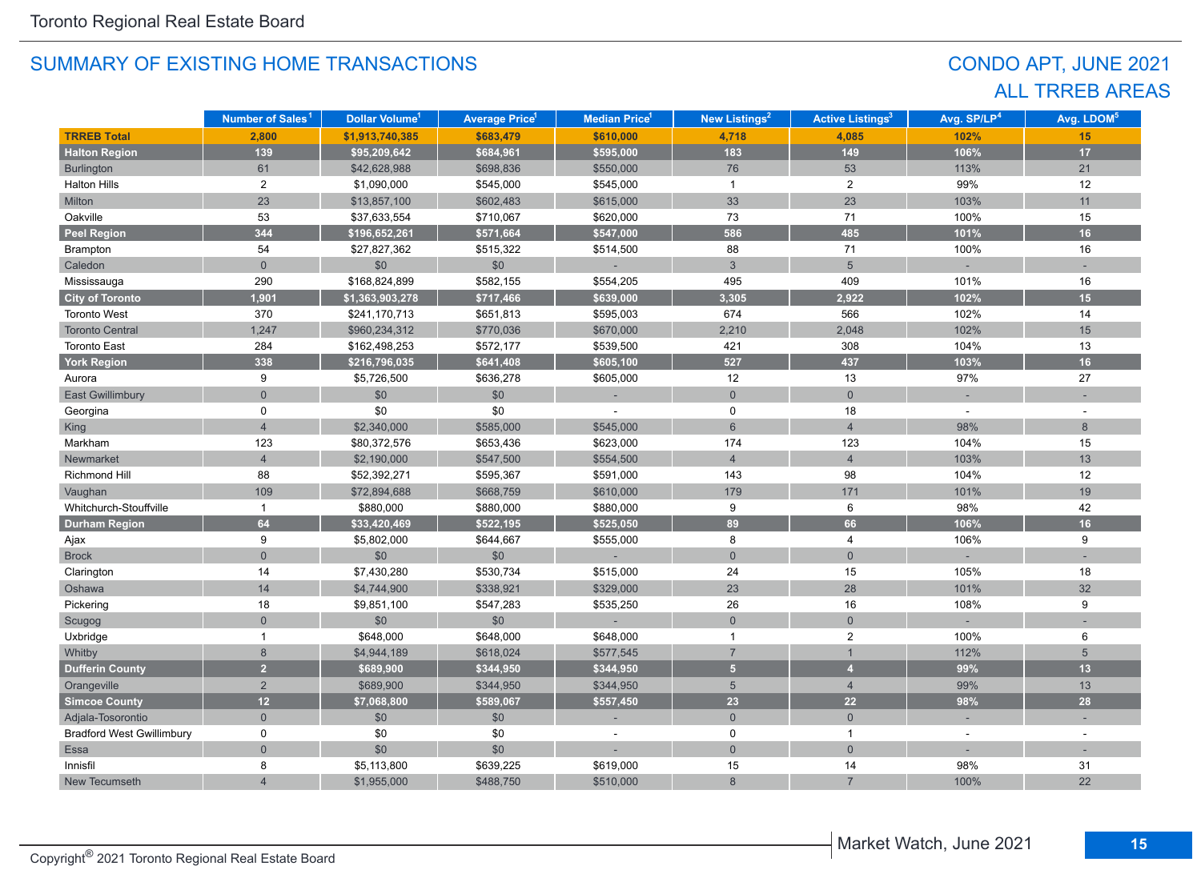## SUMMARY OF EXISTING HOME TRANSACTIONS

## CONDO APT, JUNE 2021
## ALL TRREB AREAS

| | Number of Sales[1] | Dollar Volume[1] | Average Price[1] | Median Price[1] | New Listings[2] | Active Listings[3] | Avg. SP/LP[4] | Avg. LDOM[5] |
|---|---|---|---|---|---|---|---|---|
| **TRREB Total** | **2,800** | **$1,913,740,385** | **$683,479** | **$610,000** | **4,718** | **4,085** | **102%** | **15** |
| **Halton Region** | **139** | **$95,209,642** | **$684,961** | **$595,000** | **183** | **149** | **106%** | **17** |
| Burlington | 61 | $42,628,988 | $698,836 | $550,000 | 76 | 53 | 113% | 21 |
| Halton Hills | 2 | $1,090,000 | $545,000 | $545,000 | 1 | 2 | 99% | 12 |
| Milton | 23 | $13,857,100 | $602,483 | $615,000 | 33 | 23 | 103% | 11 |
| Oakville | 53 | $37,633,554 | $710,067 | $620,000 | 73 | 71 | 100% | 15 |
| **Peel Region** | **344** | **$196,652,261** | **$571,664** | **$547,000** | **586** | **485** | **101%** | **16** |
| Brampton | 54 | $27,827,362 | $515,322 | $514,500 | 88 | 71 | 100% | 16 |
| Caledon | 0 | $0 | $0 | - | 3 | 5 | - | - |
| Mississauga | 290 | $168,824,899 | $582,155 | $554,205 | 495 | 409 | 101% | 16 |
| **City of Toronto** | **1,901** | **$1,363,903,278** | **$717,466** | **$639,000** | **3,305** | **2,922** | **102%** | **15** |
| Toronto West | 370 | $241,170,713 | $651,813 | $595,003 | 674 | 566 | 102% | 14 |
| Toronto Central | 1,247 | $960,234,312 | $770,036 | $670,000 | 2,210 | 2,048 | 102% | 15 |
| Toronto East | 284 | $162,498,253 | $572,177 | $539,500 | 421 | 308 | 104% | 13 |
| **York Region** | **338** | **$216,796,035** | **$641,408** | **$605,100** | **527** | **437** | **103%** | **16** |
| Aurora | 9 | $5,726,500 | $636,278 | $605,000 | 12 | 13 | 97% | 27 |
| East Gwillimbury | 0 | $0 | $0 | - | 0 | 0 | - | - |
| Georgina | 0 | $0 | $0 | - | 0 | 18 | - | - |
| King | 4 | $2,340,000 | $585,000 | $545,000 | 6 | 4 | 98% | 8 |
| Markham | 123 | $80,372,576 | $653,436 | $623,000 | 174 | 123 | 104% | 15 |
| Newmarket | 4 | $2,190,000 | $547,500 | $554,500 | 4 | 4 | 103% | 13 |
| Richmond Hill | 88 | $52,392,271 | $595,367 | $591,000 | 143 | 98 | 104% | 12 |
| Vaughan | 109 | $72,894,688 | $668,759 | $610,000 | 179 | 171 | 101% | 19 |
| Whitchurch-Stouffville | 1 | $880,000 | $880,000 | $880,000 | 9 | 6 | 98% | 42 |
| **Durham Region** | **64** | **$33,420,469** | **$522,195** | **$525,050** | **89** | **66** | **106%** | **16** |
| Ajax | 9 | $5,802,000 | $644,667 | $555,000 | 8 | 4 | 106% | 9 |
| Brock | 0 | $0 | $0 | - | 0 | 0 | - | - |
| Clarington | 14 | $7,430,280 | $530,734 | $515,000 | 24 | 15 | 105% | 18 |
| Oshawa | 14 | $4,744,900 | $338,921 | $329,000 | 23 | 28 | 101% | 32 |
| Pickering | 18 | $9,851,100 | $547,283 | $535,250 | 26 | 16 | 108% | 9 |
| Scugog | 0 | $0 | $0 | - | 0 | 0 | - | - |
| Uxbridge | 1 | $648,000 | $648,000 | $648,000 | 1 | 2 | 100% | 6 |
| Whitby | 8 | $4,944,189 | $618,024 | $577,545 | 7 | 1 | 112% | 5 |
| **Dufferin County** | **2** | **$689,900** | **$344,950** | **$344,950** | **5** | **4** | **99%** | **13** |
| Orangeville | 2 | $689,900 | $344,950 | $344,950 | 5 | 4 | 99% | 13 |
| **Simcoe County** | **12** | **$7,068,800** | **$589,067** | **$557,450** | **23** | **22** | **98%** | **28** |
| Adjala-Tosorontio | 0 | $0 | $0 | - | 0 | 0 | - | - |
| Bradford West Gwillimbury | 0 | $0 | $0 | - | 0 | 1 | - | - |
| Essa | 0 | $0 | $0 | - | 0 | 0 | - | - |
| Innisfil | 8 | $5,113,800 | $639,225 | $619,000 | 15 | 14 | 98% | 31 |
| New Tecumseth | 4 | $1,955,000 | $488,750 | $510,000 | 8 | 7 | 100% | 22 |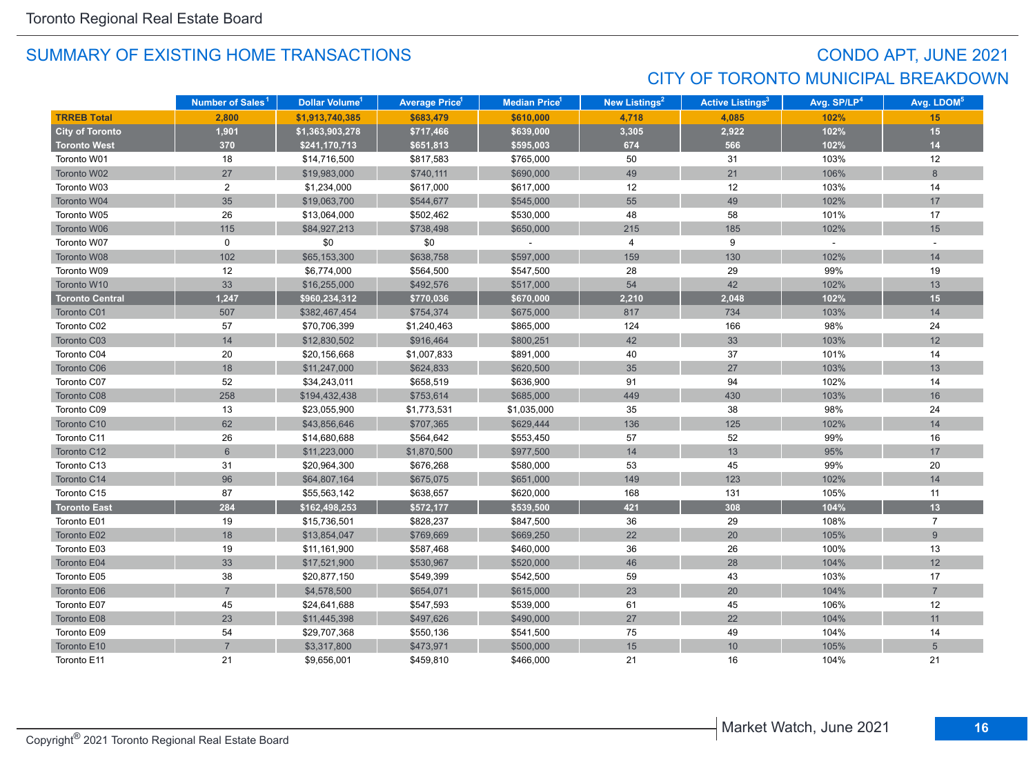## SUMMARY OF EXISTING HOME TRANSACTIONS

## CONDO APT, JUNE 2021
## CITY OF TORONTO MUNICIPAL BREAKDOWN

| | Number of Sales[1] | Dollar Volume[1] | Average Price[1] | Median Price[1] | New Listings[2] | Active Listings[3] | Avg. SP/LP[4] | Avg. LDOM[5] |
|---|---|---|---|---|---|---|---|---|
| **TRREB Total** | **2,800** | **$1,913,740,385** | **$683,479** | **$610,000** | **4,718** | **4,085** | **102%** | **15** |
| **City of Toronto** | **1,901** | **$1,363,903,278** | **$717,466** | **$639,000** | **3,305** | **2,922** | **102%** | **15** |
| **Toronto West** | **370** | **$241,170,713** | **$651,813** | **$595,003** | **674** | **566** | **102%** | **14** |
| Toronto W01 | 18 | $14,716,500 | $817,583 | $765,000 | 50 | 31 | 103% | 12 |
| Toronto W02 | 27 | $19,983,000 | $740,111 | $690,000 | 49 | 21 | 106% | 8 |
| Toronto W03 | 2 | $1,234,000 | $617,000 | $617,000 | 12 | 12 | 103% | 14 |
| Toronto W04 | 35 | $19,063,700 | $544,677 | $545,000 | 55 | 49 | 102% | 17 |
| Toronto W05 | 26 | $13,064,000 | $502,462 | $530,000 | 48 | 58 | 101% | 17 |
| Toronto W06 | 115 | $84,927,213 | $738,498 | $650,000 | 215 | 185 | 102% | 15 |
| Toronto W07 | 0 | $0 | $0 | - | 4 | 9 | - | - |
| Toronto W08 | 102 | $65,153,300 | $638,758 | $597,000 | 159 | 130 | 102% | 14 |
| Toronto W09 | 12 | $6,774,000 | $564,500 | $547,500 | 28 | 29 | 99% | 19 |
| Toronto W10 | 33 | $16,255,000 | $492,576 | $517,000 | 54 | 42 | 102% | 13 |
| **Toronto Central** | **1,247** | **$960,234,312** | **$770,036** | **$670,000** | **2,210** | **2,048** | **102%** | **15** |
| Toronto C01 | 507 | $382,467,454 | $754,374 | $675,000 | 817 | 734 | 103% | 14 |
| Toronto C02 | 57 | $70,706,399 | $1,240,463 | $865,000 | 124 | 166 | 98% | 24 |
| Toronto C03 | 14 | $12,830,502 | $916,464 | $800,251 | 42 | 33 | 103% | 12 |
| Toronto C04 | 20 | $20,156,668 | $1,007,833 | $891,000 | 40 | 37 | 101% | 14 |
| Toronto C06 | 18 | $11,247,000 | $624,833 | $620,500 | 35 | 27 | 103% | 13 |
| Toronto C07 | 52 | $34,243,011 | $658,519 | $636,900 | 91 | 94 | 102% | 14 |
| Toronto C08 | 258 | $194,432,438 | $753,614 | $685,000 | 449 | 430 | 103% | 16 |
| Toronto C09 | 13 | $23,055,900 | $1,773,531 | $1,035,000 | 35 | 38 | 98% | 24 |
| Toronto C10 | 62 | $43,856,646 | $707,365 | $629,444 | 136 | 125 | 102% | 14 |
| Toronto C11 | 26 | $14,680,688 | $564,642 | $553,450 | 57 | 52 | 99% | 16 |
| Toronto C12 | 6 | $11,223,000 | $1,870,500 | $977,500 | 14 | 13 | 95% | 17 |
| Toronto C13 | 31 | $20,964,300 | $676,268 | $580,000 | 53 | 45 | 99% | 20 |
| Toronto C14 | 96 | $64,807,164 | $675,075 | $651,000 | 149 | 123 | 102% | 14 |
| Toronto C15 | 87 | $55,563,142 | $638,657 | $620,000 | 168 | 131 | 105% | 11 |
| **Toronto East** | **284** | **$162,498,253** | **$572,177** | **$539,500** | **421** | **308** | **104%** | **13** |
| Toronto E01 | 19 | $15,736,501 | $828,237 | $847,500 | 36 | 29 | 108% | 7 |
| Toronto E02 | 18 | $13,854,047 | $769,669 | $669,250 | 22 | 20 | 105% | 9 |
| Toronto E03 | 19 | $11,161,900 | $587,468 | $460,000 | 36 | 26 | 100% | 13 |
| Toronto E04 | 33 | $17,521,900 | $530,967 | $520,000 | 46 | 28 | 104% | 12 |
| Toronto E05 | 38 | $20,877,150 | $549,399 | $542,500 | 59 | 43 | 103% | 17 |
| Toronto E06 | 7 | $4,578,500 | $654,071 | $615,000 | 23 | 20 | 104% | 7 |
| Toronto E07 | 45 | $24,641,688 | $547,593 | $539,000 | 61 | 45 | 106% | 12 |
| Toronto E08 | 23 | $11,445,398 | $497,626 | $490,000 | 27 | 22 | 104% | 11 |
| Toronto E09 | 54 | $29,707,368 | $550,136 | $541,500 | 75 | 49 | 104% | 14 |
| Toronto E10 | 7 | $3,317,800 | $473,971 | $500,000 | 15 | 10 | 105% | 5 |
| Toronto E11 | 21 | $9,656,001 | $459,810 | $466,000 | 21 | 16 | 104% | 21 |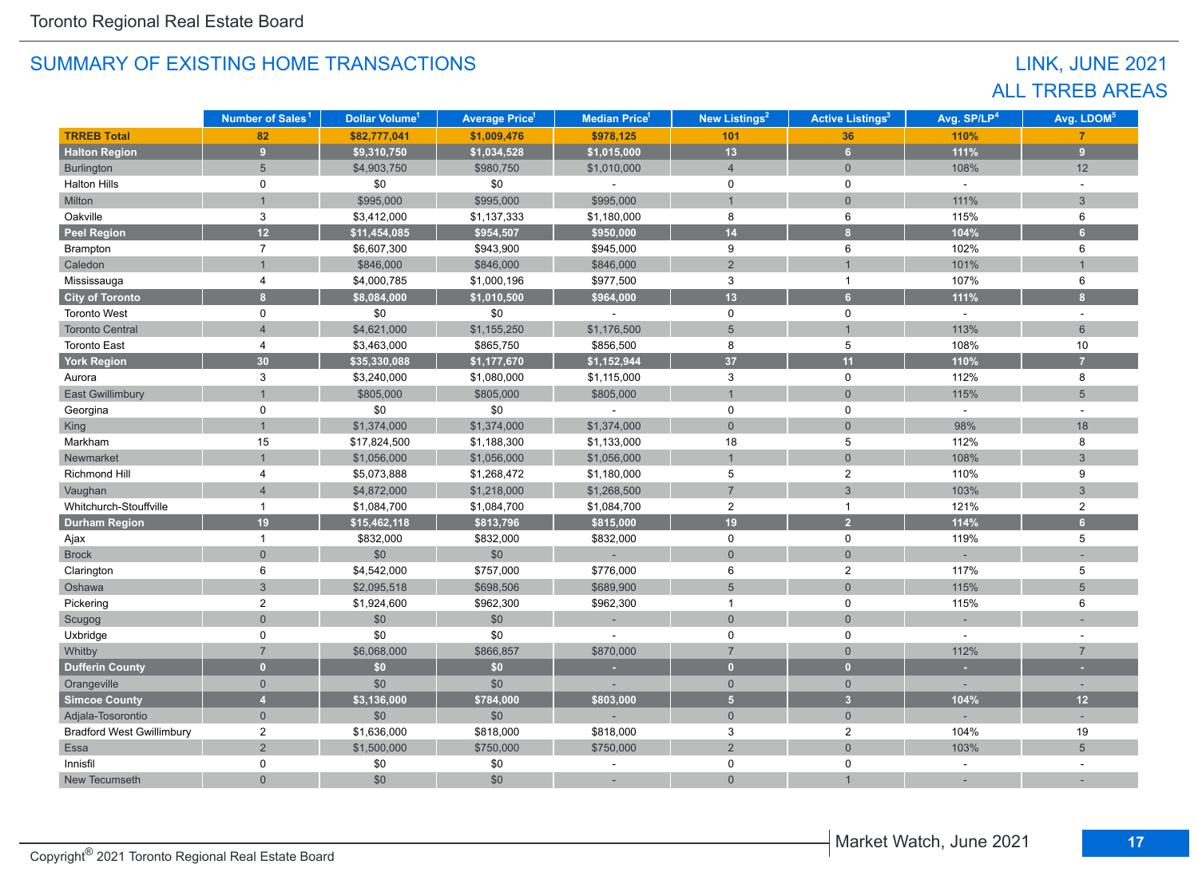## SUMMARY OF EXISTING HOME TRANSACTIONS

## LINK, JUNE 2021
## ALL TRREB AREAS

| | Number of Sales[1] | Dollar Volume[1] | Average Price[1] | Median Price[1] | New Listings[2] | Active Listings[3] | Avg. SP/LP[4] | Avg. LDOM[5] |
|---|---|---|---|---|---|---|---|---|
| **TRREB Total** | **82** | **$82,777,041** | **$1,009,476** | **$978,125** | **101** | **36** | **110%** | **7** |
| **Halton Region** | **9** | **$9,310,750** | **$1,034,528** | **$1,015,000** | **13** | **6** | **111%** | **9** |
| Burlington | 5 | $4,903,750 | $980,750 | $1,010,000 | 4 | 0 | 108% | 12 |
| Halton Hills | 0 | $0 | $0 | - | 0 | 0 | - | - |
| Milton | 1 | $995,000 | $995,000 | $995,000 | 1 | 0 | 111% | 3 |
| Oakville | 3 | $3,412,000 | $1,137,333 | $1,180,000 | 8 | 6 | 115% | 6 |
| **Peel Region** | **12** | **$11,454,085** | **$954,507** | **$950,000** | **14** | **8** | **104%** | **6** |
| Brampton | 7 | $6,607,300 | $943,900 | $945,000 | 9 | 6 | 102% | 6 |
| Caledon | 1 | $846,000 | $846,000 | $846,000 | 2 | 1 | 101% | 1 |
| Mississauga | 4 | $4,000,785 | $1,000,196 | $977,500 | 3 | 1 | 107% | 6 |
| **City of Toronto** | **8** | **$8,084,000** | **$1,010,500** | **$964,000** | **13** | **6** | **111%** | **8** |
| Toronto West | 0 | $0 | $0 | - | 0 | 0 | - | - |
| Toronto Central | 4 | $4,621,000 | $1,155,250 | $1,176,500 | 5 | 1 | 113% | 6 |
| Toronto East | 4 | $3,463,000 | $865,750 | $856,500 | 8 | 5 | 108% | 10 |
| **York Region** | **30** | **$35,330,088** | **$1,177,670** | **$1,152,944** | **37** | **11** | **110%** | **7** |
| Aurora | 3 | $3,240,000 | $1,080,000 | $1,115,000 | 3 | 0 | 112% | 8 |
| East Gwillimbury | 1 | $805,000 | $805,000 | $805,000 | 1 | 0 | 115% | 5 |
| Georgina | 0 | $0 | $0 | - | 0 | 0 | - | - |
| King | 1 | $1,374,000 | $1,374,000 | $1,374,000 | 0 | 0 | 98% | 18 |
| Markham | 15 | $17,824,500 | $1,188,300 | $1,133,000 | 18 | 5 | 112% | 8 |
| Newmarket | 1 | $1,056,000 | $1,056,000 | $1,056,000 | 1 | 0 | 108% | 3 |
| Richmond Hill | 4 | $5,073,888 | $1,268,472 | $1,180,000 | 5 | 2 | 110% | 9 |
| Vaughan | 4 | $4,872,000 | $1,218,000 | $1,268,500 | 7 | 3 | 103% | 3 |
| Whitchurch-Stouffville | 1 | $1,084,700 | $1,084,700 | $1,084,700 | 2 | 1 | 121% | 2 |
| **Durham Region** | **19** | **$15,462,118** | **$813,796** | **$815,000** | **19** | **2** | **114%** | **6** |
| Ajax | 1 | $832,000 | $832,000 | $832,000 | 0 | 0 | 119% | 5 |
| Brock | 0 | $0 | $0 | - | 0 | 0 | - | - |
| Clarington | 6 | $4,542,000 | $757,000 | $776,000 | 6 | 2 | 117% | 5 |
| Oshawa | 3 | $2,095,518 | $698,506 | $689,900 | 5 | 0 | 115% | 5 |
| Pickering | 2 | $1,924,600 | $962,300 | $962,300 | 1 | 0 | 115% | 6 |
| Scugog | 0 | $0 | $0 | - | 0 | 0 | - | - |
| Uxbridge | 0 | $0 | $0 | - | 0 | 0 | - | - |
| Whitby | 7 | $6,068,000 | $866,857 | $870,000 | 7 | 0 | 112% | 7 |
| **Dufferin County** | **0** | **$0** | **$0** | **-** | **0** | **0** | **-** | **-** |
| Orangeville | 0 | $0 | $0 | - | 0 | 0 | - | - |
| **Simcoe County** | **4** | **$3,136,000** | **$784,000** | **$803,000** | **5** | **3** | **104%** | **12** |
| Adjala-Tosorontio | 0 | $0 | $0 | - | 0 | 0 | - | - |
| Bradford West Gwillimbury | 2 | $1,636,000 | $818,000 | $818,000 | 3 | 2 | 104% | 19 |
| Essa | 2 | $1,500,000 | $750,000 | $750,000 | 2 | 0 | 103% | 5 |
| Innisfil | 0 | $0 | $0 | - | 0 | 0 | - | - |
| New Tecumseth | 0 | $0 | $0 | - | 0 | 1 | - | - |

Copyright® 2021 Toronto Regional Real Estate Board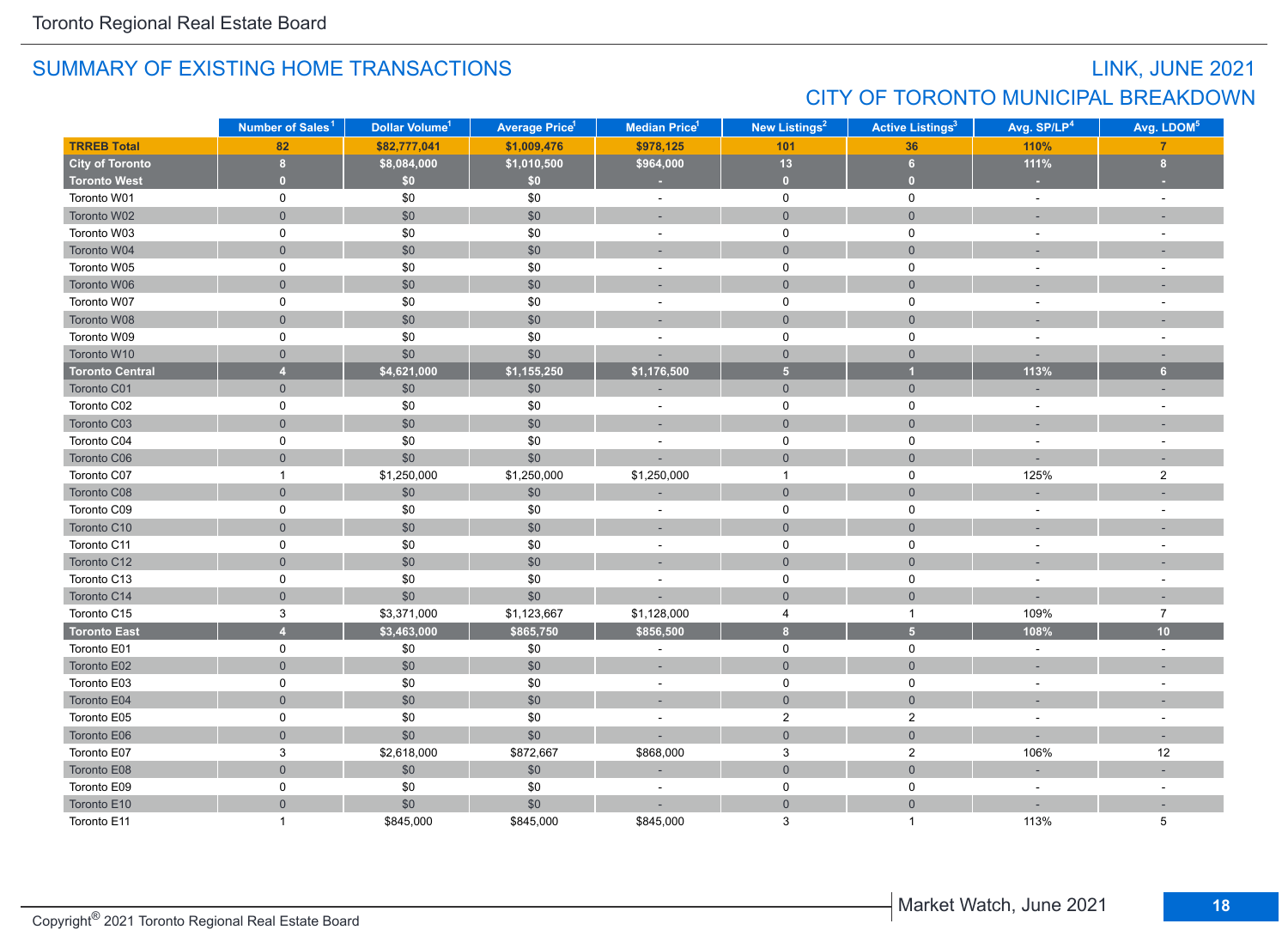## SUMMARY OF EXISTING HOME TRANSACTIONS

## LINK, JUNE 2021
## CITY OF TORONTO MUNICIPAL BREAKDOWN

| | Number of Sales[1] | Dollar Volume[1] | Average Price[1] | Median Price[1] | New Listings[2] | Active Listings[3] | Avg. SP/LP[4] | Avg. LDOM[5] |
|---|---|---|---|---|---|---|---|---|
| **TRREB Total** | **82** | **$82,777,041** | **$1,009,476** | **$978,125** | **101** | **36** | **110%** | **7** |
| **City of Toronto** | **8** | **$8,084,000** | **$1,010,500** | **$964,000** | **13** | **6** | **111%** | **8** |
| **Toronto West** | **0** | **$0** | **$0** | **-** | **0** | **0** | **-** | **-** |
| Toronto W01 | 0 | $0 | $0 | - | 0 | 0 | - | - |
| Toronto W02 | 0 | $0 | $0 | - | 0 | 0 | - | - |
| Toronto W03 | 0 | $0 | $0 | - | 0 | 0 | - | - |
| Toronto W04 | 0 | $0 | $0 | - | 0 | 0 | - | - |
| Toronto W05 | 0 | $0 | $0 | - | 0 | 0 | - | - |
| Toronto W06 | 0 | $0 | $0 | - | 0 | 0 | - | - |
| Toronto W07 | 0 | $0 | $0 | - | 0 | 0 | - | - |
| Toronto W08 | 0 | $0 | $0 | - | 0 | 0 | - | - |
| Toronto W09 | 0 | $0 | $0 | - | 0 | 0 | - | - |
| Toronto W10 | 0 | $0 | $0 | - | 0 | 0 | - | - |
| **Toronto Central** | **4** | **$4,621,000** | **$1,155,250** | **$1,176,500** | **5** | **1** | **113%** | **6** |
| Toronto C01 | 0 | $0 | $0 | - | 0 | 0 | - | - |
| Toronto C02 | 0 | $0 | $0 | - | 0 | 0 | - | - |
| Toronto C03 | 0 | $0 | $0 | - | 0 | 0 | - | - |
| Toronto C04 | 0 | $0 | $0 | - | 0 | 0 | - | - |
| Toronto C06 | 0 | $0 | $0 | - | 0 | 0 | - | - |
| Toronto C07 | 1 | $1,250,000 | $1,250,000 | $1,250,000 | 1 | 0 | 125% | 2 |
| Toronto C08 | 0 | $0 | $0 | - | 0 | 0 | - | - |
| Toronto C09 | 0 | $0 | $0 | - | 0 | 0 | - | - |
| Toronto C10 | 0 | $0 | $0 | - | 0 | 0 | - | - |
| Toronto C11 | 0 | $0 | $0 | - | 0 | 0 | - | - |
| Toronto C12 | 0 | $0 | $0 | - | 0 | 0 | - | - |
| Toronto C13 | 0 | $0 | $0 | - | 0 | 0 | - | - |
| Toronto C14 | 0 | $0 | $0 | - | 0 | 0 | - | - |
| Toronto C15 | 3 | $3,371,000 | $1,123,667 | $1,128,000 | 4 | 1 | 109% | 7 |
| **Toronto East** | **4** | **$3,463,000** | **$865,750** | **$856,500** | **8** | **5** | **108%** | **10** |
| Toronto E01 | 0 | $0 | $0 | - | 0 | 0 | - | - |
| Toronto E02 | 0 | $0 | $0 | - | 0 | 0 | - | - |
| Toronto E03 | 0 | $0 | $0 | - | 0 | 0 | - | - |
| Toronto E04 | 0 | $0 | $0 | - | 0 | 0 | - | - |
| Toronto E05 | 0 | $0 | $0 | - | 2 | 2 | - | - |
| Toronto E06 | 0 | $0 | $0 | - | 0 | 0 | - | - |
| Toronto E07 | 3 | $2,618,000 | $872,667 | $868,000 | 3 | 2 | 106% | 12 |
| Toronto E08 | 0 | $0 | $0 | - | 0 | 0 | - | - |
| Toronto E09 | 0 | $0 | $0 | - | 0 | 0 | - | - |
| Toronto E10 | 0 | $0 | $0 | - | 0 | 0 | - | - |
| Toronto E11 | 1 | $845,000 | $845,000 | $845,000 | 3 | 1 | 113% | 5 |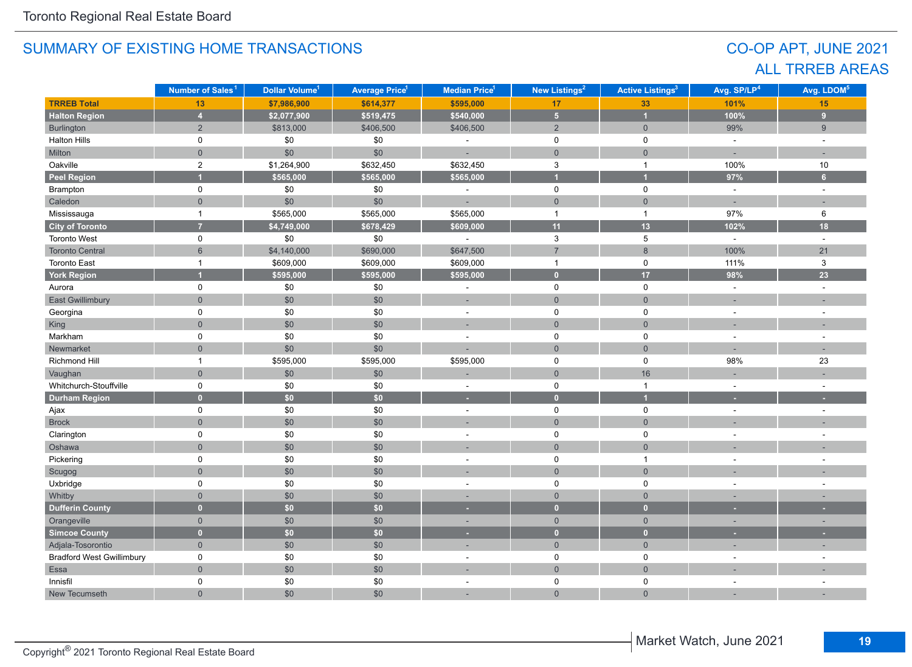# SUMMARY OF EXISTING HOME TRANSACTIONS

## CO-OP APT, JUNE 2021
## ALL TRREB AREAS

| | Number of Sales[1] | Dollar Volume[1] | Average Price[1] | Median Price[1] | New Listings[2] | Active Listings[3] | Avg. SP/LP[4] | Avg. LDOM[5] |
|---|---|---|---|---|---|---|---|---|
| **TRREB Total** | **13** | **$7,986,900** | **$614,377** | **$595,000** | **17** | **33** | **101%** | **15** |
| **Halton Region** | **4** | **$2,077,900** | **$519,475** | **$540,000** | **5** | **1** | **100%** | **9** |
| Burlington | 2 | $813,000 | $406,500 | $406,500 | 2 | 0 | 99% | 9 |
| Halton Hills | 0 | $0 | $0 | - | 0 | 0 | - | - |
| Milton | 0 | $0 | $0 | - | 0 | 0 | - | - |
| Oakville | 2 | $1,264,900 | $632,450 | $632,450 | 3 | 1 | 100% | 10 |
| **Peel Region** | **1** | **$565,000** | **$565,000** | **$565,000** | **1** | **1** | **97%** | **6** |
| Brampton | 0 | $0 | $0 | - | 0 | 0 | - | - |
| Caledon | 0 | $0 | $0 | - | 0 | 0 | - | - |
| Mississauga | 1 | $565,000 | $565,000 | $565,000 | 1 | 1 | 97% | 6 |
| **City of Toronto** | **7** | **$4,749,000** | **$678,429** | **$609,000** | **11** | **13** | **102%** | **18** |
| Toronto West | 0 | $0 | $0 | - | 3 | 5 | - | - |
| Toronto Central | 6 | $4,140,000 | $690,000 | $647,500 | 7 | 8 | 100% | 21 |
| Toronto East | 1 | $609,000 | $609,000 | $609,000 | 1 | 0 | 111% | 3 |
| **York Region** | **1** | **$595,000** | **$595,000** | **$595,000** | **0** | **17** | **98%** | **23** |
| Aurora | 0 | $0 | $0 | - | 0 | 0 | - | - |
| East Gwillimbury | 0 | $0 | $0 | - | 0 | 0 | - | - |
| Georgina | 0 | $0 | $0 | - | 0 | 0 | - | - |
| King | 0 | $0 | $0 | - | 0 | 0 | - | - |
| Markham | 0 | $0 | $0 | - | 0 | 0 | - | - |
| Newmarket | 0 | $0 | $0 | - | 0 | 0 | - | - |
| Richmond Hill | 1 | $595,000 | $595,000 | $595,000 | 0 | 0 | 98% | 23 |
| Vaughan | 0 | $0 | $0 | - | 0 | 16 | - | - |
| Whitchurch-Stouffville | 0 | $0 | $0 | - | 0 | 1 | - | - |
| **Durham Region** | **0** | **$0** | **$0** | **-** | **0** | **1** | **-** | **-** |
| Ajax | 0 | $0 | $0 | - | 0 | 0 | - | - |
| Brock | 0 | $0 | $0 | - | 0 | 0 | - | - |
| Clarington | 0 | $0 | $0 | - | 0 | 0 | - | - |
| Oshawa | 0 | $0 | $0 | - | 0 | 0 | - | - |
| Pickering | 0 | $0 | $0 | - | 0 | 1 | - | - |
| Scugog | 0 | $0 | $0 | - | 0 | 0 | - | - |
| Uxbridge | 0 | $0 | $0 | - | 0 | 0 | - | - |
| Whitby | 0 | $0 | $0 | - | 0 | 0 | - | - |
| **Dufferin County** | **0** | **$0** | **$0** | **-** | **0** | **0** | **-** | **-** |
| Orangeville | 0 | $0 | $0 | - | 0 | 0 | - | - |
| **Simcoe County** | **0** | **$0** | **$0** | **-** | **0** | **0** | **-** | **-** |
| Adjala-Tosorontio | 0 | $0 | $0 | - | 0 | 0 | - | - |
| Bradford West Gwillimbury | 0 | $0 | $0 | - | 0 | 0 | - | - |
| Essa | 0 | $0 | $0 | - | 0 | 0 | - | - |
| Innisfil | 0 | $0 | $0 | - | 0 | 0 | - | - |
| New Tecumseth | 0 | $0 | $0 | - | 0 | 0 | - | - |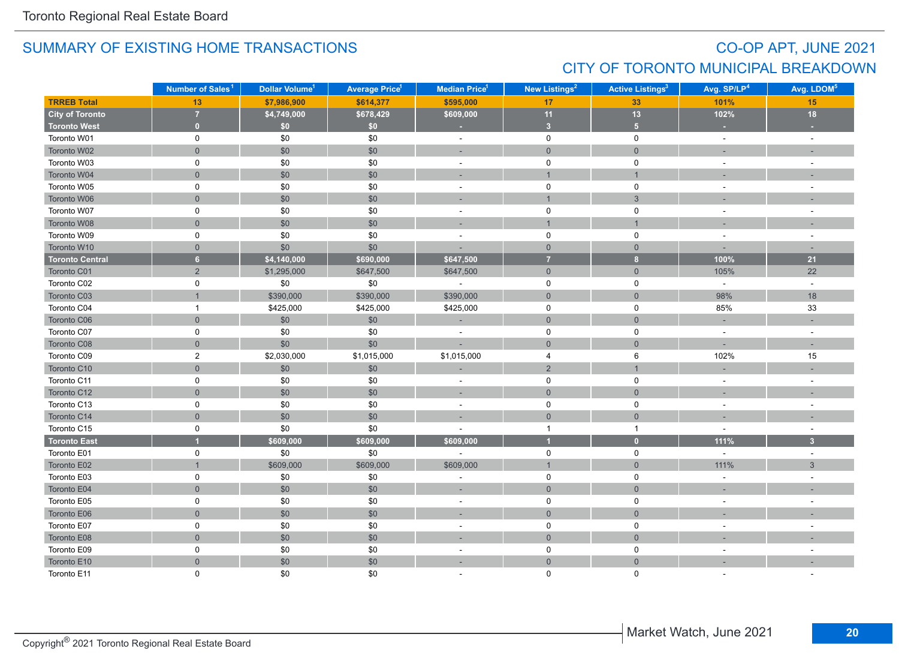Toronto Regional Real Estate Board

## SUMMARY OF EXISTING HOME TRANSACTIONS

## CO-OP APT, JUNE 2021
## CITY OF TORONTO MUNICIPAL BREAKDOWN

| | Number of Sales[1] | Dollar Volume[1] | Average Price[1] | Median Price[1] | New Listings[2] | Active Listings[3] | Avg. SP/LP[4] | Avg. LDOM[5] |
|---|---|---|---|---|---|---|---|---|
| **TRREB Total** | **13** | **$7,986,900** | **$614,377** | **$595,000** | **17** | **33** | **101%** | **15** |
| **City of Toronto** | **7** | **$4,749,000** | **$678,429** | **$609,000** | **11** | **13** | **102%** | **18** |
| **Toronto West** | **0** | **$0** | **$0** | **-** | **3** | **5** | **-** | **-** |
| Toronto W01 | 0 | $0 | $0 | - | 0 | 0 | - | - |
| Toronto W02 | 0 | $0 | $0 | - | 0 | 0 | - | - |
| Toronto W03 | 0 | $0 | $0 | - | 0 | 0 | - | - |
| Toronto W04 | 0 | $0 | $0 | - | 1 | 1 | - | - |
| Toronto W05 | 0 | $0 | $0 | - | 0 | 0 | - | - |
| Toronto W06 | 0 | $0 | $0 | - | 1 | 3 | - | - |
| Toronto W07 | 0 | $0 | $0 | - | 0 | 0 | - | - |
| Toronto W08 | 0 | $0 | $0 | - | 1 | 1 | - | - |
| Toronto W09 | 0 | $0 | $0 | - | 0 | 0 | - | - |
| Toronto W10 | 0 | $0 | $0 | - | 0 | 0 | - | - |
| **Toronto Central** | **6** | **$4,140,000** | **$690,000** | **$647,500** | **7** | **8** | **100%** | **21** |
| Toronto C01 | 2 | $1,295,000 | $647,500 | $647,500 | 0 | 0 | 105% | 22 |
| Toronto C02 | 0 | $0 | $0 | - | 0 | 0 | - | - |
| Toronto C03 | 1 | $390,000 | $390,000 | $390,000 | 0 | 0 | 98% | 18 |
| Toronto C04 | 1 | $425,000 | $425,000 | $425,000 | 0 | 0 | 85% | 33 |
| Toronto C06 | 0 | $0 | $0 | - | 0 | 0 | - | - |
| Toronto C07 | 0 | $0 | $0 | - | 0 | 0 | - | - |
| Toronto C08 | 0 | $0 | $0 | - | 0 | 0 | - | - |
| Toronto C09 | 2 | $2,030,000 | $1,015,000 | $1,015,000 | 4 | 6 | 102% | 15 |
| Toronto C10 | 0 | $0 | $0 | - | 2 | 1 | - | - |
| Toronto C11 | 0 | $0 | $0 | - | 0 | 0 | - | - |
| Toronto C12 | 0 | $0 | $0 | - | 0 | 0 | - | - |
| Toronto C13 | 0 | $0 | $0 | - | 0 | 0 | - | - |
| Toronto C14 | 0 | $0 | $0 | - | 0 | 0 | - | - |
| Toronto C15 | 0 | $0 | $0 | - | 1 | 1 | - | - |
| **Toronto East** | **1** | **$609,000** | **$609,000** | **$609,000** | **1** | **0** | **111%** | **3** |
| Toronto E01 | 0 | $0 | $0 | - | 0 | 0 | - | - |
| Toronto E02 | 1 | $609,000 | $609,000 | $609,000 | 1 | 0 | 111% | 3 |
| Toronto E03 | 0 | $0 | $0 | - | 0 | 0 | - | - |
| Toronto E04 | 0 | $0 | $0 | - | 0 | 0 | - | - |
| Toronto E05 | 0 | $0 | $0 | - | 0 | 0 | - | - |
| Toronto E06 | 0 | $0 | $0 | - | 0 | 0 | - | - |
| Toronto E07 | 0 | $0 | $0 | - | 0 | 0 | - | - |
| Toronto E08 | 0 | $0 | $0 | - | 0 | 0 | - | - |
| Toronto E09 | 0 | $0 | $0 | - | 0 | 0 | - | - |
| Toronto E10 | 0 | $0 | $0 | - | 0 | 0 | - | - |
| Toronto E11 | 0 | $0 | $0 | - | 0 | 0 | - | - |

Copyright® 2021 Toronto Regional Real Estate Board

Market Watch, June 2021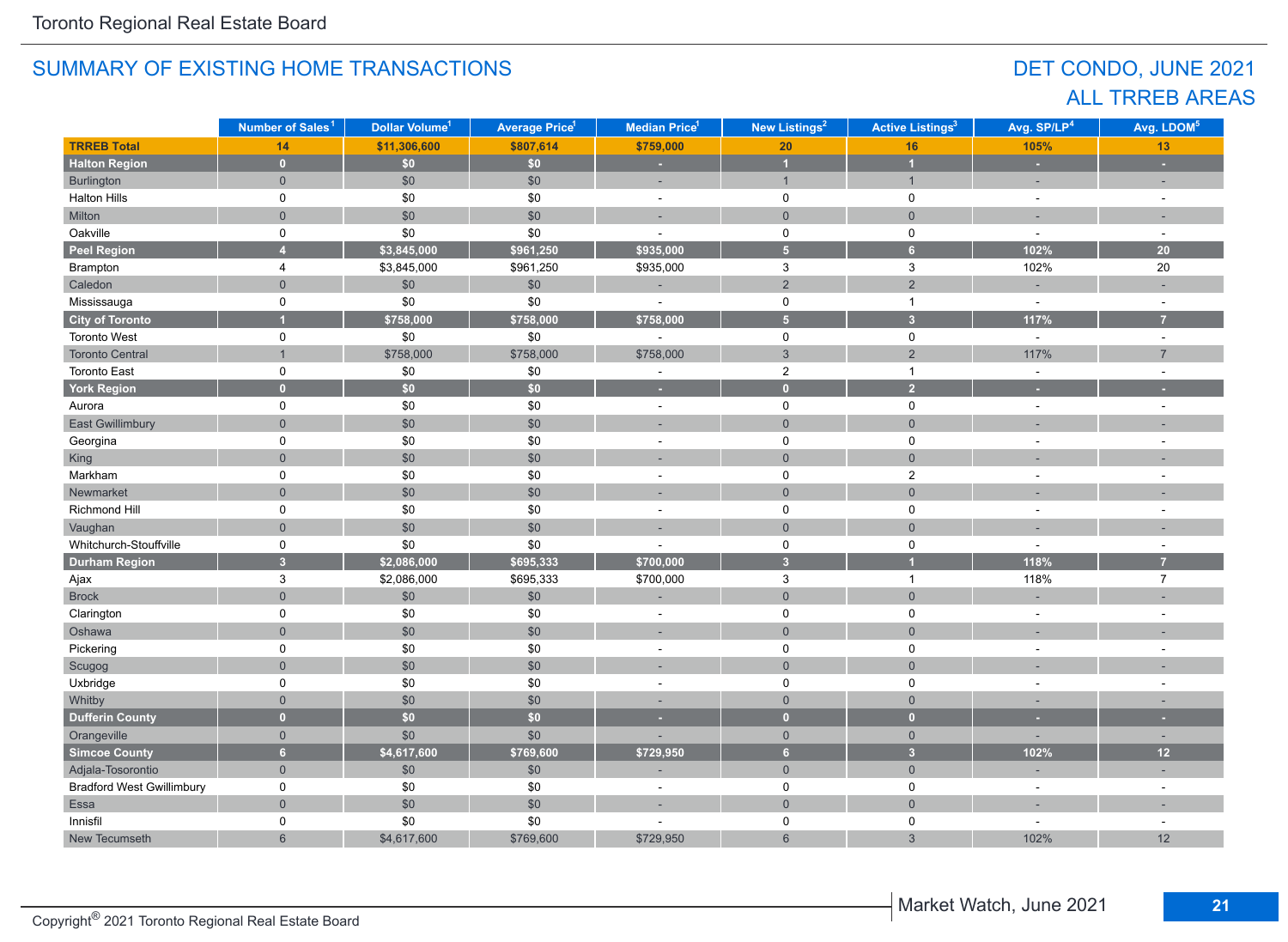## SUMMARY OF EXISTING HOME TRANSACTIONS

## DET CONDO, JUNE 2021
## ALL TRREB AREAS

| | Number of Sales[1] | Dollar Volume[1] | Average Price[1] | Median Price[1] | New Listings[2] | Active Listings[3] | Avg. SP/LP[4] | Avg. LDOM[5] |
|---|---|---|---|---|---|---|---|---|
| **TRREB Total** | **14** | **$11,306,600** | **$807,614** | **$759,000** | **20** | **16** | **105%** | **13** |
| **Halton Region** | **0** | **$0** | **$0** | **-** | **1** | **1** | **-** | **-** |
| Burlington | 0 | $0 | $0 | - | 1 | 1 | - | - |
| Halton Hills | 0 | $0 | $0 | - | 0 | 0 | - | - |
| Milton | 0 | $0 | $0 | - | 0 | 0 | - | - |
| Oakville | 0 | $0 | $0 | - | 0 | 0 | - | - |
| **Peel Region** | **4** | **$3,845,000** | **$961,250** | **$935,000** | **5** | **6** | **102%** | **20** |
| Brampton | 4 | $3,845,000 | $961,250 | $935,000 | 3 | 3 | 102% | 20 |
| Caledon | 0 | $0 | $0 | - | 2 | 2 | - | - |
| Mississauga | 0 | $0 | $0 | - | 0 | 1 | - | - |
| **City of Toronto** | **1** | **$758,000** | **$758,000** | **$758,000** | **5** | **3** | **117%** | **7** |
| Toronto West | 0 | $0 | $0 | - | 0 | 0 | - | - |
| Toronto Central | 1 | $758,000 | $758,000 | $758,000 | 3 | 2 | 117% | 7 |
| Toronto East | 0 | $0 | $0 | - | 2 | 1 | - | - |
| **York Region** | **0** | **$0** | **$0** | **-** | **0** | **2** | **-** | **-** |
| Aurora | 0 | $0 | $0 | - | 0 | 0 | - | - |
| East Gwillimbury | 0 | $0 | $0 | - | 0 | 0 | - | - |
| Georgina | 0 | $0 | $0 | - | 0 | 0 | - | - |
| King | 0 | $0 | $0 | - | 0 | 0 | - | - |
| Markham | 0 | $0 | $0 | - | 0 | 2 | - | - |
| Newmarket | 0 | $0 | $0 | - | 0 | 0 | - | - |
| Richmond Hill | 0 | $0 | $0 | - | 0 | 0 | - | - |
| Vaughan | 0 | $0 | $0 | - | 0 | 0 | - | - |
| Whitchurch-Stouffville | 0 | $0 | $0 | - | 0 | 0 | - | - |
| **Durham Region** | **3** | **$2,086,000** | **$695,333** | **$700,000** | **3** | **1** | **118%** | **7** |
| Ajax | 3 | $2,086,000 | $695,333 | $700,000 | 3 | 1 | 118% | 7 |
| Brock | 0 | $0 | $0 | - | 0 | 0 | - | - |
| Clarington | 0 | $0 | $0 | - | 0 | 0 | - | - |
| Oshawa | 0 | $0 | $0 | - | 0 | 0 | - | - |
| Pickering | 0 | $0 | $0 | - | 0 | 0 | - | - |
| Scugog | 0 | $0 | $0 | - | 0 | 0 | - | - |
| Uxbridge | 0 | $0 | $0 | - | 0 | 0 | - | - |
| Whitby | 0 | $0 | $0 | - | 0 | 0 | - | - |
| **Dufferin County** | **0** | **$0** | **$0** | **-** | **0** | **0** | **-** | **-** |
| Orangeville | 0 | $0 | $0 | - | 0 | 0 | - | - |
| **Simcoe County** | **6** | **$4,617,600** | **$769,600** | **$729,950** | **6** | **3** | **102%** | **12** |
| Adjala-Tosorontio | 0 | $0 | $0 | - | 0 | 0 | - | - |
| Bradford West Gwillimbury | 0 | $0 | $0 | - | 0 | 0 | - | - |
| Essa | 0 | $0 | $0 | - | 0 | 0 | - | - |
| Innisfil | 0 | $0 | $0 | - | 0 | 0 | - | - |
| New Tecumseth | 6 | $4,617,600 | $769,600 | $729,950 | 6 | 3 | 102% | 12 |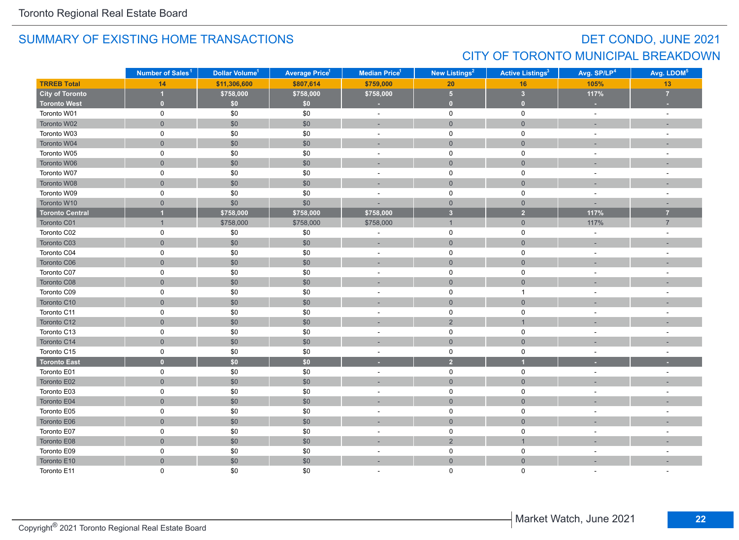## SUMMARY OF EXISTING HOME TRANSACTIONS

## DET CONDO, JUNE 2021
## CITY OF TORONTO MUNICIPAL BREAKDOWN

| | Number of Sales[1] | Dollar Volume[1] | Average Price[1] | Median Price[1] | New Listings[2] | Active Listings[3] | Avg. SP/LP[4] | Avg. LDOM[5] |
|---|---|---|---|---|---|---|---|---|
| **TRREB Total** | **14** | **$11,306,600** | **$807,614** | **$759,000** | **20** | **16** | **105%** | **13** |
| **City of Toronto** | **1** | **$758,000** | **$758,000** | **$758,000** | **5** | **3** | **117%** | **7** |
| **Toronto West** | **0** | **$0** | **$0** | **-** | **0** | **0** | **-** | **-** |
| Toronto W01 | 0 | $0 | $0 | - | 0 | 0 | - | - |
| Toronto W02 | 0 | $0 | $0 | - | 0 | 0 | - | - |
| Toronto W03 | 0 | $0 | $0 | - | 0 | 0 | - | - |
| Toronto W04 | 0 | $0 | $0 | - | 0 | 0 | - | - |
| Toronto W05 | 0 | $0 | $0 | - | 0 | 0 | - | - |
| Toronto W06 | 0 | $0 | $0 | - | 0 | 0 | - | - |
| Toronto W07 | 0 | $0 | $0 | - | 0 | 0 | - | - |
| Toronto W08 | 0 | $0 | $0 | - | 0 | 0 | - | - |
| Toronto W09 | 0 | $0 | $0 | - | 0 | 0 | - | - |
| Toronto W10 | 0 | $0 | $0 | - | 0 | 0 | - | - |
| **Toronto Central** | **1** | **$758,000** | **$758,000** | **$758,000** | **3** | **2** | **117%** | **7** |
| Toronto C01 | 1 | $758,000 | $758,000 | $758,000 | 1 | 0 | 117% | 7 |
| Toronto C02 | 0 | $0 | $0 | - | 0 | 0 | - | - |
| Toronto C03 | 0 | $0 | $0 | - | 0 | 0 | - | - |
| Toronto C04 | 0 | $0 | $0 | - | 0 | 0 | - | - |
| Toronto C06 | 0 | $0 | $0 | - | 0 | 0 | - | - |
| Toronto C07 | 0 | $0 | $0 | - | 0 | 0 | - | - |
| Toronto C08 | 0 | $0 | $0 | - | 0 | 0 | - | - |
| Toronto C09 | 0 | $0 | $0 | - | 0 | 1 | - | - |
| Toronto C10 | 0 | $0 | $0 | - | 0 | 0 | - | - |
| Toronto C11 | 0 | $0 | $0 | - | 0 | 0 | - | - |
| Toronto C12 | 0 | $0 | $0 | - | 2 | 1 | - | - |
| Toronto C13 | 0 | $0 | $0 | - | 0 | 0 | - | - |
| Toronto C14 | 0 | $0 | $0 | - | 0 | 0 | - | - |
| Toronto C15 | 0 | $0 | $0 | - | 0 | 0 | - | - |
| **Toronto East** | **0** | **$0** | **$0** | **-** | **2** | **1** | **-** | **-** |
| Toronto E01 | 0 | $0 | $0 | - | 0 | 0 | - | - |
| Toronto E02 | 0 | $0 | $0 | - | 0 | 0 | - | - |
| Toronto E03 | 0 | $0 | $0 | - | 0 | 0 | - | - |
| Toronto E04 | 0 | $0 | $0 | - | 0 | 0 | - | - |
| Toronto E05 | 0 | $0 | $0 | - | 0 | 0 | - | - |
| Toronto E06 | 0 | $0 | $0 | - | 0 | 0 | - | - |
| Toronto E07 | 0 | $0 | $0 | - | 0 | 0 | - | - |
| Toronto E08 | 0 | $0 | $0 | - | 2 | 1 | - | - |
| Toronto E09 | 0 | $0 | $0 | - | 0 | 0 | - | - |
| Toronto E10 | 0 | $0 | $0 | - | 0 | 0 | - | - |
| Toronto E11 | 0 | $0 | $0 | - | 0 | 0 | - | - |

Copyright® 2021 Toronto Regional Real Estate Board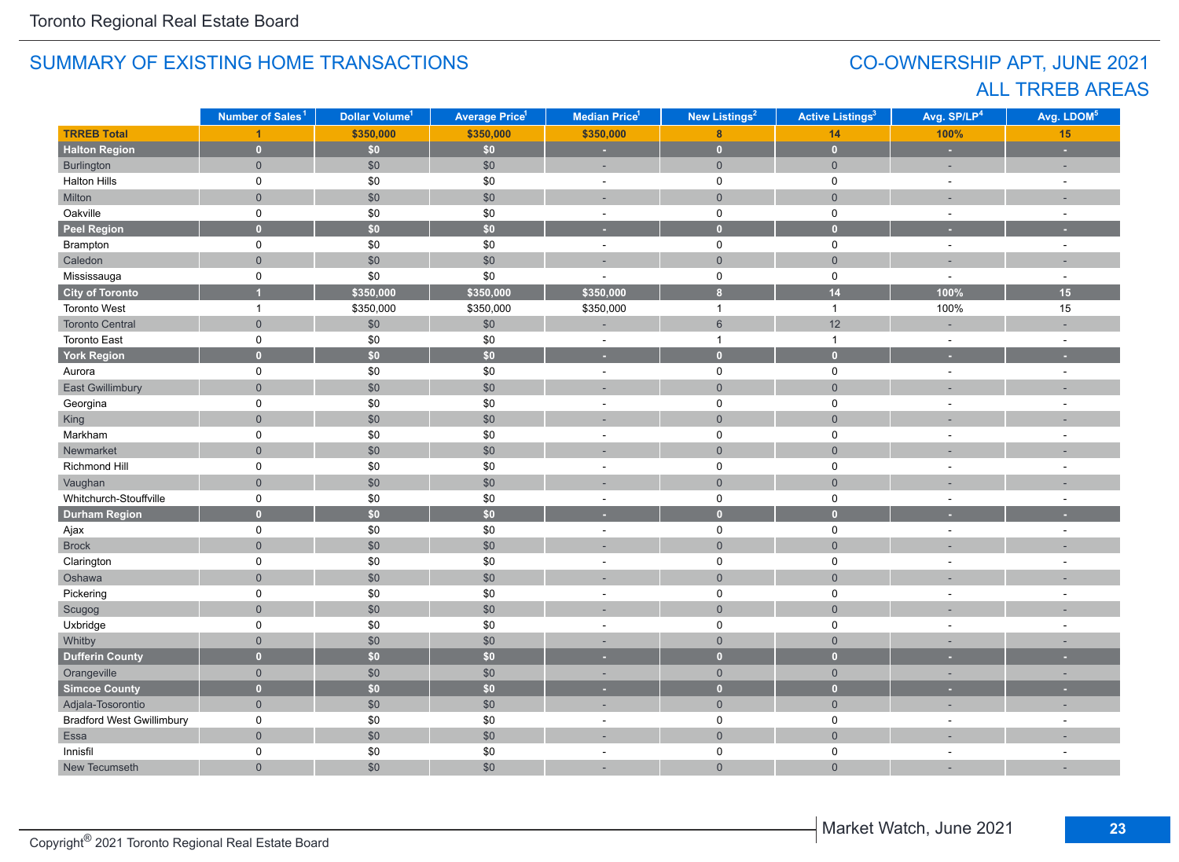Toronto Regional Real Estate Board

## SUMMARY OF EXISTING HOME TRANSACTIONS

## CO-OWNERSHIP APT, JUNE 2021
## ALL TRREB AREAS

| | Number of Sales[1] | Dollar Volume[1] | Average Price[1] | Median Price[1] | New Listings[2] | Active Listings[3] | Avg. SP/LP[4] | Avg. LDOM[5] |
|---|---|---|---|---|---|---|---|---|
| **TRREB Total** | **1** | **$350,000** | **$350,000** | **$350,000** | **8** | **14** | **100%** | **15** |
| **Halton Region** | **0** | **$0** | **$0** | **-** | **0** | **0** | **-** | **-** |
| Burlington | 0 | $0 | $0 | - | 0 | 0 | - | - |
| Halton Hills | 0 | $0 | $0 | - | 0 | 0 | - | - |
| Milton | 0 | $0 | $0 | - | 0 | 0 | - | - |
| Oakville | 0 | $0 | $0 | - | 0 | 0 | - | - |
| **Peel Region** | **0** | **$0** | **$0** | **-** | **0** | **0** | **-** | **-** |
| Brampton | 0 | $0 | $0 | - | 0 | 0 | - | - |
| Caledon | 0 | $0 | $0 | - | 0 | 0 | - | - |
| Mississauga | 0 | $0 | $0 | - | 0 | 0 | - | - |
| **City of Toronto** | **1** | **$350,000** | **$350,000** | **$350,000** | **8** | **14** | **100%** | **15** |
| Toronto West | 1 | $350,000 | $350,000 | $350,000 | 1 | 1 | 100% | 15 |
| Toronto Central | 0 | $0 | $0 | - | 6 | 12 | - | - |
| Toronto East | 0 | $0 | $0 | - | 1 | 1 | - | - |
| **York Region** | **0** | **$0** | **$0** | **-** | **0** | **0** | **-** | **-** |
| Aurora | 0 | $0 | $0 | - | 0 | 0 | - | - |
| East Gwillimbury | 0 | $0 | $0 | - | 0 | 0 | - | - |
| Georgina | 0 | $0 | $0 | - | 0 | 0 | - | - |
| King | 0 | $0 | $0 | - | 0 | 0 | - | - |
| Markham | 0 | $0 | $0 | - | 0 | 0 | - | - |
| Newmarket | 0 | $0 | $0 | - | 0 | 0 | - | - |
| Richmond Hill | 0 | $0 | $0 | - | 0 | 0 | - | - |
| Vaughan | 0 | $0 | $0 | - | 0 | 0 | - | - |
| Whitchurch-Stouffville | 0 | $0 | $0 | - | 0 | 0 | - | - |
| **Durham Region** | **0** | **$0** | **$0** | **-** | **0** | **0** | **-** | **-** |
| Ajax | 0 | $0 | $0 | - | 0 | 0 | - | - |
| Brock | 0 | $0 | $0 | - | 0 | 0 | - | - |
| Clarington | 0 | $0 | $0 | - | 0 | 0 | - | - |
| Oshawa | 0 | $0 | $0 | - | 0 | 0 | - | - |
| Pickering | 0 | $0 | $0 | - | 0 | 0 | - | - |
| Scugog | 0 | $0 | $0 | - | 0 | 0 | - | - |
| Uxbridge | 0 | $0 | $0 | - | 0 | 0 | - | - |
| Whitby | 0 | $0 | $0 | - | 0 | 0 | - | - |
| **Dufferin County** | **0** | **$0** | **$0** | **-** | **0** | **0** | **-** | **-** |
| Orangeville | 0 | $0 | $0 | - | 0 | 0 | - | - |
| **Simcoe County** | **0** | **$0** | **$0** | **-** | **0** | **0** | **-** | **-** |
| Adjala-Tosorontio | 0 | $0 | $0 | - | 0 | 0 | - | - |
| Bradford West Gwillimbury | 0 | $0 | $0 | - | 0 | 0 | - | - |
| Essa | 0 | $0 | $0 | - | 0 | 0 | - | - |
| Innisfil | 0 | $0 | $0 | - | 0 | 0 | - | - |
| New Tecumseth | 0 | $0 | $0 | - | 0 | 0 | - | - |

Copyright® 2021 Toronto Regional Real Estate Board

Market Watch, June 2021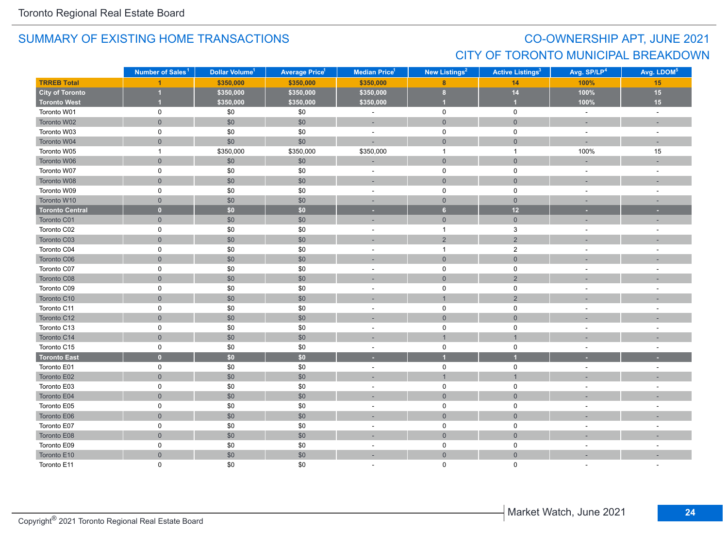## SUMMARY OF EXISTING HOME TRANSACTIONS

## CO-OWNERSHIP APT, JUNE 2021
## CITY OF TORONTO MUNICIPAL BREAKDOWN

| | Number of Sales[1] | Dollar Volume[1] | Average Price[1] | Median Price[1] | New Listings[2] | Active Listings[3] | Avg. SP/LP[4] | Avg. LDOM[5] |
|---|---|---|---|---|---|---|---|---|
| **TRREB Total** | **1** | **$350,000** | **$350,000** | **$350,000** | **8** | **14** | **100%** | **15** |
| **City of Toronto** | **1** | **$350,000** | **$350,000** | **$350,000** | **8** | **14** | **100%** | **15** |
| **Toronto West** | **1** | **$350,000** | **$350,000** | **$350,000** | **1** | **1** | **100%** | **15** |
| Toronto W01 | 0 | $0 | $0 | - | 0 | 0 | - | - |
| Toronto W02 | 0 | $0 | $0 | - | 0 | 0 | - | - |
| Toronto W03 | 0 | $0 | $0 | - | 0 | 0 | - | - |
| Toronto W04 | 0 | $0 | $0 | - | 0 | 0 | - | - |
| Toronto W05 | 1 | $350,000 | $350,000 | $350,000 | 1 | 1 | 100% | 15 |
| Toronto W06 | 0 | $0 | $0 | - | 0 | 0 | - | - |
| Toronto W07 | 0 | $0 | $0 | - | 0 | 0 | - | - |
| Toronto W08 | 0 | $0 | $0 | - | 0 | 0 | - | - |
| Toronto W09 | 0 | $0 | $0 | - | 0 | 0 | - | - |
| Toronto W10 | 0 | $0 | $0 | - | 0 | 0 | - | - |
| **Toronto Central** | **0** | **$0** | **$0** | **-** | **6** | **12** | **-** | **-** |
| Toronto C01 | 0 | $0 | $0 | - | 0 | 0 | - | - |
| Toronto C02 | 0 | $0 | $0 | - | 1 | 3 | - | - |
| Toronto C03 | 0 | $0 | $0 | - | 2 | 2 | - | - |
| Toronto C04 | 0 | $0 | $0 | - | 1 | 2 | - | - |
| Toronto C06 | 0 | $0 | $0 | - | 0 | 0 | - | - |
| Toronto C07 | 0 | $0 | $0 | - | 0 | 0 | - | - |
| Toronto C08 | 0 | $0 | $0 | - | 0 | 2 | - | - |
| Toronto C09 | 0 | $0 | $0 | - | 0 | 0 | - | - |
| Toronto C10 | 0 | $0 | $0 | - | 1 | 2 | - | - |
| Toronto C11 | 0 | $0 | $0 | - | 0 | 0 | - | - |
| Toronto C12 | 0 | $0 | $0 | - | 0 | 0 | - | - |
| Toronto C13 | 0 | $0 | $0 | - | 0 | 0 | - | - |
| Toronto C14 | 0 | $0 | $0 | - | 1 | 1 | - | - |
| Toronto C15 | 0 | $0 | $0 | - | 0 | 0 | - | - |
| **Toronto East** | **0** | **$0** | **$0** | **-** | **1** | **1** | **-** | **-** |
| Toronto E01 | 0 | $0 | $0 | - | 0 | 0 | - | - |
| Toronto E02 | 0 | $0 | $0 | - | 1 | 1 | - | - |
| Toronto E03 | 0 | $0 | $0 | - | 0 | 0 | - | - |
| Toronto E04 | 0 | $0 | $0 | - | 0 | 0 | - | - |
| Toronto E05 | 0 | $0 | $0 | - | 0 | 0 | - | - |
| Toronto E06 | 0 | $0 | $0 | - | 0 | 0 | - | - |
| Toronto E07 | 0 | $0 | $0 | - | 0 | 0 | - | - |
| Toronto E08 | 0 | $0 | $0 | - | 0 | 0 | - | - |
| Toronto E09 | 0 | $0 | $0 | - | 0 | 0 | - | - |
| Toronto E10 | 0 | $0 | $0 | - | 0 | 0 | - | - |
| Toronto E11 | 0 | $0 | $0 | - | 0 | 0 | - | - |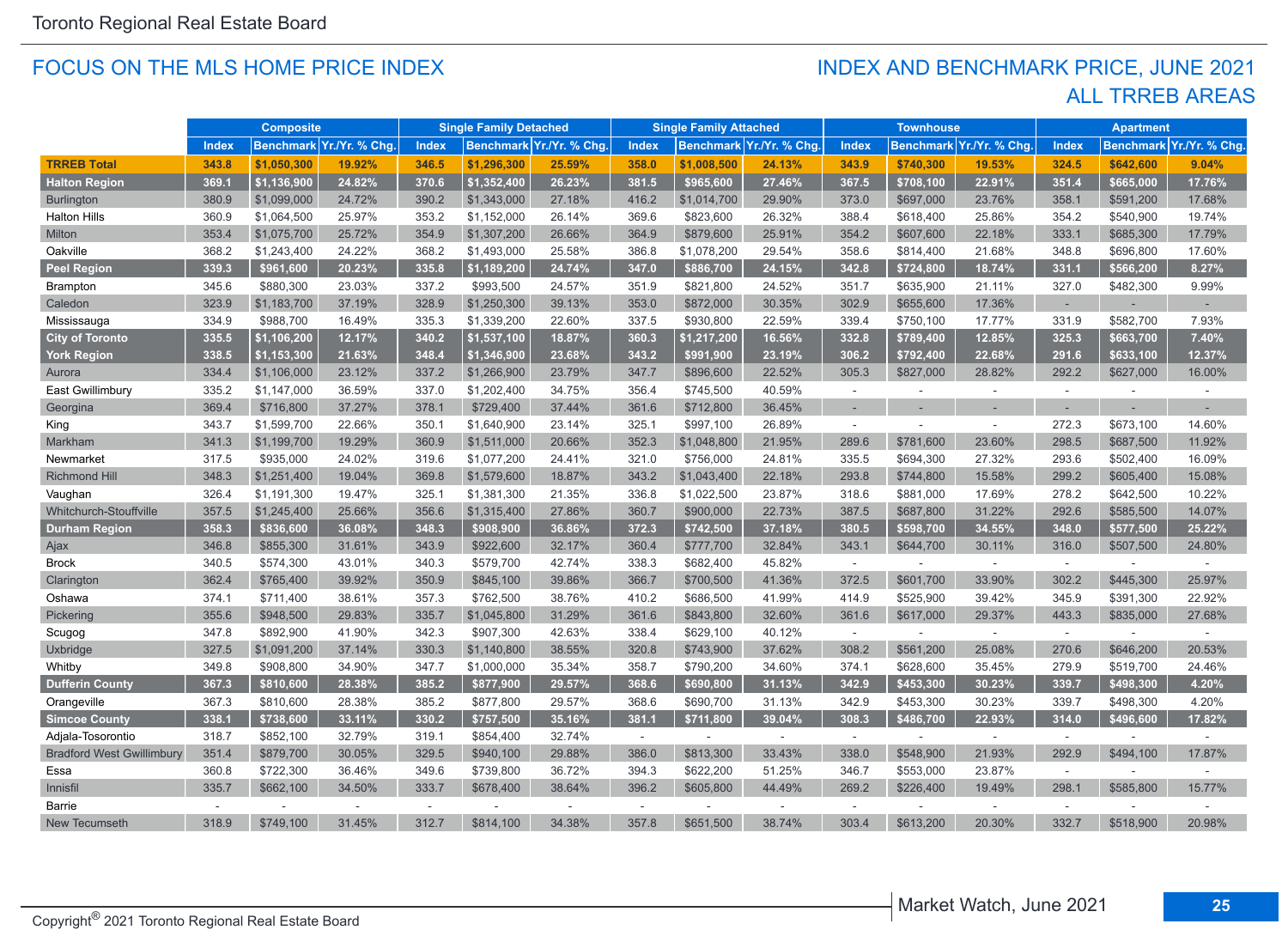Toronto Regional Real Estate Board

## FOCUS ON THE MLS HOME PRICE INDEX

## INDEX AND BENCHMARK PRICE, JUNE 2021
## ALL TRREB AREAS

| | Composite | | | Single Family Detached | | | Single Family Attached | | | Townhouse | | | Apartment | | |
|---|---|---|---|---|---|---|---|---|---|---|---|---|---|---|---|
| | Index | Benchmark | Yr./Yr. % Chg. | Index | Benchmark | Yr./Yr. % Chg. | Index | Benchmark | Yr./Yr. % Chg. | Index | Benchmark | Yr./Yr. % Chg. | Index | Benchmark | Yr./Yr. % Chg. |
| **TRREB Total** | **343.8** | **$1,050,300** | **19.92%** | **346.5** | **$1,296,300** | **25.59%** | **358.0** | **$1,008,500** | **24.13%** | **343.9** | **$740,300** | **19.53%** | **324.5** | **$642,600** | **9.04%** |
| **Halton Region** | **369.1** | **$1,136,900** | **24.82%** | **370.6** | **$1,352,400** | **26.23%** | **381.5** | **$965,600** | **27.46%** | **367.5** | **$708,100** | **22.91%** | **351.4** | **$665,000** | **17.76%** |
| Burlington | 380.9 | $1,099,000 | 24.72% | 390.2 | $1,343,000 | 27.18% | 416.2 | $1,014,700 | 29.90% | 373.0 | $697,000 | 23.76% | 358.1 | $591,200 | 17.68% |
| Halton Hills | 360.9 | $1,064,500 | 25.97% | 353.2 | $1,152,000 | 26.14% | 369.6 | $823,600 | 26.32% | 388.4 | $618,400 | 25.86% | 354.2 | $540,900 | 19.74% |
| Milton | 353.4 | $1,075,700 | 25.72% | 354.9 | $1,307,200 | 26.66% | 364.9 | $879,600 | 25.91% | 354.2 | $607,600 | 22.18% | 333.1 | $685,300 | 17.79% |
| Oakville | 368.2 | $1,243,400 | 24.22% | 368.2 | $1,493,000 | 25.58% | 386.8 | $1,078,200 | 29.54% | 358.6 | $814,400 | 21.68% | 348.8 | $696,800 | 17.60% |
| **Peel Region** | **339.3** | **$961,600** | **20.23%** | **335.8** | **$1,189,200** | **24.74%** | **347.0** | **$886,700** | **24.15%** | **342.8** | **$724,800** | **18.74%** | **331.1** | **$566,200** | **8.27%** |
| Brampton | 345.6 | $880,300 | 23.03% | 337.2 | $993,500 | 24.57% | 351.9 | $821,800 | 24.52% | 351.7 | $635,900 | 21.11% | 327.0 | $482,300 | 9.99% |
| Caledon | 323.9 | $1,183,700 | 37.19% | 328.9 | $1,250,300 | 39.13% | 353.0 | $872,000 | 30.35% | 302.9 | $655,600 | 17.36% | - | - | - |
| Mississauga | 334.9 | $988,700 | 16.49% | 335.3 | $1,339,200 | 22.60% | 337.5 | $930,800 | 22.59% | 339.4 | $750,100 | 17.77% | 331.9 | $582,700 | 7.93% |
| **City of Toronto** | **335.5** | **$1,106,200** | **12.17%** | **340.2** | **$1,537,100** | **18.87%** | **360.3** | **$1,217,200** | **16.56%** | **332.8** | **$789,400** | **12.85%** | **325.3** | **$663,700** | **7.40%** |
| **York Region** | **338.5** | **$1,153,300** | **21.63%** | **348.4** | **$1,346,900** | **23.68%** | **343.2** | **$991,900** | **23.19%** | **306.2** | **$792,400** | **22.68%** | **291.6** | **$633,100** | **12.37%** |
| Aurora | 334.4 | $1,106,000 | 23.12% | 337.2 | $1,266,900 | 23.79% | 347.7 | $896,600 | 22.52% | 305.3 | $827,000 | 28.82% | 292.2 | $627,000 | 16.00% |
| East Gwillimbury | 335.2 | $1,147,000 | 36.59% | 337.0 | $1,202,400 | 34.75% | 356.4 | $745,500 | 40.59% | - | - | - | - | - | - |
| Georgina | 369.4 | $716,800 | 37.27% | 378.1 | $729,400 | 37.44% | 361.6 | $712,800 | 36.45% | - | - | - | - | - | - |
| King | 343.7 | $1,599,700 | 22.66% | 350.1 | $1,640,900 | 23.14% | 325.1 | $997,100 | 26.89% | - | - | - | 272.3 | $673,100 | 14.60% |
| Markham | 341.3 | $1,199,700 | 19.29% | 360.9 | $1,511,000 | 20.66% | 352.3 | $1,048,800 | 21.95% | 289.6 | $781,600 | 23.60% | 298.5 | $687,500 | 11.92% |
| Newmarket | 317.5 | $935,000 | 24.02% | 319.6 | $1,077,200 | 24.41% | 321.0 | $756,000 | 24.81% | 335.5 | $694,300 | 27.32% | 293.6 | $502,400 | 16.09% |
| Richmond Hill | 348.3 | $1,251,400 | 19.04% | 369.8 | $1,579,600 | 18.87% | 343.2 | $1,043,400 | 22.18% | 293.8 | $744,800 | 15.58% | 299.2 | $605,400 | 15.08% |
| Vaughan | 326.4 | $1,191,300 | 19.47% | 325.1 | $1,381,300 | 21.35% | 336.8 | $1,022,500 | 23.87% | 318.6 | $881,000 | 17.69% | 278.2 | $642,500 | 10.22% |
| Whitchurch-Stouffville | 357.5 | $1,245,400 | 25.66% | 356.6 | $1,315,400 | 27.86% | 360.7 | $900,000 | 22.73% | 387.5 | $687,800 | 31.22% | 292.6 | $585,500 | 14.07% |
| **Durham Region** | **358.3** | **$836,600** | **36.08%** | **348.3** | **$908,900** | **36.86%** | **372.3** | **$742,500** | **37.18%** | **380.5** | **$598,700** | **34.55%** | **348.0** | **$577,500** | **25.22%** |
| Ajax | 346.8 | $855,300 | 31.61% | 343.9 | $922,600 | 32.17% | 360.4 | $777,700 | 32.84% | 343.1 | $644,700 | 30.11% | 316.0 | $507,500 | 24.80% |
| Brock | 340.5 | $574,300 | 43.01% | 340.3 | $579,700 | 42.74% | 338.3 | $682,400 | 45.82% | - | - | - | - | - | - |
| Clarington | 362.4 | $765,400 | 39.92% | 350.9 | $845,100 | 39.86% | 366.7 | $700,500 | 41.36% | 372.5 | $601,700 | 33.90% | 302.2 | $445,300 | 25.97% |
| Oshawa | 374.1 | $711,400 | 38.61% | 357.3 | $762,500 | 38.76% | 410.2 | $686,500 | 41.99% | 414.9 | $525,900 | 39.42% | 345.9 | $391,300 | 22.92% |
| Pickering | 355.6 | $948,500 | 29.83% | 335.7 | $1,045,800 | 31.29% | 361.6 | $843,800 | 32.60% | 361.6 | $617,000 | 29.37% | 443.3 | $835,000 | 27.68% |
| Scugog | 347.8 | $892,900 | 41.90% | 342.3 | $907,300 | 42.63% | 338.4 | $629,100 | 40.12% | - | - | - | - | - | - |
| Uxbridge | 327.5 | $1,091,200 | 37.14% | 330.3 | $1,140,800 | 38.55% | 320.8 | $743,900 | 37.62% | 308.2 | $561,200 | 25.08% | 270.6 | $646,200 | 20.53% |
| Whitby | 349.8 | $908,800 | 34.90% | 347.7 | $1,000,000 | 35.34% | 358.7 | $790,200 | 34.60% | 374.1 | $628,600 | 35.45% | 279.9 | $519,700 | 24.46% |
| **Dufferin County** | **367.3** | **$810,600** | **28.38%** | **385.2** | **$877,900** | **29.57%** | **368.6** | **$690,800** | **31.13%** | **342.9** | **$453,300** | **30.23%** | **339.7** | **$498,300** | **4.20%** |
| Orangeville | 367.3 | $810,600 | 28.38% | 385.2 | $877,800 | 29.57% | 368.6 | $690,700 | 31.13% | 342.9 | $453,300 | 30.23% | 339.7 | $498,300 | 4.20% |
| **Simcoe County** | **338.1** | **$738,600** | **33.11%** | **330.2** | **$757,500** | **35.16%** | **381.1** | **$711,800** | **39.04%** | **308.3** | **$486,700** | **22.93%** | **314.0** | **$496,600** | **17.82%** |
| Adjala-Tosorontio | 318.7 | $852,100 | 32.79% | 319.1 | $854,400 | 32.74% | - | - | - | - | - | - | - | - | - |
| Bradford West Gwillimbury | 351.4 | $879,700 | 30.05% | 329.5 | $940,100 | 29.88% | 386.0 | $813,300 | 33.43% | 338.0 | $548,900 | 21.93% | 292.9 | $494,100 | 17.87% |
| Essa | 360.8 | $722,300 | 36.46% | 349.6 | $739,800 | 36.72% | 394.3 | $622,200 | 51.25% | 346.7 | $553,000 | 23.87% | - | - | - |
| Innisfil | 335.7 | $662,100 | 34.50% | 333.7 | $678,400 | 38.64% | 396.2 | $605,800 | 44.49% | 269.2 | $226,400 | 19.49% | 298.1 | $585,800 | 15.77% |
| Barrie | - | - | - | - | - | - | - | - | - | - | - | - | - | - | - |
| New Tecumseth | 318.9 | $749,100 | 31.45% | 312.7 | $814,100 | 34.38% | 357.8 | $651,500 | 38.74% | 303.4 | $613,200 | 20.30% | 332.7 | $518,900 | 20.98% |

Copyright® 2021 Toronto Regional Real Estate Board

Market Watch, June 2021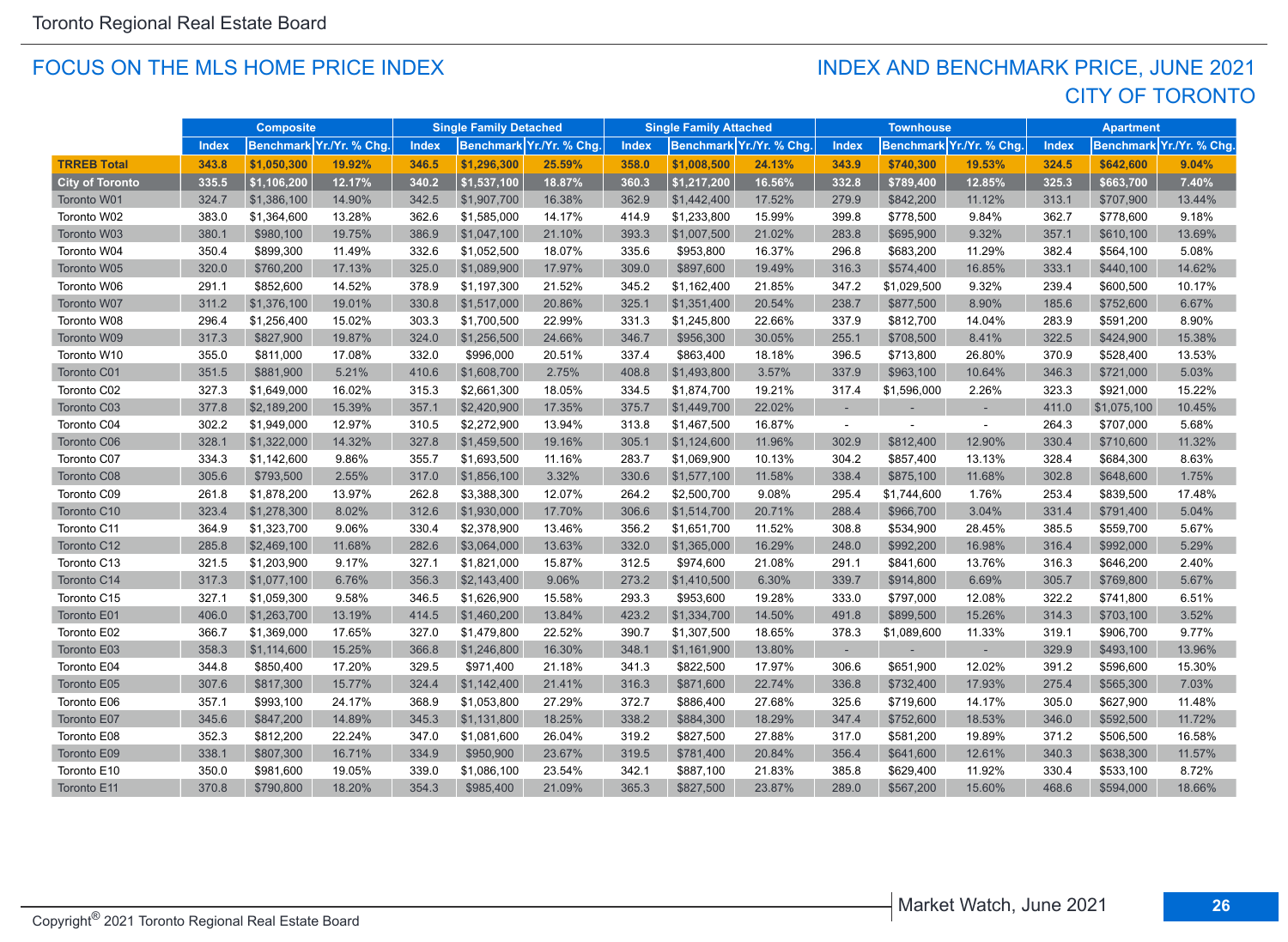## FOCUS ON THE MLS HOME PRICE INDEX

## INDEX AND BENCHMARK PRICE, JUNE 2021 CITY OF TORONTO

| | Composite | | | Single Family Detached | | | Single Family Attached | | | Townhouse | | | Apartment | | |
|---|---|---|---|---|---|---|---|---|---|---|---|---|---|---|---|
| | Index | Benchmark | Yr./Yr. % Chg. | Index | Benchmark | Yr./Yr. % Chg. | Index | Benchmark | Yr./Yr. % Chg. | Index | Benchmark | Yr./Yr. % Chg. | Index | Benchmark | Yr./Yr. % Chg. |
| **TRREB Total** | **343.8** | **$1,050,300** | **19.92%** | **346.5** | **$1,296,300** | **25.59%** | **358.0** | **$1,008,500** | **24.13%** | **343.9** | **$740,300** | **19.53%** | **324.5** | **$642,600** | **9.04%** |
| **City of Toronto** | **335.5** | **$1,106,200** | **12.17%** | **340.2** | **$1,537,100** | **18.87%** | **360.3** | **$1,217,200** | **16.56%** | **332.8** | **$789,400** | **12.85%** | **325.3** | **$663,700** | **7.40%** |
| Toronto W01 | 324.7 | $1,386,100 | 14.90% | 342.5 | $1,907,700 | 16.38% | 362.9 | $1,442,400 | 17.52% | 279.9 | $842,200 | 11.12% | 313.1 | $707,900 | 13.44% |
| Toronto W02 | 383.0 | $1,364,600 | 13.28% | 362.6 | $1,585,000 | 14.17% | 414.9 | $1,233,800 | 15.99% | 399.8 | $778,500 | 9.84% | 362.7 | $778,600 | 9.18% |
| Toronto W03 | 380.1 | $980,100 | 19.75% | 386.9 | $1,047,100 | 21.10% | 393.3 | $1,007,500 | 21.02% | 283.8 | $695,900 | 9.32% | 357.1 | $610,100 | 13.69% |
| Toronto W04 | 350.4 | $899,300 | 11.49% | 332.6 | $1,052,500 | 18.07% | 335.6 | $953,800 | 16.37% | 296.8 | $683,200 | 11.29% | 382.4 | $564,100 | 5.08% |
| Toronto W05 | 320.0 | $760,200 | 17.13% | 325.0 | $1,089,900 | 17.97% | 309.0 | $897,600 | 19.49% | 316.3 | $574,400 | 16.85% | 333.1 | $440,100 | 14.62% |
| Toronto W06 | 291.1 | $852,600 | 14.52% | 378.9 | $1,197,300 | 21.52% | 345.2 | $1,162,400 | 21.85% | 347.2 | $1,029,500 | 9.32% | 239.4 | $600,500 | 10.17% |
| Toronto W07 | 311.2 | $1,376,100 | 19.01% | 330.8 | $1,517,000 | 20.86% | 325.1 | $1,351,400 | 20.54% | 238.7 | $877,500 | 8.90% | 185.6 | $752,600 | 6.67% |
| Toronto W08 | 296.4 | $1,256,400 | 15.02% | 303.3 | $1,700,500 | 22.99% | 331.3 | $1,245,800 | 22.66% | 337.9 | $812,700 | 14.04% | 283.9 | $591,200 | 8.90% |
| Toronto W09 | 317.3 | $827,900 | 19.87% | 324.0 | $1,256,500 | 24.66% | 346.7 | $956,300 | 30.05% | 255.1 | $708,500 | 8.41% | 322.5 | $424,900 | 15.38% |
| Toronto W10 | 355.0 | $811,000 | 17.08% | 332.0 | $996,000 | 20.51% | 337.4 | $863,400 | 18.18% | 396.5 | $713,800 | 26.80% | 370.9 | $528,400 | 13.53% |
| Toronto C01 | 351.5 | $881,900 | 5.21% | 410.6 | $1,608,700 | 2.75% | 408.8 | $1,493,800 | 3.57% | 337.9 | $963,100 | 10.64% | 346.3 | $721,000 | 5.03% |
| Toronto C02 | 327.3 | $1,649,000 | 16.02% | 315.3 | $2,661,300 | 18.05% | 334.5 | $1,874,700 | 19.21% | 317.4 | $1,596,000 | 2.26% | 323.3 | $921,000 | 15.22% |
| Toronto C03 | 377.8 | $2,189,200 | 15.39% | 357.1 | $2,420,900 | 17.35% | 375.7 | $1,449,700 | 22.02% | - | - | - | 411.0 | $1,075,100 | 10.45% |
| Toronto C04 | 302.2 | $1,949,000 | 12.97% | 310.5 | $2,272,900 | 13.94% | 313.8 | $1,467,500 | 16.87% | - | - | - | 264.3 | $707,000 | 5.68% |
| Toronto C06 | 328.1 | $1,322,000 | 14.32% | 327.8 | $1,459,500 | 19.16% | 305.1 | $1,124,600 | 11.96% | 302.9 | $812,400 | 12.90% | 330.4 | $710,600 | 11.32% |
| Toronto C07 | 334.3 | $1,142,600 | 9.86% | 355.7 | $1,693,500 | 11.16% | 283.7 | $1,069,900 | 10.13% | 304.2 | $857,400 | 13.13% | 328.4 | $684,300 | 8.63% |
| Toronto C08 | 305.6 | $793,500 | 2.55% | 317.0 | $1,856,100 | 3.32% | 330.6 | $1,577,100 | 11.58% | 338.4 | $875,100 | 11.68% | 302.8 | $648,600 | 1.75% |
| Toronto C09 | 261.8 | $1,878,200 | 13.97% | 262.8 | $3,388,300 | 12.07% | 264.2 | $2,500,700 | 9.08% | 295.4 | $1,744,600 | 1.76% | 253.4 | $839,500 | 17.48% |
| Toronto C10 | 323.4 | $1,278,300 | 8.02% | 312.6 | $1,930,000 | 17.70% | 306.6 | $1,514,700 | 20.71% | 288.4 | $966,700 | 3.04% | 331.4 | $791,400 | 5.04% |
| Toronto C11 | 364.9 | $1,323,700 | 9.06% | 330.4 | $2,378,900 | 13.46% | 356.2 | $1,651,700 | 11.52% | 308.8 | $534,900 | 28.45% | 385.5 | $559,700 | 5.67% |
| Toronto C12 | 285.8 | $2,469,100 | 11.68% | 282.6 | $3,064,000 | 13.63% | 332.0 | $1,365,000 | 16.29% | 248.0 | $992,200 | 16.98% | 316.4 | $992,000 | 5.29% |
| Toronto C13 | 321.5 | $1,203,900 | 9.17% | 327.1 | $1,821,000 | 15.87% | 312.5 | $974,600 | 21.08% | 291.1 | $841,600 | 13.76% | 316.3 | $646,200 | 2.40% |
| Toronto C14 | 317.3 | $1,077,100 | 6.76% | 356.3 | $2,143,400 | 9.06% | 273.2 | $1,410,500 | 6.30% | 339.7 | $914,800 | 6.69% | 305.7 | $769,800 | 5.67% |
| Toronto C15 | 327.1 | $1,059,300 | 9.58% | 346.5 | $1,626,900 | 15.58% | 293.3 | $953,600 | 19.28% | 333.0 | $797,000 | 12.08% | 322.2 | $741,800 | 6.51% |
| Toronto E01 | 406.0 | $1,263,700 | 13.19% | 414.5 | $1,460,200 | 13.84% | 423.2 | $1,334,700 | 14.50% | 491.8 | $899,500 | 15.26% | 314.3 | $703,100 | 3.52% |
| Toronto E02 | 366.7 | $1,369,000 | 17.65% | 327.0 | $1,479,800 | 22.52% | 390.7 | $1,307,500 | 18.65% | 378.3 | $1,089,600 | 11.33% | 319.1 | $906,700 | 9.77% |
| Toronto E03 | 358.3 | $1,114,600 | 15.25% | 366.8 | $1,246,800 | 16.30% | 348.1 | $1,161,900 | 13.80% | - | - | - | 329.9 | $493,100 | 13.96% |
| Toronto E04 | 344.8 | $850,400 | 17.20% | 329.5 | $971,400 | 21.18% | 341.3 | $822,500 | 17.97% | 306.6 | $651,900 | 12.02% | 391.2 | $596,600 | 15.30% |
| Toronto E05 | 307.6 | $817,300 | 15.77% | 324.4 | $1,142,400 | 21.41% | 316.3 | $871,600 | 22.74% | 336.8 | $732,400 | 17.93% | 275.4 | $565,300 | 7.03% |
| Toronto E06 | 357.1 | $993,100 | 24.17% | 368.9 | $1,053,800 | 27.29% | 372.7 | $886,400 | 27.68% | 325.6 | $719,600 | 14.17% | 305.0 | $627,900 | 11.48% |
| Toronto E07 | 345.6 | $847,200 | 14.89% | 345.3 | $1,131,800 | 18.25% | 338.2 | $884,300 | 18.29% | 347.4 | $752,600 | 18.53% | 346.0 | $592,500 | 11.72% |
| Toronto E08 | 352.3 | $812,200 | 22.24% | 347.0 | $1,081,600 | 26.04% | 319.2 | $827,500 | 27.88% | 317.0 | $581,200 | 19.89% | 371.2 | $506,500 | 16.58% |
| Toronto E09 | 338.1 | $807,300 | 16.71% | 334.9 | $950,900 | 23.67% | 319.5 | $781,400 | 20.84% | 356.4 | $641,600 | 12.61% | 340.3 | $638,300 | 11.57% |
| Toronto E10 | 350.0 | $981,600 | 19.05% | 339.0 | $1,086,100 | 23.54% | 342.1 | $887,100 | 21.83% | 385.8 | $629,400 | 11.92% | 330.4 | $533,100 | 8.72% |
| Toronto E11 | 370.8 | $790,800 | 18.20% | 354.3 | $985,400 | 21.09% | 365.3 | $827,500 | 23.87% | 289.0 | $567,200 | 15.60% | 468.6 | $594,000 | 18.66% |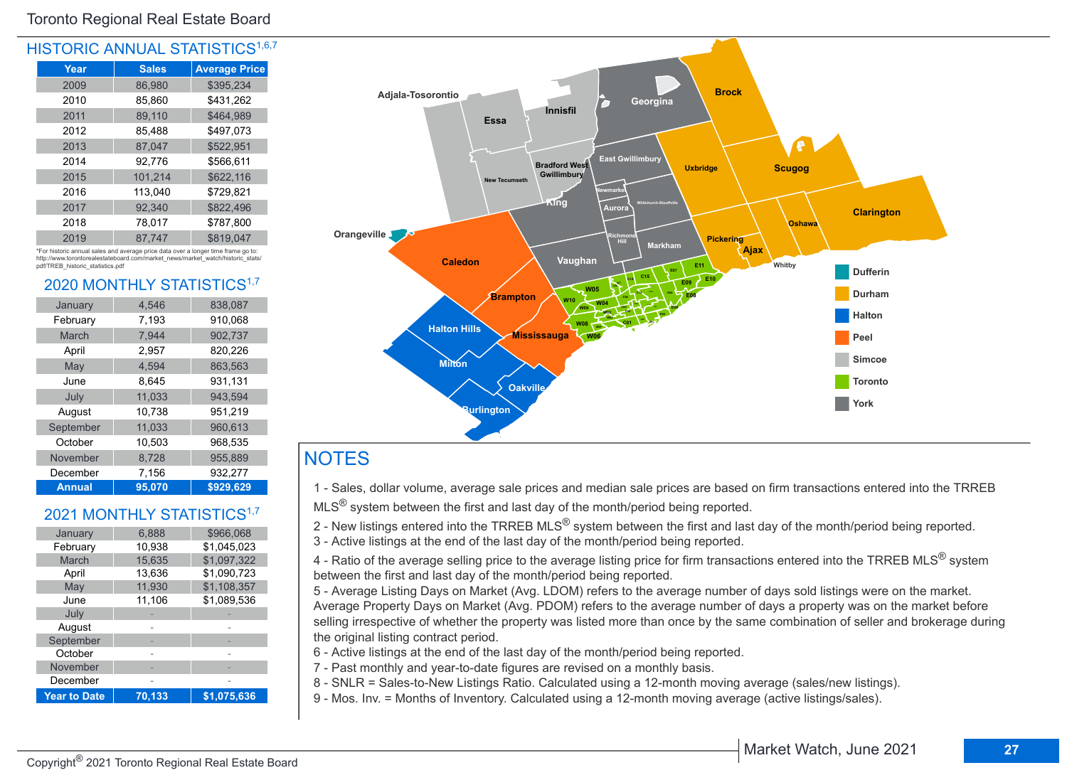## HISTORIC ANNUAL STATISTICS[1,6,7]

| Year | Sales | Average Price |
|---|---|---|
| 2009 | 86,980 | $395,234 |
| 2010 | 85,860 | $431,262 |
| 2011 | 89,110 | $464,989 |
| 2012 | 85,488 | $497,073 |
| 2013 | 87,047 | $522,951 |
| 2014 | 92,776 | $566,611 |
| 2015 | 101,214 | $622,116 |
| 2016 | 113,040 | $729,821 |
| 2017 | 92,340 | $822,496 |
| 2018 | 78,017 | $787,800 |
| 2019 | 87,747 | $819,047 |

*For historic annual sales and average price data over a longer time frame go to: http://www.torontorealestateboard.com/market_news/market_watch/historic_stats/pdf/TREB_historic_statistics.pdf

## 2020 MONTHLY STATISTICS[1,7]

| | | |
|---|---|---|
| January | 4,546 | 838,087 |
| February | 7,193 | 910,068 |
| March | 7,944 | 902,737 |
| April | 2,957 | 820,226 |
| May | 4,594 | 863,563 |
| June | 8,645 | 931,131 |
| July | 11,033 | 943,594 |
| August | 10,738 | 951,219 |
| September | 11,033 | 960,613 |
| October | 10,503 | 968,535 |
| November | 8,728 | 955,889 |
| December | 7,156 | 932,277 |
| **Annual** | **95,070** | **$929,629** |

## 2021 MONTHLY STATISTICS[1,7]

| | | |
|---|---|---|
| January | 6,888 | $966,068 |
| February | 10,938 | $1,045,023 |
| March | 15,635 | $1,097,322 |
| April | 13,636 | $1,090,723 |
| May | 11,930 | $1,108,357 |
| June | 11,106 | $1,089,536 |
| July | - | - |
| August | - | - |
| September | - | - |
| October | - | - |
| November | - | - |
| December | - | - |
| **Year to Date** | **70,133** | **$1,075,636** |

Adjala-Tosorontio
Essa
Innisfil
Georgina
Brock
Bradford West Gwillimbury
East Gwillimbury
Uxbridge
Scugog
New Tecumseth
Newmarket
Aurora
Whitchurch-Stouffville
King
Clarington
Oshawa
Orangeville
Richmond Hill
Markham
Pickering
Ajax
Whitby
Caledon
Vaughan
Brampton
Halton Hills
Mississauga
Milton
Oakville
Burlington

Dufferin
Durham
Halton
Peel
Simcoe
Toronto
York

## NOTES

1 - Sales, dollar volume, average sale prices and median sale prices are based on firm transactions entered into the TRREB MLS® system between the first and last day of the month/period being reported.

2 - New listings entered into the TRREB MLS® system between the first and last day of the month/period being reported.

3 - Active listings at the end of the last day of the month/period being reported.

4 - Ratio of the average selling price to the average listing price for firm transactions entered into the TRREB MLS® system between the first and last day of the month/period being reported.

5 - Average Listing Days on Market (Avg. LDOM) refers to the average number of days sold listings were on the market. Average Property Days on Market (Avg. PDOM) refers to the average number of days a property was on the market before selling irrespective of whether the property was listed more than once by the same combination of seller and brokerage during the original listing contract period.

6 - Active listings at the end of the last day of the month/period being reported.

7 - Past monthly and year-to-date figures are revised on a monthly basis.

8 - SNLR = Sales-to-New Listings Ratio. Calculated using a 12-month moving average (sales/new listings).

9 - Mos. Inv. = Months of Inventory. Calculated using a 12-month moving average (active listings/sales).